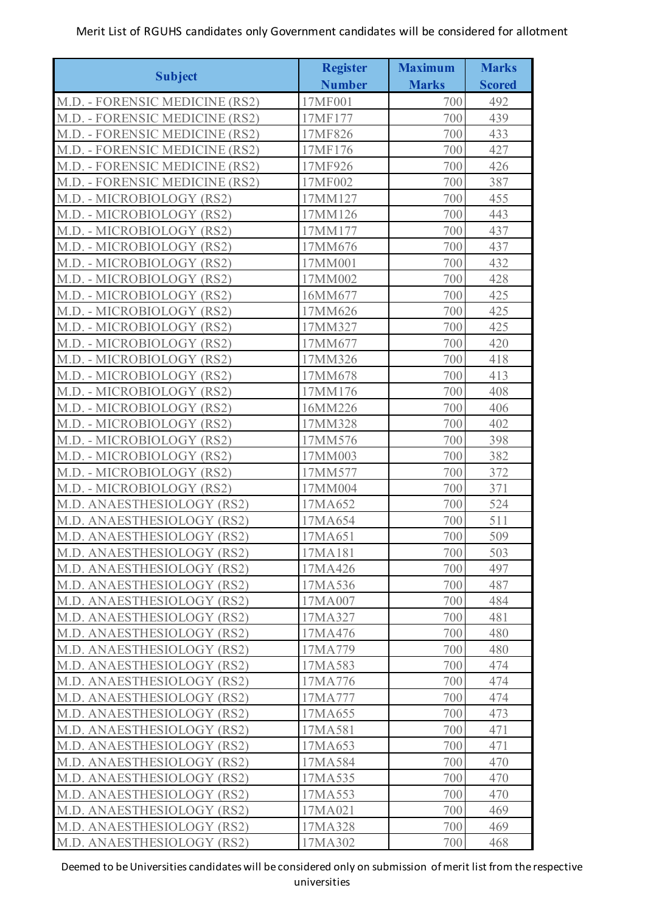Merit List of RGUHS candidates only Government candidates will be considered for allotment

| Subject | Register Number | Maximum Marks | Marks Scored |
|---|---|---|---|
| M.D. - FORENSIC MEDICINE (RS2) | 17MF001 | 700 | 492 |
| M.D. - FORENSIC MEDICINE (RS2) | 17MF177 | 700 | 439 |
| M.D. - FORENSIC MEDICINE (RS2) | 17MF826 | 700 | 433 |
| M.D. - FORENSIC MEDICINE (RS2) | 17MF176 | 700 | 427 |
| M.D. - FORENSIC MEDICINE (RS2) | 17MF926 | 700 | 426 |
| M.D. - FORENSIC MEDICINE (RS2) | 17MF002 | 700 | 387 |
| M.D. - MICROBIOLOGY (RS2) | 17MM127 | 700 | 455 |
| M.D. - MICROBIOLOGY (RS2) | 17MM126 | 700 | 443 |
| M.D. - MICROBIOLOGY (RS2) | 17MM177 | 700 | 437 |
| M.D. - MICROBIOLOGY (RS2) | 17MM676 | 700 | 437 |
| M.D. - MICROBIOLOGY (RS2) | 17MM001 | 700 | 432 |
| M.D. - MICROBIOLOGY (RS2) | 17MM002 | 700 | 428 |
| M.D. - MICROBIOLOGY (RS2) | 16MM677 | 700 | 425 |
| M.D. - MICROBIOLOGY (RS2) | 17MM626 | 700 | 425 |
| M.D. - MICROBIOLOGY (RS2) | 17MM327 | 700 | 425 |
| M.D. - MICROBIOLOGY (RS2) | 17MM677 | 700 | 420 |
| M.D. - MICROBIOLOGY (RS2) | 17MM326 | 700 | 418 |
| M.D. - MICROBIOLOGY (RS2) | 17MM678 | 700 | 413 |
| M.D. - MICROBIOLOGY (RS2) | 17MM176 | 700 | 408 |
| M.D. - MICROBIOLOGY (RS2) | 16MM226 | 700 | 406 |
| M.D. - MICROBIOLOGY (RS2) | 17MM328 | 700 | 402 |
| M.D. - MICROBIOLOGY (RS2) | 17MM576 | 700 | 398 |
| M.D. - MICROBIOLOGY (RS2) | 17MM003 | 700 | 382 |
| M.D. - MICROBIOLOGY (RS2) | 17MM577 | 700 | 372 |
| M.D. - MICROBIOLOGY (RS2) | 17MM004 | 700 | 371 |
| M.D. ANAESTHESIOLOGY (RS2) | 17MA652 | 700 | 524 |
| M.D. ANAESTHESIOLOGY (RS2) | 17MA654 | 700 | 511 |
| M.D. ANAESTHESIOLOGY (RS2) | 17MA651 | 700 | 509 |
| M.D. ANAESTHESIOLOGY (RS2) | 17MA181 | 700 | 503 |
| M.D. ANAESTHESIOLOGY (RS2) | 17MA426 | 700 | 497 |
| M.D. ANAESTHESIOLOGY (RS2) | 17MA536 | 700 | 487 |
| M.D. ANAESTHESIOLOGY (RS2) | 17MA007 | 700 | 484 |
| M.D. ANAESTHESIOLOGY (RS2) | 17MA327 | 700 | 481 |
| M.D. ANAESTHESIOLOGY (RS2) | 17MA476 | 700 | 480 |
| M.D. ANAESTHESIOLOGY (RS2) | 17MA779 | 700 | 480 |
| M.D. ANAESTHESIOLOGY (RS2) | 17MA583 | 700 | 474 |
| M.D. ANAESTHESIOLOGY (RS2) | 17MA776 | 700 | 474 |
| M.D. ANAESTHESIOLOGY (RS2) | 17MA777 | 700 | 474 |
| M.D. ANAESTHESIOLOGY (RS2) | 17MA655 | 700 | 473 |
| M.D. ANAESTHESIOLOGY (RS2) | 17MA581 | 700 | 471 |
| M.D. ANAESTHESIOLOGY (RS2) | 17MA653 | 700 | 471 |
| M.D. ANAESTHESIOLOGY (RS2) | 17MA584 | 700 | 470 |
| M.D. ANAESTHESIOLOGY (RS2) | 17MA535 | 700 | 470 |
| M.D. ANAESTHESIOLOGY (RS2) | 17MA553 | 700 | 470 |
| M.D. ANAESTHESIOLOGY (RS2) | 17MA021 | 700 | 469 |
| M.D. ANAESTHESIOLOGY (RS2) | 17MA328 | 700 | 469 |
| M.D. ANAESTHESIOLOGY (RS2) | 17MA302 | 700 | 468 |

Deemed to be Universities candidates will be considered only on submission of merit list from the respective universities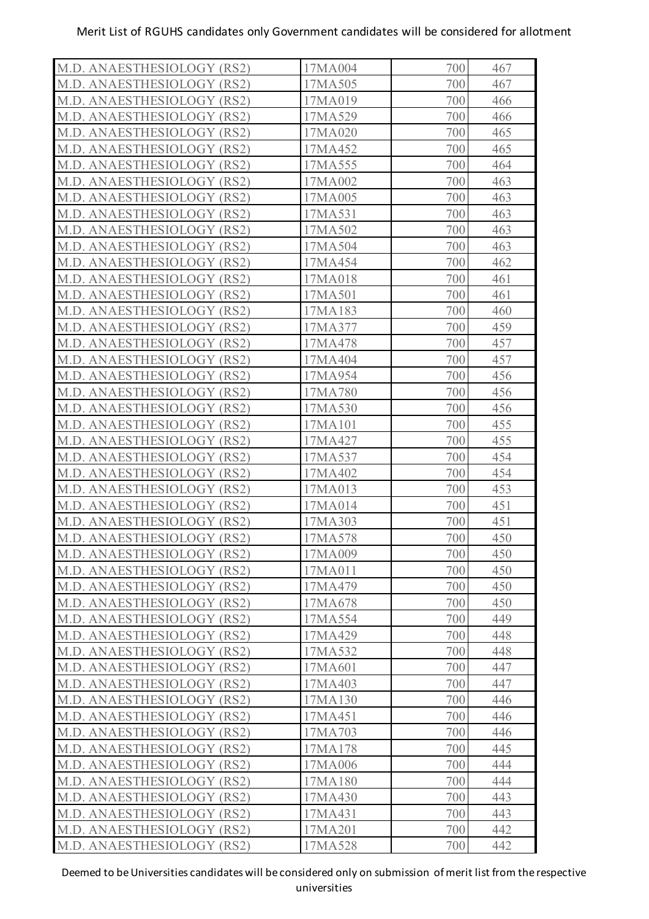| M.D. ANAESTHESIOLOGY (RS2) | 17MA004 | 700 | 467 |
|---|---|---|---|
| M.D. ANAESTHESIOLOGY (RS2) | 17MA505 | 700 | 467 |
| M.D. ANAESTHESIOLOGY (RS2) | 17MA019 | 700 | 466 |
| M.D. ANAESTHESIOLOGY (RS2) | 17MA529 | 700 | 466 |
| M.D. ANAESTHESIOLOGY (RS2) | 17MA020 | 700 | 465 |
| M.D. ANAESTHESIOLOGY (RS2) | 17MA452 | 700 | 465 |
| M.D. ANAESTHESIOLOGY (RS2) | 17MA555 | 700 | 464 |
| M.D. ANAESTHESIOLOGY (RS2) | 17MA002 | 700 | 463 |
| M.D. ANAESTHESIOLOGY (RS2) | 17MA005 | 700 | 463 |
| M.D. ANAESTHESIOLOGY (RS2) | 17MA531 | 700 | 463 |
| M.D. ANAESTHESIOLOGY (RS2) | 17MA502 | 700 | 463 |
| M.D. ANAESTHESIOLOGY (RS2) | 17MA504 | 700 | 463 |
| M.D. ANAESTHESIOLOGY (RS2) | 17MA454 | 700 | 462 |
| M.D. ANAESTHESIOLOGY (RS2) | 17MA018 | 700 | 461 |
| M.D. ANAESTHESIOLOGY (RS2) | 17MA501 | 700 | 461 |
| M.D. ANAESTHESIOLOGY (RS2) | 17MA183 | 700 | 460 |
| M.D. ANAESTHESIOLOGY (RS2) | 17MA377 | 700 | 459 |
| M.D. ANAESTHESIOLOGY (RS2) | 17MA478 | 700 | 457 |
| M.D. ANAESTHESIOLOGY (RS2) | 17MA404 | 700 | 457 |
| M.D. ANAESTHESIOLOGY (RS2) | 17MA954 | 700 | 456 |
| M.D. ANAESTHESIOLOGY (RS2) | 17MA780 | 700 | 456 |
| M.D. ANAESTHESIOLOGY (RS2) | 17MA530 | 700 | 456 |
| M.D. ANAESTHESIOLOGY (RS2) | 17MA101 | 700 | 455 |
| M.D. ANAESTHESIOLOGY (RS2) | 17MA427 | 700 | 455 |
| M.D. ANAESTHESIOLOGY (RS2) | 17MA537 | 700 | 454 |
| M.D. ANAESTHESIOLOGY (RS2) | 17MA402 | 700 | 454 |
| M.D. ANAESTHESIOLOGY (RS2) | 17MA013 | 700 | 453 |
| M.D. ANAESTHESIOLOGY (RS2) | 17MA014 | 700 | 451 |
| M.D. ANAESTHESIOLOGY (RS2) | 17MA303 | 700 | 451 |
| M.D. ANAESTHESIOLOGY (RS2) | 17MA578 | 700 | 450 |
| M.D. ANAESTHESIOLOGY (RS2) | 17MA009 | 700 | 450 |
| M.D. ANAESTHESIOLOGY (RS2) | 17MA011 | 700 | 450 |
| M.D. ANAESTHESIOLOGY (RS2) | 17MA479 | 700 | 450 |
| M.D. ANAESTHESIOLOGY (RS2) | 17MA678 | 700 | 450 |
| M.D. ANAESTHESIOLOGY (RS2) | 17MA554 | 700 | 449 |
| M.D. ANAESTHESIOLOGY (RS2) | 17MA429 | 700 | 448 |
| M.D. ANAESTHESIOLOGY (RS2) | 17MA532 | 700 | 448 |
| M.D. ANAESTHESIOLOGY (RS2) | 17MA601 | 700 | 447 |
| M.D. ANAESTHESIOLOGY (RS2) | 17MA403 | 700 | 447 |
| M.D. ANAESTHESIOLOGY (RS2) | 17MA130 | 700 | 446 |
| M.D. ANAESTHESIOLOGY (RS2) | 17MA451 | 700 | 446 |
| M.D. ANAESTHESIOLOGY (RS2) | 17MA703 | 700 | 446 |
| M.D. ANAESTHESIOLOGY (RS2) | 17MA178 | 700 | 445 |
| M.D. ANAESTHESIOLOGY (RS2) | 17MA006 | 700 | 444 |
| M.D. ANAESTHESIOLOGY (RS2) | 17MA180 | 700 | 444 |
| M.D. ANAESTHESIOLOGY (RS2) | 17MA430 | 700 | 443 |
| M.D. ANAESTHESIOLOGY (RS2) | 17MA431 | 700 | 443 |
| M.D. ANAESTHESIOLOGY (RS2) | 17MA201 | 700 | 442 |
| M.D. ANAESTHESIOLOGY (RS2) | 17MA528 | 700 | 442 |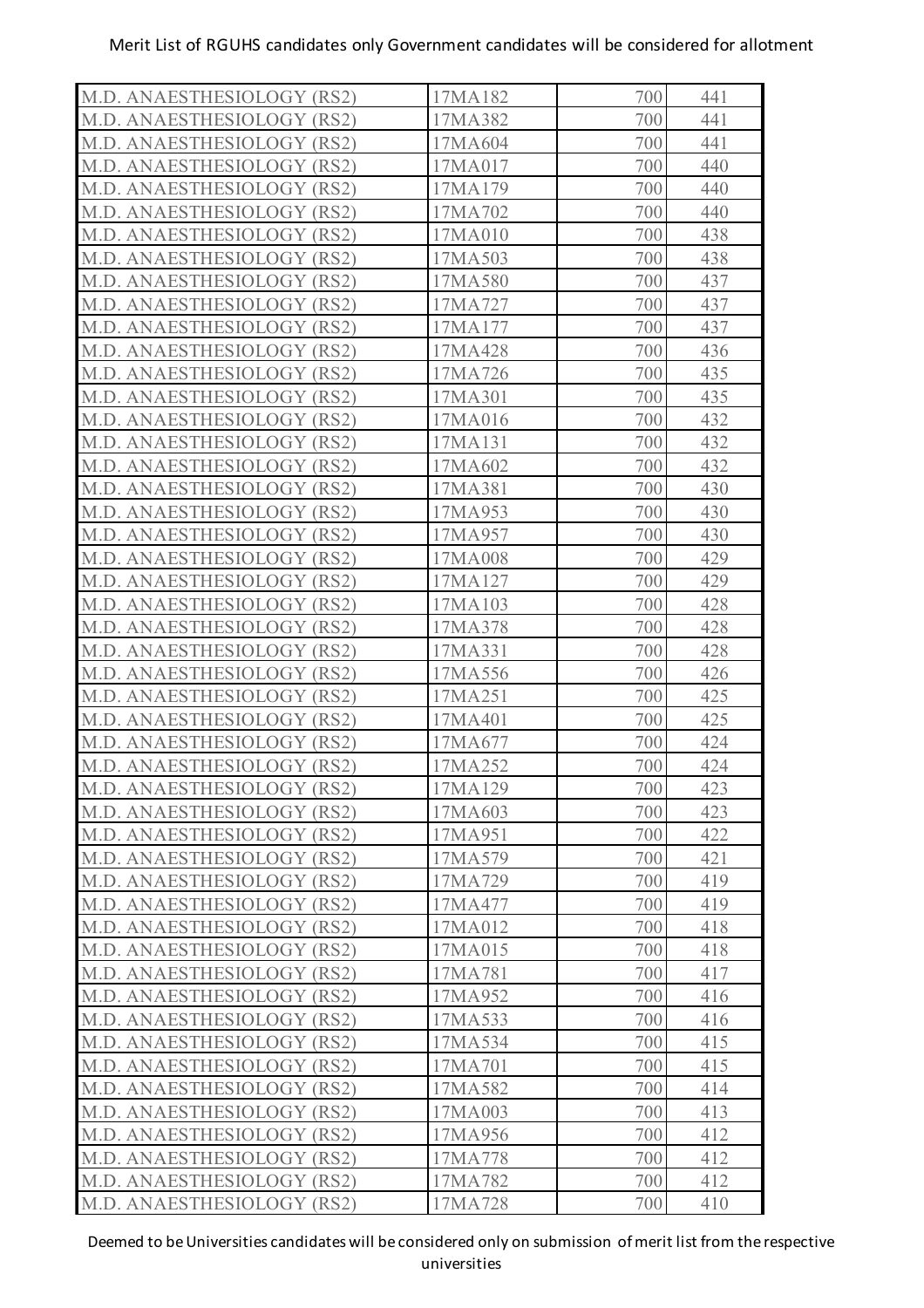| | | | |
|---|---|---|---|
| M.D. ANAESTHESIOLOGY (RS2) | 17MA182 | 700 | 441 |
| M.D. ANAESTHESIOLOGY (RS2) | 17MA382 | 700 | 441 |
| M.D. ANAESTHESIOLOGY (RS2) | 17MA604 | 700 | 441 |
| M.D. ANAESTHESIOLOGY (RS2) | 17MA017 | 700 | 440 |
| M.D. ANAESTHESIOLOGY (RS2) | 17MA179 | 700 | 440 |
| M.D. ANAESTHESIOLOGY (RS2) | 17MA702 | 700 | 440 |
| M.D. ANAESTHESIOLOGY (RS2) | 17MA010 | 700 | 438 |
| M.D. ANAESTHESIOLOGY (RS2) | 17MA503 | 700 | 438 |
| M.D. ANAESTHESIOLOGY (RS2) | 17MA580 | 700 | 437 |
| M.D. ANAESTHESIOLOGY (RS2) | 17MA727 | 700 | 437 |
| M.D. ANAESTHESIOLOGY (RS2) | 17MA177 | 700 | 437 |
| M.D. ANAESTHESIOLOGY (RS2) | 17MA428 | 700 | 436 |
| M.D. ANAESTHESIOLOGY (RS2) | 17MA726 | 700 | 435 |
| M.D. ANAESTHESIOLOGY (RS2) | 17MA301 | 700 | 435 |
| M.D. ANAESTHESIOLOGY (RS2) | 17MA016 | 700 | 432 |
| M.D. ANAESTHESIOLOGY (RS2) | 17MA131 | 700 | 432 |
| M.D. ANAESTHESIOLOGY (RS2) | 17MA602 | 700 | 432 |
| M.D. ANAESTHESIOLOGY (RS2) | 17MA381 | 700 | 430 |
| M.D. ANAESTHESIOLOGY (RS2) | 17MA953 | 700 | 430 |
| M.D. ANAESTHESIOLOGY (RS2) | 17MA957 | 700 | 430 |
| M.D. ANAESTHESIOLOGY (RS2) | 17MA008 | 700 | 429 |
| M.D. ANAESTHESIOLOGY (RS2) | 17MA127 | 700 | 429 |
| M.D. ANAESTHESIOLOGY (RS2) | 17MA103 | 700 | 428 |
| M.D. ANAESTHESIOLOGY (RS2) | 17MA378 | 700 | 428 |
| M.D. ANAESTHESIOLOGY (RS2) | 17MA331 | 700 | 428 |
| M.D. ANAESTHESIOLOGY (RS2) | 17MA556 | 700 | 426 |
| M.D. ANAESTHESIOLOGY (RS2) | 17MA251 | 700 | 425 |
| M.D. ANAESTHESIOLOGY (RS2) | 17MA401 | 700 | 425 |
| M.D. ANAESTHESIOLOGY (RS2) | 17MA677 | 700 | 424 |
| M.D. ANAESTHESIOLOGY (RS2) | 17MA252 | 700 | 424 |
| M.D. ANAESTHESIOLOGY (RS2) | 17MA129 | 700 | 423 |
| M.D. ANAESTHESIOLOGY (RS2) | 17MA603 | 700 | 423 |
| M.D. ANAESTHESIOLOGY (RS2) | 17MA951 | 700 | 422 |
| M.D. ANAESTHESIOLOGY (RS2) | 17MA579 | 700 | 421 |
| M.D. ANAESTHESIOLOGY (RS2) | 17MA729 | 700 | 419 |
| M.D. ANAESTHESIOLOGY (RS2) | 17MA477 | 700 | 419 |
| M.D. ANAESTHESIOLOGY (RS2) | 17MA012 | 700 | 418 |
| M.D. ANAESTHESIOLOGY (RS2) | 17MA015 | 700 | 418 |
| M.D. ANAESTHESIOLOGY (RS2) | 17MA781 | 700 | 417 |
| M.D. ANAESTHESIOLOGY (RS2) | 17MA952 | 700 | 416 |
| M.D. ANAESTHESIOLOGY (RS2) | 17MA533 | 700 | 416 |
| M.D. ANAESTHESIOLOGY (RS2) | 17MA534 | 700 | 415 |
| M.D. ANAESTHESIOLOGY (RS2) | 17MA701 | 700 | 415 |
| M.D. ANAESTHESIOLOGY (RS2) | 17MA582 | 700 | 414 |
| M.D. ANAESTHESIOLOGY (RS2) | 17MA003 | 700 | 413 |
| M.D. ANAESTHESIOLOGY (RS2) | 17MA956 | 700 | 412 |
| M.D. ANAESTHESIOLOGY (RS2) | 17MA778 | 700 | 412 |
| M.D. ANAESTHESIOLOGY (RS2) | 17MA782 | 700 | 412 |
| M.D. ANAESTHESIOLOGY (RS2) | 17MA728 | 700 | 410 |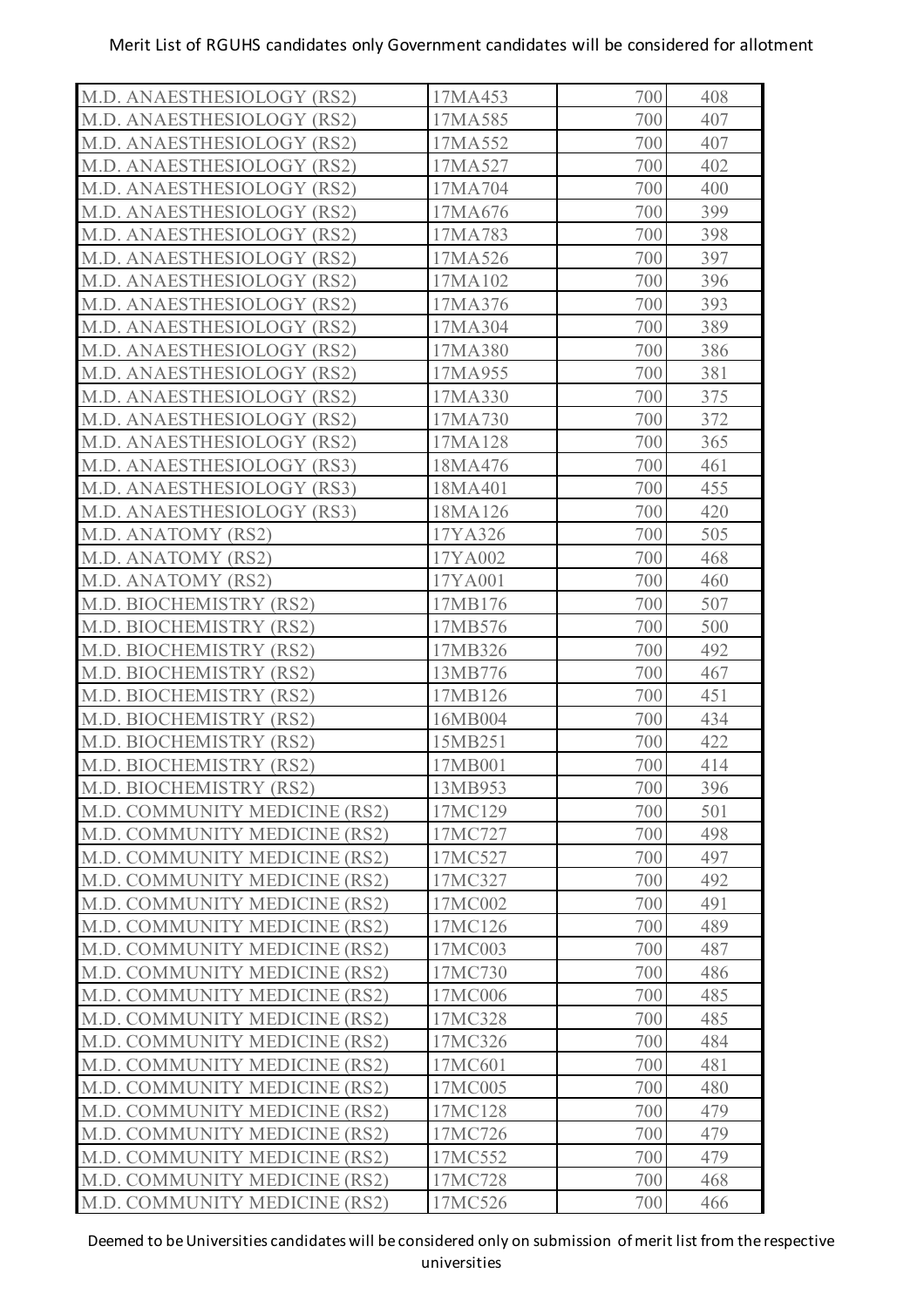Merit List of RGUHS candidates only Government candidates will be considered for allotment

| | | | |
|---|---|---|---|
| M.D. ANAESTHESIOLOGY (RS2) | 17MA453 | 700 | 408 |
| M.D. ANAESTHESIOLOGY (RS2) | 17MA585 | 700 | 407 |
| M.D. ANAESTHESIOLOGY (RS2) | 17MA552 | 700 | 407 |
| M.D. ANAESTHESIOLOGY (RS2) | 17MA527 | 700 | 402 |
| M.D. ANAESTHESIOLOGY (RS2) | 17MA704 | 700 | 400 |
| M.D. ANAESTHESIOLOGY (RS2) | 17MA676 | 700 | 399 |
| M.D. ANAESTHESIOLOGY (RS2) | 17MA783 | 700 | 398 |
| M.D. ANAESTHESIOLOGY (RS2) | 17MA526 | 700 | 397 |
| M.D. ANAESTHESIOLOGY (RS2) | 17MA102 | 700 | 396 |
| M.D. ANAESTHESIOLOGY (RS2) | 17MA376 | 700 | 393 |
| M.D. ANAESTHESIOLOGY (RS2) | 17MA304 | 700 | 389 |
| M.D. ANAESTHESIOLOGY (RS2) | 17MA380 | 700 | 386 |
| M.D. ANAESTHESIOLOGY (RS2) | 17MA955 | 700 | 381 |
| M.D. ANAESTHESIOLOGY (RS2) | 17MA330 | 700 | 375 |
| M.D. ANAESTHESIOLOGY (RS2) | 17MA730 | 700 | 372 |
| M.D. ANAESTHESIOLOGY (RS2) | 17MA128 | 700 | 365 |
| M.D. ANAESTHESIOLOGY (RS3) | 18MA476 | 700 | 461 |
| M.D. ANAESTHESIOLOGY (RS3) | 18MA401 | 700 | 455 |
| M.D. ANAESTHESIOLOGY (RS3) | 18MA126 | 700 | 420 |
| M.D. ANATOMY (RS2) | 17YA326 | 700 | 505 |
| M.D. ANATOMY (RS2) | 17YA002 | 700 | 468 |
| M.D. ANATOMY (RS2) | 17YA001 | 700 | 460 |
| M.D. BIOCHEMISTRY (RS2) | 17MB176 | 700 | 507 |
| M.D. BIOCHEMISTRY (RS2) | 17MB576 | 700 | 500 |
| M.D. BIOCHEMISTRY (RS2) | 17MB326 | 700 | 492 |
| M.D. BIOCHEMISTRY (RS2) | 13MB776 | 700 | 467 |
| M.D. BIOCHEMISTRY (RS2) | 17MB126 | 700 | 451 |
| M.D. BIOCHEMISTRY (RS2) | 16MB004 | 700 | 434 |
| M.D. BIOCHEMISTRY (RS2) | 15MB251 | 700 | 422 |
| M.D. BIOCHEMISTRY (RS2) | 17MB001 | 700 | 414 |
| M.D. BIOCHEMISTRY (RS2) | 13MB953 | 700 | 396 |
| M.D. COMMUNITY MEDICINE (RS2) | 17MC129 | 700 | 501 |
| M.D. COMMUNITY MEDICINE (RS2) | 17MC727 | 700 | 498 |
| M.D. COMMUNITY MEDICINE (RS2) | 17MC527 | 700 | 497 |
| M.D. COMMUNITY MEDICINE (RS2) | 17MC327 | 700 | 492 |
| M.D. COMMUNITY MEDICINE (RS2) | 17MC002 | 700 | 491 |
| M.D. COMMUNITY MEDICINE (RS2) | 17MC126 | 700 | 489 |
| M.D. COMMUNITY MEDICINE (RS2) | 17MC003 | 700 | 487 |
| M.D. COMMUNITY MEDICINE (RS2) | 17MC730 | 700 | 486 |
| M.D. COMMUNITY MEDICINE (RS2) | 17MC006 | 700 | 485 |
| M.D. COMMUNITY MEDICINE (RS2) | 17MC328 | 700 | 485 |
| M.D. COMMUNITY MEDICINE (RS2) | 17MC326 | 700 | 484 |
| M.D. COMMUNITY MEDICINE (RS2) | 17MC601 | 700 | 481 |
| M.D. COMMUNITY MEDICINE (RS2) | 17MC005 | 700 | 480 |
| M.D. COMMUNITY MEDICINE (RS2) | 17MC128 | 700 | 479 |
| M.D. COMMUNITY MEDICINE (RS2) | 17MC726 | 700 | 479 |
| M.D. COMMUNITY MEDICINE (RS2) | 17MC552 | 700 | 479 |
| M.D. COMMUNITY MEDICINE (RS2) | 17MC728 | 700 | 468 |
| M.D. COMMUNITY MEDICINE (RS2) | 17MC526 | 700 | 466 |

Deemed to be Universities candidates will be considered only on submission of merit list from the respective universities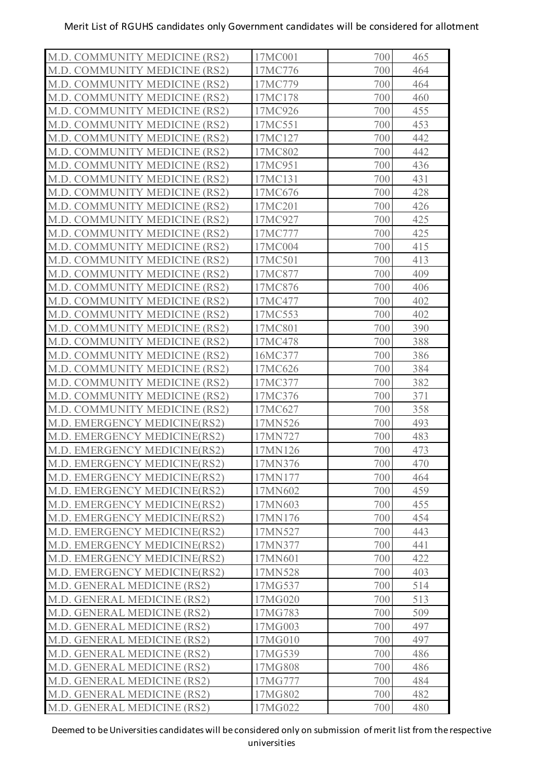Merit List of RGUHS candidates only Government candidates will be considered for allotment

| | | | |
|---|---|---|---|
| M.D. COMMUNITY MEDICINE (RS2) | 17MC001 | 700 | 465 |
| M.D. COMMUNITY MEDICINE (RS2) | 17MC776 | 700 | 464 |
| M.D. COMMUNITY MEDICINE (RS2) | 17MC779 | 700 | 464 |
| M.D. COMMUNITY MEDICINE (RS2) | 17MC178 | 700 | 460 |
| M.D. COMMUNITY MEDICINE (RS2) | 17MC926 | 700 | 455 |
| M.D. COMMUNITY MEDICINE (RS2) | 17MC551 | 700 | 453 |
| M.D. COMMUNITY MEDICINE (RS2) | 17MC127 | 700 | 442 |
| M.D. COMMUNITY MEDICINE (RS2) | 17MC802 | 700 | 442 |
| M.D. COMMUNITY MEDICINE (RS2) | 17MC951 | 700 | 436 |
| M.D. COMMUNITY MEDICINE (RS2) | 17MC131 | 700 | 431 |
| M.D. COMMUNITY MEDICINE (RS2) | 17MC676 | 700 | 428 |
| M.D. COMMUNITY MEDICINE (RS2) | 17MC201 | 700 | 426 |
| M.D. COMMUNITY MEDICINE (RS2) | 17MC927 | 700 | 425 |
| M.D. COMMUNITY MEDICINE (RS2) | 17MC777 | 700 | 425 |
| M.D. COMMUNITY MEDICINE (RS2) | 17MC004 | 700 | 415 |
| M.D. COMMUNITY MEDICINE (RS2) | 17MC501 | 700 | 413 |
| M.D. COMMUNITY MEDICINE (RS2) | 17MC877 | 700 | 409 |
| M.D. COMMUNITY MEDICINE (RS2) | 17MC876 | 700 | 406 |
| M.D. COMMUNITY MEDICINE (RS2) | 17MC477 | 700 | 402 |
| M.D. COMMUNITY MEDICINE (RS2) | 17MC553 | 700 | 402 |
| M.D. COMMUNITY MEDICINE (RS2) | 17MC801 | 700 | 390 |
| M.D. COMMUNITY MEDICINE (RS2) | 17MC478 | 700 | 388 |
| M.D. COMMUNITY MEDICINE (RS2) | 16MC377 | 700 | 386 |
| M.D. COMMUNITY MEDICINE (RS2) | 17MC626 | 700 | 384 |
| M.D. COMMUNITY MEDICINE (RS2) | 17MC377 | 700 | 382 |
| M.D. COMMUNITY MEDICINE (RS2) | 17MC376 | 700 | 371 |
| M.D. COMMUNITY MEDICINE (RS2) | 17MC627 | 700 | 358 |
| M.D. EMERGENCY MEDICINE(RS2) | 17MN526 | 700 | 493 |
| M.D. EMERGENCY MEDICINE(RS2) | 17MN727 | 700 | 483 |
| M.D. EMERGENCY MEDICINE(RS2) | 17MN126 | 700 | 473 |
| M.D. EMERGENCY MEDICINE(RS2) | 17MN376 | 700 | 470 |
| M.D. EMERGENCY MEDICINE(RS2) | 17MN177 | 700 | 464 |
| M.D. EMERGENCY MEDICINE(RS2) | 17MN602 | 700 | 459 |
| M.D. EMERGENCY MEDICINE(RS2) | 17MN603 | 700 | 455 |
| M.D. EMERGENCY MEDICINE(RS2) | 17MN176 | 700 | 454 |
| M.D. EMERGENCY MEDICINE(RS2) | 17MN527 | 700 | 443 |
| M.D. EMERGENCY MEDICINE(RS2) | 17MN377 | 700 | 441 |
| M.D. EMERGENCY MEDICINE(RS2) | 17MN601 | 700 | 422 |
| M.D. EMERGENCY MEDICINE(RS2) | 17MN528 | 700 | 403 |
| M.D. GENERAL MEDICINE (RS2) | 17MG537 | 700 | 514 |
| M.D. GENERAL MEDICINE (RS2) | 17MG020 | 700 | 513 |
| M.D. GENERAL MEDICINE (RS2) | 17MG783 | 700 | 509 |
| M.D. GENERAL MEDICINE (RS2) | 17MG003 | 700 | 497 |
| M.D. GENERAL MEDICINE (RS2) | 17MG010 | 700 | 497 |
| M.D. GENERAL MEDICINE (RS2) | 17MG539 | 700 | 486 |
| M.D. GENERAL MEDICINE (RS2) | 17MG808 | 700 | 486 |
| M.D. GENERAL MEDICINE (RS2) | 17MG777 | 700 | 484 |
| M.D. GENERAL MEDICINE (RS2) | 17MG802 | 700 | 482 |
| M.D. GENERAL MEDICINE (RS2) | 17MG022 | 700 | 480 |

Deemed to be Universities candidates will be considered only on submission of merit list from the respective universities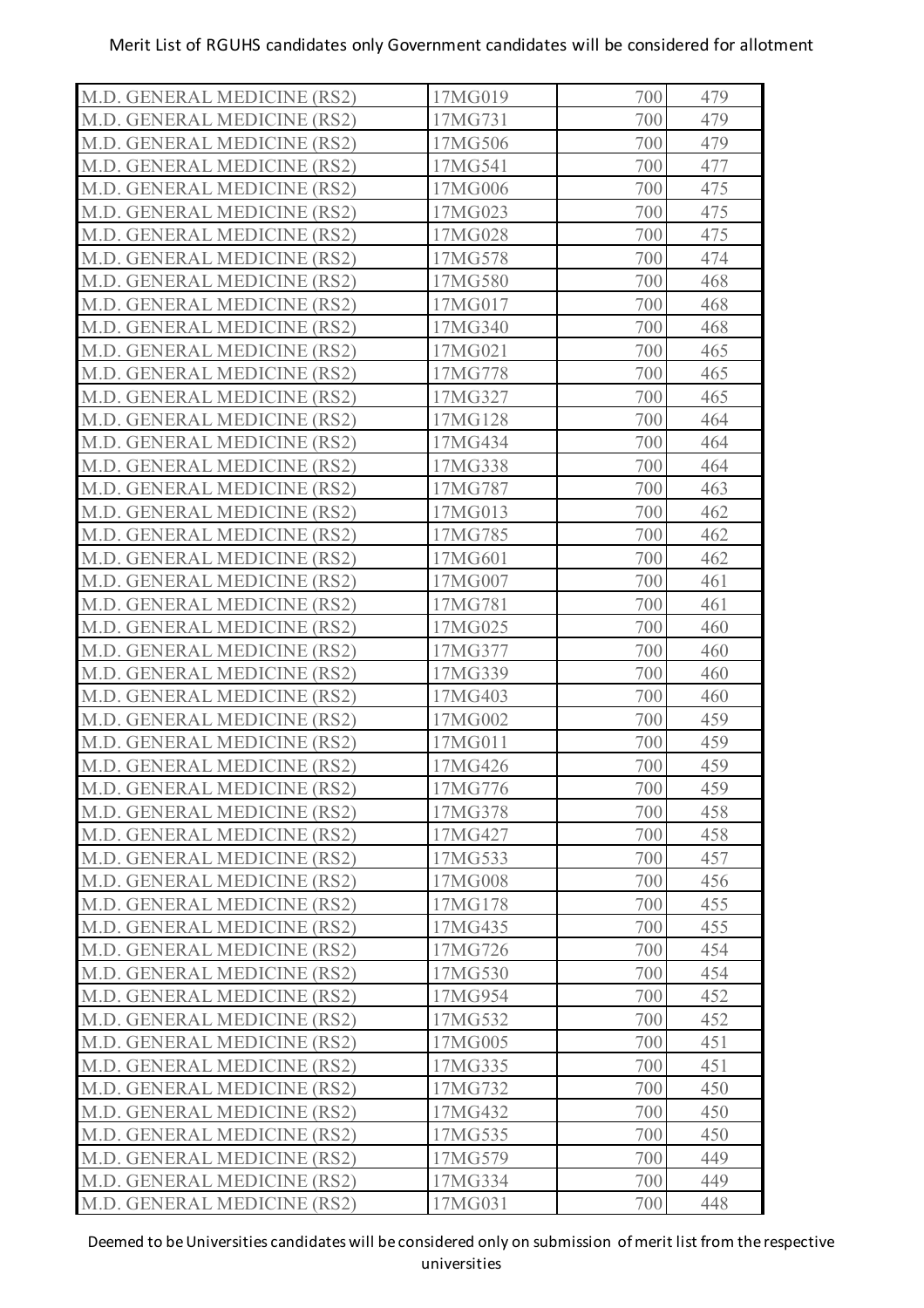Merit List of RGUHS candidates only Government candidates will be considered for allotment

| | | | |
|---|---|---|---|
| M.D. GENERAL MEDICINE (RS2) | 17MG019 | 700 | 479 |
| M.D. GENERAL MEDICINE (RS2) | 17MG731 | 700 | 479 |
| M.D. GENERAL MEDICINE (RS2) | 17MG506 | 700 | 479 |
| M.D. GENERAL MEDICINE (RS2) | 17MG541 | 700 | 477 |
| M.D. GENERAL MEDICINE (RS2) | 17MG006 | 700 | 475 |
| M.D. GENERAL MEDICINE (RS2) | 17MG023 | 700 | 475 |
| M.D. GENERAL MEDICINE (RS2) | 17MG028 | 700 | 475 |
| M.D. GENERAL MEDICINE (RS2) | 17MG578 | 700 | 474 |
| M.D. GENERAL MEDICINE (RS2) | 17MG580 | 700 | 468 |
| M.D. GENERAL MEDICINE (RS2) | 17MG017 | 700 | 468 |
| M.D. GENERAL MEDICINE (RS2) | 17MG340 | 700 | 468 |
| M.D. GENERAL MEDICINE (RS2) | 17MG021 | 700 | 465 |
| M.D. GENERAL MEDICINE (RS2) | 17MG778 | 700 | 465 |
| M.D. GENERAL MEDICINE (RS2) | 17MG327 | 700 | 465 |
| M.D. GENERAL MEDICINE (RS2) | 17MG128 | 700 | 464 |
| M.D. GENERAL MEDICINE (RS2) | 17MG434 | 700 | 464 |
| M.D. GENERAL MEDICINE (RS2) | 17MG338 | 700 | 464 |
| M.D. GENERAL MEDICINE (RS2) | 17MG787 | 700 | 463 |
| M.D. GENERAL MEDICINE (RS2) | 17MG013 | 700 | 462 |
| M.D. GENERAL MEDICINE (RS2) | 17MG785 | 700 | 462 |
| M.D. GENERAL MEDICINE (RS2) | 17MG601 | 700 | 462 |
| M.D. GENERAL MEDICINE (RS2) | 17MG007 | 700 | 461 |
| M.D. GENERAL MEDICINE (RS2) | 17MG781 | 700 | 461 |
| M.D. GENERAL MEDICINE (RS2) | 17MG025 | 700 | 460 |
| M.D. GENERAL MEDICINE (RS2) | 17MG377 | 700 | 460 |
| M.D. GENERAL MEDICINE (RS2) | 17MG339 | 700 | 460 |
| M.D. GENERAL MEDICINE (RS2) | 17MG403 | 700 | 460 |
| M.D. GENERAL MEDICINE (RS2) | 17MG002 | 700 | 459 |
| M.D. GENERAL MEDICINE (RS2) | 17MG011 | 700 | 459 |
| M.D. GENERAL MEDICINE (RS2) | 17MG426 | 700 | 459 |
| M.D. GENERAL MEDICINE (RS2) | 17MG776 | 700 | 459 |
| M.D. GENERAL MEDICINE (RS2) | 17MG378 | 700 | 458 |
| M.D. GENERAL MEDICINE (RS2) | 17MG427 | 700 | 458 |
| M.D. GENERAL MEDICINE (RS2) | 17MG533 | 700 | 457 |
| M.D. GENERAL MEDICINE (RS2) | 17MG008 | 700 | 456 |
| M.D. GENERAL MEDICINE (RS2) | 17MG178 | 700 | 455 |
| M.D. GENERAL MEDICINE (RS2) | 17MG435 | 700 | 455 |
| M.D. GENERAL MEDICINE (RS2) | 17MG726 | 700 | 454 |
| M.D. GENERAL MEDICINE (RS2) | 17MG530 | 700 | 454 |
| M.D. GENERAL MEDICINE (RS2) | 17MG954 | 700 | 452 |
| M.D. GENERAL MEDICINE (RS2) | 17MG532 | 700 | 452 |
| M.D. GENERAL MEDICINE (RS2) | 17MG005 | 700 | 451 |
| M.D. GENERAL MEDICINE (RS2) | 17MG335 | 700 | 451 |
| M.D. GENERAL MEDICINE (RS2) | 17MG732 | 700 | 450 |
| M.D. GENERAL MEDICINE (RS2) | 17MG432 | 700 | 450 |
| M.D. GENERAL MEDICINE (RS2) | 17MG535 | 700 | 450 |
| M.D. GENERAL MEDICINE (RS2) | 17MG579 | 700 | 449 |
| M.D. GENERAL MEDICINE (RS2) | 17MG334 | 700 | 449 |
| M.D. GENERAL MEDICINE (RS2) | 17MG031 | 700 | 448 |

Deemed to be Universities candidates will be considered only on submission of merit list from the respective universities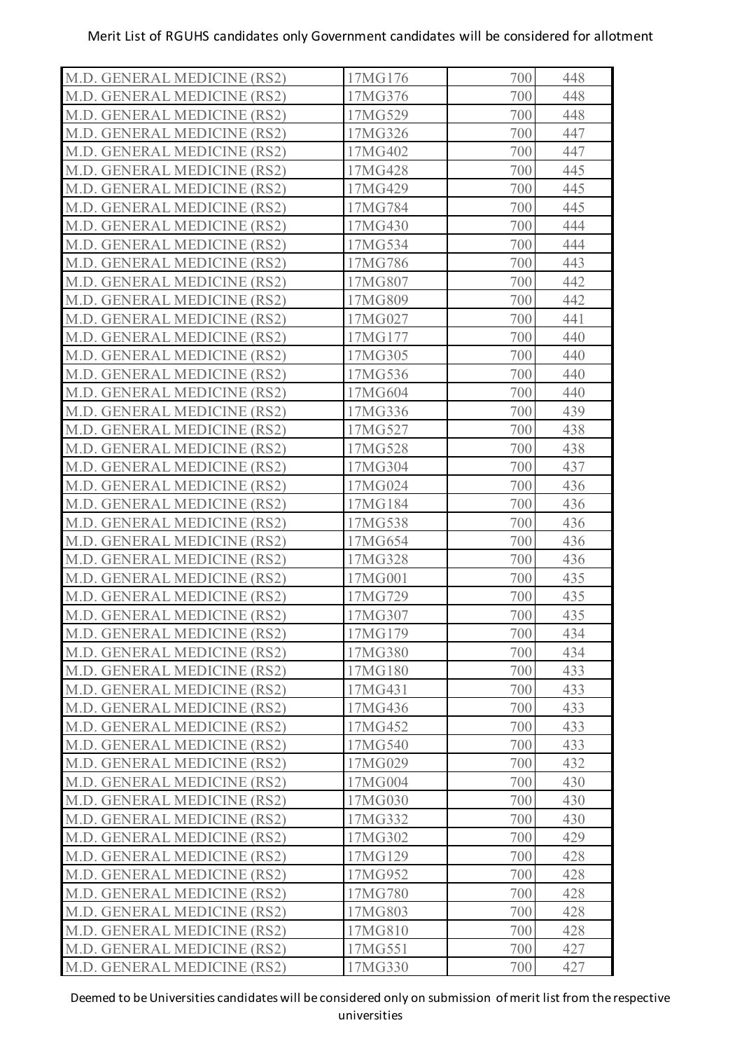| | | | |
|---|---|---|---|
| M.D. GENERAL MEDICINE (RS2) | 17MG176 | 700 | 448 |
| M.D. GENERAL MEDICINE (RS2) | 17MG376 | 700 | 448 |
| M.D. GENERAL MEDICINE (RS2) | 17MG529 | 700 | 448 |
| M.D. GENERAL MEDICINE (RS2) | 17MG326 | 700 | 447 |
| M.D. GENERAL MEDICINE (RS2) | 17MG402 | 700 | 447 |
| M.D. GENERAL MEDICINE (RS2) | 17MG428 | 700 | 445 |
| M.D. GENERAL MEDICINE (RS2) | 17MG429 | 700 | 445 |
| M.D. GENERAL MEDICINE (RS2) | 17MG784 | 700 | 445 |
| M.D. GENERAL MEDICINE (RS2) | 17MG430 | 700 | 444 |
| M.D. GENERAL MEDICINE (RS2) | 17MG534 | 700 | 444 |
| M.D. GENERAL MEDICINE (RS2) | 17MG786 | 700 | 443 |
| M.D. GENERAL MEDICINE (RS2) | 17MG807 | 700 | 442 |
| M.D. GENERAL MEDICINE (RS2) | 17MG809 | 700 | 442 |
| M.D. GENERAL MEDICINE (RS2) | 17MG027 | 700 | 441 |
| M.D. GENERAL MEDICINE (RS2) | 17MG177 | 700 | 440 |
| M.D. GENERAL MEDICINE (RS2) | 17MG305 | 700 | 440 |
| M.D. GENERAL MEDICINE (RS2) | 17MG536 | 700 | 440 |
| M.D. GENERAL MEDICINE (RS2) | 17MG604 | 700 | 440 |
| M.D. GENERAL MEDICINE (RS2) | 17MG336 | 700 | 439 |
| M.D. GENERAL MEDICINE (RS2) | 17MG527 | 700 | 438 |
| M.D. GENERAL MEDICINE (RS2) | 17MG528 | 700 | 438 |
| M.D. GENERAL MEDICINE (RS2) | 17MG304 | 700 | 437 |
| M.D. GENERAL MEDICINE (RS2) | 17MG024 | 700 | 436 |
| M.D. GENERAL MEDICINE (RS2) | 17MG184 | 700 | 436 |
| M.D. GENERAL MEDICINE (RS2) | 17MG538 | 700 | 436 |
| M.D. GENERAL MEDICINE (RS2) | 17MG654 | 700 | 436 |
| M.D. GENERAL MEDICINE (RS2) | 17MG328 | 700 | 436 |
| M.D. GENERAL MEDICINE (RS2) | 17MG001 | 700 | 435 |
| M.D. GENERAL MEDICINE (RS2) | 17MG729 | 700 | 435 |
| M.D. GENERAL MEDICINE (RS2) | 17MG307 | 700 | 435 |
| M.D. GENERAL MEDICINE (RS2) | 17MG179 | 700 | 434 |
| M.D. GENERAL MEDICINE (RS2) | 17MG380 | 700 | 434 |
| M.D. GENERAL MEDICINE (RS2) | 17MG180 | 700 | 433 |
| M.D. GENERAL MEDICINE (RS2) | 17MG431 | 700 | 433 |
| M.D. GENERAL MEDICINE (RS2) | 17MG436 | 700 | 433 |
| M.D. GENERAL MEDICINE (RS2) | 17MG452 | 700 | 433 |
| M.D. GENERAL MEDICINE (RS2) | 17MG540 | 700 | 433 |
| M.D. GENERAL MEDICINE (RS2) | 17MG029 | 700 | 432 |
| M.D. GENERAL MEDICINE (RS2) | 17MG004 | 700 | 430 |
| M.D. GENERAL MEDICINE (RS2) | 17MG030 | 700 | 430 |
| M.D. GENERAL MEDICINE (RS2) | 17MG332 | 700 | 430 |
| M.D. GENERAL MEDICINE (RS2) | 17MG302 | 700 | 429 |
| M.D. GENERAL MEDICINE (RS2) | 17MG129 | 700 | 428 |
| M.D. GENERAL MEDICINE (RS2) | 17MG952 | 700 | 428 |
| M.D. GENERAL MEDICINE (RS2) | 17MG780 | 700 | 428 |
| M.D. GENERAL MEDICINE (RS2) | 17MG803 | 700 | 428 |
| M.D. GENERAL MEDICINE (RS2) | 17MG810 | 700 | 428 |
| M.D. GENERAL MEDICINE (RS2) | 17MG551 | 700 | 427 |
| M.D. GENERAL MEDICINE (RS2) | 17MG330 | 700 | 427 |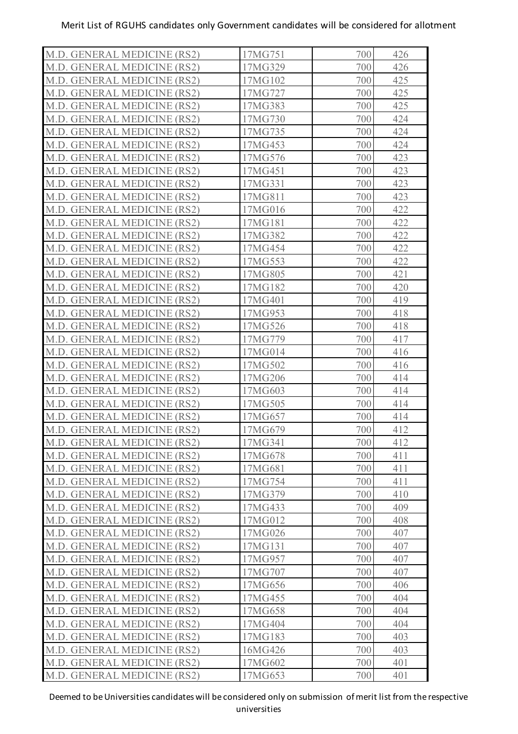| M.D. GENERAL MEDICINE (RS2) | 17MG751 | 700 | 426 |
|---|---|---|---|
| M.D. GENERAL MEDICINE (RS2) | 17MG329 | 700 | 426 |
| M.D. GENERAL MEDICINE (RS2) | 17MG102 | 700 | 425 |
| M.D. GENERAL MEDICINE (RS2) | 17MG727 | 700 | 425 |
| M.D. GENERAL MEDICINE (RS2) | 17MG383 | 700 | 425 |
| M.D. GENERAL MEDICINE (RS2) | 17MG730 | 700 | 424 |
| M.D. GENERAL MEDICINE (RS2) | 17MG735 | 700 | 424 |
| M.D. GENERAL MEDICINE (RS2) | 17MG453 | 700 | 424 |
| M.D. GENERAL MEDICINE (RS2) | 17MG576 | 700 | 423 |
| M.D. GENERAL MEDICINE (RS2) | 17MG451 | 700 | 423 |
| M.D. GENERAL MEDICINE (RS2) | 17MG331 | 700 | 423 |
| M.D. GENERAL MEDICINE (RS2) | 17MG811 | 700 | 423 |
| M.D. GENERAL MEDICINE (RS2) | 17MG016 | 700 | 422 |
| M.D. GENERAL MEDICINE (RS2) | 17MG181 | 700 | 422 |
| M.D. GENERAL MEDICINE (RS2) | 17MG382 | 700 | 422 |
| M.D. GENERAL MEDICINE (RS2) | 17MG454 | 700 | 422 |
| M.D. GENERAL MEDICINE (RS2) | 17MG553 | 700 | 422 |
| M.D. GENERAL MEDICINE (RS2) | 17MG805 | 700 | 421 |
| M.D. GENERAL MEDICINE (RS2) | 17MG182 | 700 | 420 |
| M.D. GENERAL MEDICINE (RS2) | 17MG401 | 700 | 419 |
| M.D. GENERAL MEDICINE (RS2) | 17MG953 | 700 | 418 |
| M.D. GENERAL MEDICINE (RS2) | 17MG526 | 700 | 418 |
| M.D. GENERAL MEDICINE (RS2) | 17MG779 | 700 | 417 |
| M.D. GENERAL MEDICINE (RS2) | 17MG014 | 700 | 416 |
| M.D. GENERAL MEDICINE (RS2) | 17MG502 | 700 | 416 |
| M.D. GENERAL MEDICINE (RS2) | 17MG206 | 700 | 414 |
| M.D. GENERAL MEDICINE (RS2) | 17MG603 | 700 | 414 |
| M.D. GENERAL MEDICINE (RS2) | 17MG505 | 700 | 414 |
| M.D. GENERAL MEDICINE (RS2) | 17MG657 | 700 | 414 |
| M.D. GENERAL MEDICINE (RS2) | 17MG679 | 700 | 412 |
| M.D. GENERAL MEDICINE (RS2) | 17MG341 | 700 | 412 |
| M.D. GENERAL MEDICINE (RS2) | 17MG678 | 700 | 411 |
| M.D. GENERAL MEDICINE (RS2) | 17MG681 | 700 | 411 |
| M.D. GENERAL MEDICINE (RS2) | 17MG754 | 700 | 411 |
| M.D. GENERAL MEDICINE (RS2) | 17MG379 | 700 | 410 |
| M.D. GENERAL MEDICINE (RS2) | 17MG433 | 700 | 409 |
| M.D. GENERAL MEDICINE (RS2) | 17MG012 | 700 | 408 |
| M.D. GENERAL MEDICINE (RS2) | 17MG026 | 700 | 407 |
| M.D. GENERAL MEDICINE (RS2) | 17MG131 | 700 | 407 |
| M.D. GENERAL MEDICINE (RS2) | 17MG957 | 700 | 407 |
| M.D. GENERAL MEDICINE (RS2) | 17MG707 | 700 | 407 |
| M.D. GENERAL MEDICINE (RS2) | 17MG656 | 700 | 406 |
| M.D. GENERAL MEDICINE (RS2) | 17MG455 | 700 | 404 |
| M.D. GENERAL MEDICINE (RS2) | 17MG658 | 700 | 404 |
| M.D. GENERAL MEDICINE (RS2) | 17MG404 | 700 | 404 |
| M.D. GENERAL MEDICINE (RS2) | 17MG183 | 700 | 403 |
| M.D. GENERAL MEDICINE (RS2) | 16MG426 | 700 | 403 |
| M.D. GENERAL MEDICINE (RS2) | 17MG602 | 700 | 401 |
| M.D. GENERAL MEDICINE (RS2) | 17MG653 | 700 | 401 |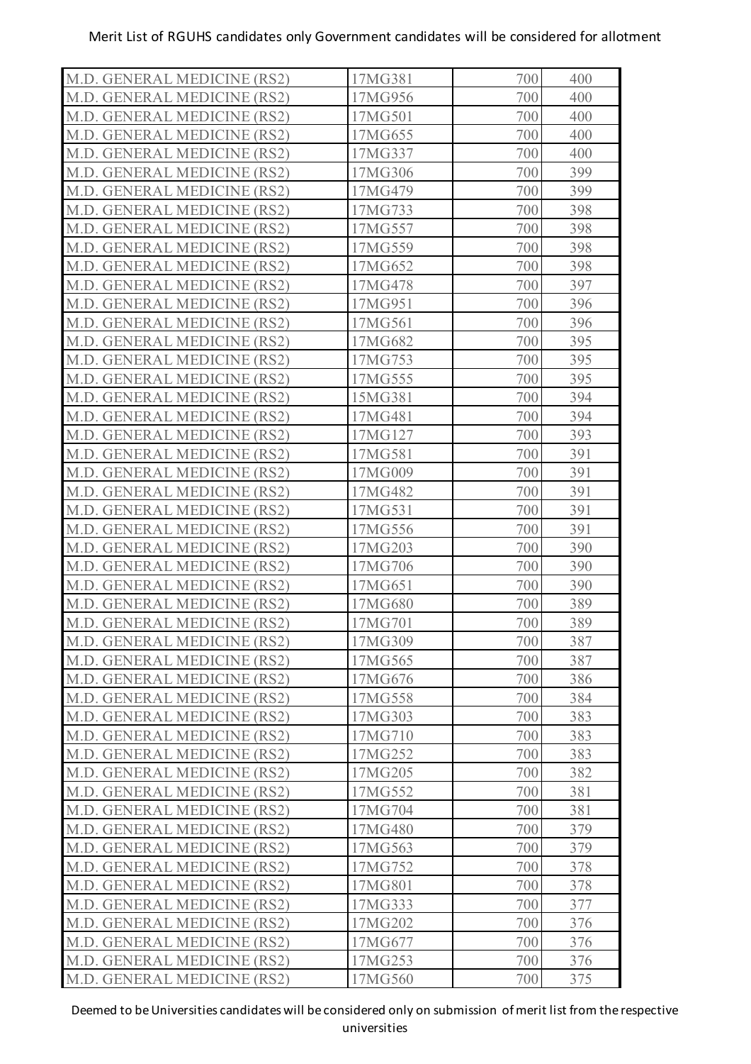Merit List of RGUHS candidates only Government candidates will be considered for allotment

| | | | |
|---|---|---|---|
| M.D. GENERAL MEDICINE (RS2) | 17MG381 | 700 | 400 |
| M.D. GENERAL MEDICINE (RS2) | 17MG956 | 700 | 400 |
| M.D. GENERAL MEDICINE (RS2) | 17MG501 | 700 | 400 |
| M.D. GENERAL MEDICINE (RS2) | 17MG655 | 700 | 400 |
| M.D. GENERAL MEDICINE (RS2) | 17MG337 | 700 | 400 |
| M.D. GENERAL MEDICINE (RS2) | 17MG306 | 700 | 399 |
| M.D. GENERAL MEDICINE (RS2) | 17MG479 | 700 | 399 |
| M.D. GENERAL MEDICINE (RS2) | 17MG733 | 700 | 398 |
| M.D. GENERAL MEDICINE (RS2) | 17MG557 | 700 | 398 |
| M.D. GENERAL MEDICINE (RS2) | 17MG559 | 700 | 398 |
| M.D. GENERAL MEDICINE (RS2) | 17MG652 | 700 | 398 |
| M.D. GENERAL MEDICINE (RS2) | 17MG478 | 700 | 397 |
| M.D. GENERAL MEDICINE (RS2) | 17MG951 | 700 | 396 |
| M.D. GENERAL MEDICINE (RS2) | 17MG561 | 700 | 396 |
| M.D. GENERAL MEDICINE (RS2) | 17MG682 | 700 | 395 |
| M.D. GENERAL MEDICINE (RS2) | 17MG753 | 700 | 395 |
| M.D. GENERAL MEDICINE (RS2) | 17MG555 | 700 | 395 |
| M.D. GENERAL MEDICINE (RS2) | 15MG381 | 700 | 394 |
| M.D. GENERAL MEDICINE (RS2) | 17MG481 | 700 | 394 |
| M.D. GENERAL MEDICINE (RS2) | 17MG127 | 700 | 393 |
| M.D. GENERAL MEDICINE (RS2) | 17MG581 | 700 | 391 |
| M.D. GENERAL MEDICINE (RS2) | 17MG009 | 700 | 391 |
| M.D. GENERAL MEDICINE (RS2) | 17MG482 | 700 | 391 |
| M.D. GENERAL MEDICINE (RS2) | 17MG531 | 700 | 391 |
| M.D. GENERAL MEDICINE (RS2) | 17MG556 | 700 | 391 |
| M.D. GENERAL MEDICINE (RS2) | 17MG203 | 700 | 390 |
| M.D. GENERAL MEDICINE (RS2) | 17MG706 | 700 | 390 |
| M.D. GENERAL MEDICINE (RS2) | 17MG651 | 700 | 390 |
| M.D. GENERAL MEDICINE (RS2) | 17MG680 | 700 | 389 |
| M.D. GENERAL MEDICINE (RS2) | 17MG701 | 700 | 389 |
| M.D. GENERAL MEDICINE (RS2) | 17MG309 | 700 | 387 |
| M.D. GENERAL MEDICINE (RS2) | 17MG565 | 700 | 387 |
| M.D. GENERAL MEDICINE (RS2) | 17MG676 | 700 | 386 |
| M.D. GENERAL MEDICINE (RS2) | 17MG558 | 700 | 384 |
| M.D. GENERAL MEDICINE (RS2) | 17MG303 | 700 | 383 |
| M.D. GENERAL MEDICINE (RS2) | 17MG710 | 700 | 383 |
| M.D. GENERAL MEDICINE (RS2) | 17MG252 | 700 | 383 |
| M.D. GENERAL MEDICINE (RS2) | 17MG205 | 700 | 382 |
| M.D. GENERAL MEDICINE (RS2) | 17MG552 | 700 | 381 |
| M.D. GENERAL MEDICINE (RS2) | 17MG704 | 700 | 381 |
| M.D. GENERAL MEDICINE (RS2) | 17MG480 | 700 | 379 |
| M.D. GENERAL MEDICINE (RS2) | 17MG563 | 700 | 379 |
| M.D. GENERAL MEDICINE (RS2) | 17MG752 | 700 | 378 |
| M.D. GENERAL MEDICINE (RS2) | 17MG801 | 700 | 378 |
| M.D. GENERAL MEDICINE (RS2) | 17MG333 | 700 | 377 |
| M.D. GENERAL MEDICINE (RS2) | 17MG202 | 700 | 376 |
| M.D. GENERAL MEDICINE (RS2) | 17MG677 | 700 | 376 |
| M.D. GENERAL MEDICINE (RS2) | 17MG253 | 700 | 376 |
| M.D. GENERAL MEDICINE (RS2) | 17MG560 | 700 | 375 |

Deemed to be Universities candidates will be considered only on submission of merit list from the respective universities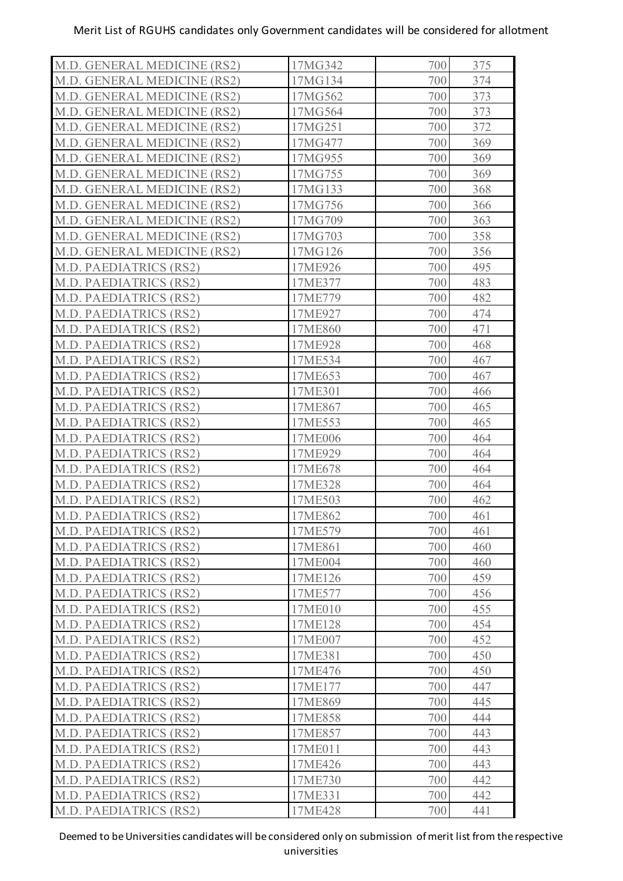| M.D. GENERAL MEDICINE (RS2) | 17MG342 | 700 | 375 |
|---|---|---|---|
| M.D. GENERAL MEDICINE (RS2) | 17MG134 | 700 | 374 |
| M.D. GENERAL MEDICINE (RS2) | 17MG562 | 700 | 373 |
| M.D. GENERAL MEDICINE (RS2) | 17MG564 | 700 | 373 |
| M.D. GENERAL MEDICINE (RS2) | 17MG251 | 700 | 372 |
| M.D. GENERAL MEDICINE (RS2) | 17MG477 | 700 | 369 |
| M.D. GENERAL MEDICINE (RS2) | 17MG955 | 700 | 369 |
| M.D. GENERAL MEDICINE (RS2) | 17MG755 | 700 | 369 |
| M.D. GENERAL MEDICINE (RS2) | 17MG133 | 700 | 368 |
| M.D. GENERAL MEDICINE (RS2) | 17MG756 | 700 | 366 |
| M.D. GENERAL MEDICINE (RS2) | 17MG709 | 700 | 363 |
| M.D. GENERAL MEDICINE (RS2) | 17MG703 | 700 | 358 |
| M.D. GENERAL MEDICINE (RS2) | 17MG126 | 700 | 356 |
| M.D. PAEDIATRICS (RS2) | 17ME926 | 700 | 495 |
| M.D. PAEDIATRICS (RS2) | 17ME377 | 700 | 483 |
| M.D. PAEDIATRICS (RS2) | 17ME779 | 700 | 482 |
| M.D. PAEDIATRICS (RS2) | 17ME927 | 700 | 474 |
| M.D. PAEDIATRICS (RS2) | 17ME860 | 700 | 471 |
| M.D. PAEDIATRICS (RS2) | 17ME928 | 700 | 468 |
| M.D. PAEDIATRICS (RS2) | 17ME534 | 700 | 467 |
| M.D. PAEDIATRICS (RS2) | 17ME653 | 700 | 467 |
| M.D. PAEDIATRICS (RS2) | 17ME301 | 700 | 466 |
| M.D. PAEDIATRICS (RS2) | 17ME867 | 700 | 465 |
| M.D. PAEDIATRICS (RS2) | 17ME553 | 700 | 465 |
| M.D. PAEDIATRICS (RS2) | 17ME006 | 700 | 464 |
| M.D. PAEDIATRICS (RS2) | 17ME929 | 700 | 464 |
| M.D. PAEDIATRICS (RS2) | 17ME678 | 700 | 464 |
| M.D. PAEDIATRICS (RS2) | 17ME328 | 700 | 464 |
| M.D. PAEDIATRICS (RS2) | 17ME503 | 700 | 462 |
| M.D. PAEDIATRICS (RS2) | 17ME862 | 700 | 461 |
| M.D. PAEDIATRICS (RS2) | 17ME579 | 700 | 461 |
| M.D. PAEDIATRICS (RS2) | 17ME861 | 700 | 460 |
| M.D. PAEDIATRICS (RS2) | 17ME004 | 700 | 460 |
| M.D. PAEDIATRICS (RS2) | 17ME126 | 700 | 459 |
| M.D. PAEDIATRICS (RS2) | 17ME577 | 700 | 456 |
| M.D. PAEDIATRICS (RS2) | 17ME010 | 700 | 455 |
| M.D. PAEDIATRICS (RS2) | 17ME128 | 700 | 454 |
| M.D. PAEDIATRICS (RS2) | 17ME007 | 700 | 452 |
| M.D. PAEDIATRICS (RS2) | 17ME381 | 700 | 450 |
| M.D. PAEDIATRICS (RS2) | 17ME476 | 700 | 450 |
| M.D. PAEDIATRICS (RS2) | 17ME177 | 700 | 447 |
| M.D. PAEDIATRICS (RS2) | 17ME869 | 700 | 445 |
| M.D. PAEDIATRICS (RS2) | 17ME858 | 700 | 444 |
| M.D. PAEDIATRICS (RS2) | 17ME857 | 700 | 443 |
| M.D. PAEDIATRICS (RS2) | 17ME011 | 700 | 443 |
| M.D. PAEDIATRICS (RS2) | 17ME426 | 700 | 443 |
| M.D. PAEDIATRICS (RS2) | 17ME730 | 700 | 442 |
| M.D. PAEDIATRICS (RS2) | 17ME331 | 700 | 442 |
| M.D. PAEDIATRICS (RS2) | 17ME428 | 700 | 441 |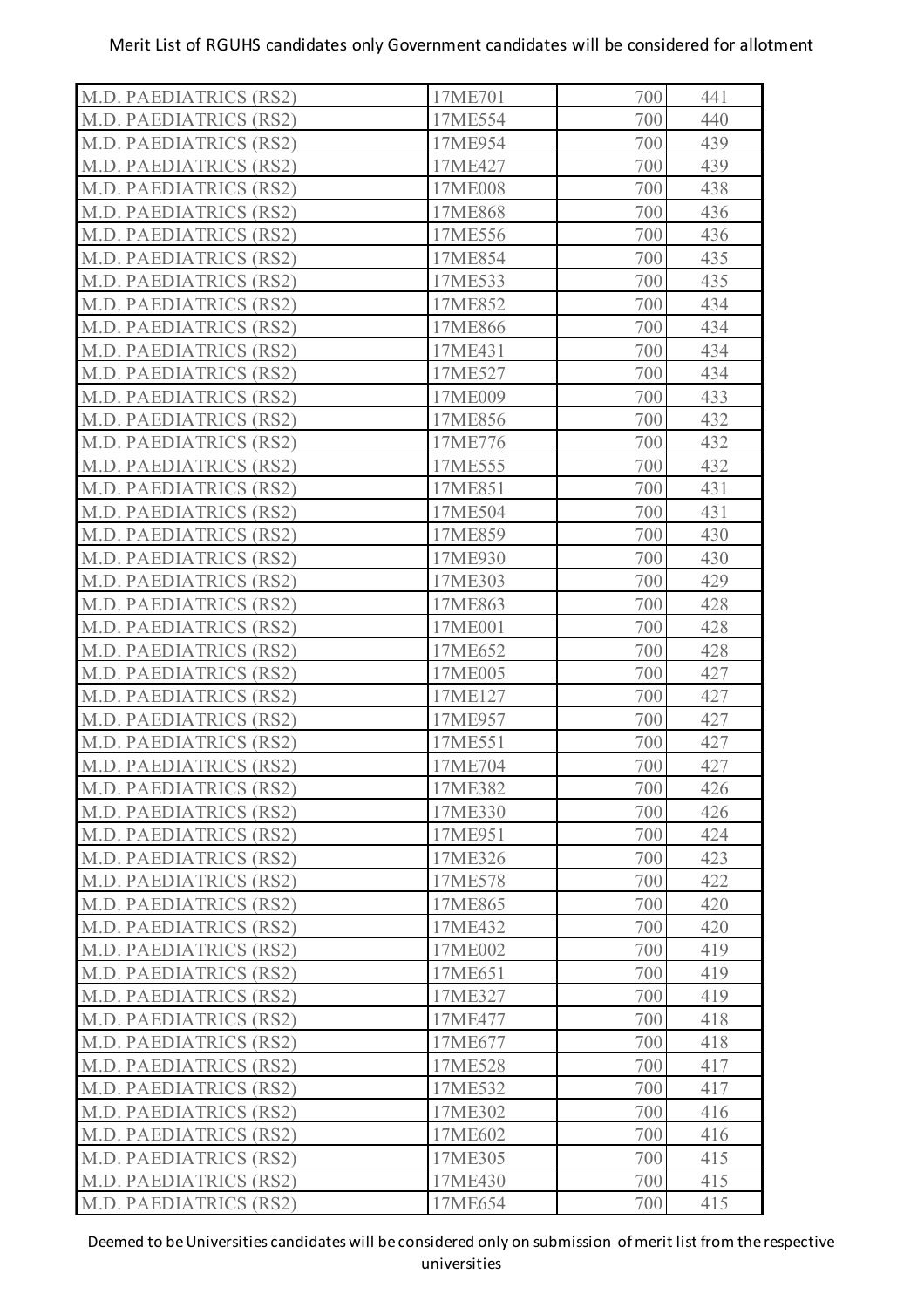| | | | |
|---|---|---|---|
| M.D. PAEDIATRICS (RS2) | 17ME701 | 700 | 441 |
| M.D. PAEDIATRICS (RS2) | 17ME554 | 700 | 440 |
| M.D. PAEDIATRICS (RS2) | 17ME954 | 700 | 439 |
| M.D. PAEDIATRICS (RS2) | 17ME427 | 700 | 439 |
| M.D. PAEDIATRICS (RS2) | 17ME008 | 700 | 438 |
| M.D. PAEDIATRICS (RS2) | 17ME868 | 700 | 436 |
| M.D. PAEDIATRICS (RS2) | 17ME556 | 700 | 436 |
| M.D. PAEDIATRICS (RS2) | 17ME854 | 700 | 435 |
| M.D. PAEDIATRICS (RS2) | 17ME533 | 700 | 435 |
| M.D. PAEDIATRICS (RS2) | 17ME852 | 700 | 434 |
| M.D. PAEDIATRICS (RS2) | 17ME866 | 700 | 434 |
| M.D. PAEDIATRICS (RS2) | 17ME431 | 700 | 434 |
| M.D. PAEDIATRICS (RS2) | 17ME527 | 700 | 434 |
| M.D. PAEDIATRICS (RS2) | 17ME009 | 700 | 433 |
| M.D. PAEDIATRICS (RS2) | 17ME856 | 700 | 432 |
| M.D. PAEDIATRICS (RS2) | 17ME776 | 700 | 432 |
| M.D. PAEDIATRICS (RS2) | 17ME555 | 700 | 432 |
| M.D. PAEDIATRICS (RS2) | 17ME851 | 700 | 431 |
| M.D. PAEDIATRICS (RS2) | 17ME504 | 700 | 431 |
| M.D. PAEDIATRICS (RS2) | 17ME859 | 700 | 430 |
| M.D. PAEDIATRICS (RS2) | 17ME930 | 700 | 430 |
| M.D. PAEDIATRICS (RS2) | 17ME303 | 700 | 429 |
| M.D. PAEDIATRICS (RS2) | 17ME863 | 700 | 428 |
| M.D. PAEDIATRICS (RS2) | 17ME001 | 700 | 428 |
| M.D. PAEDIATRICS (RS2) | 17ME652 | 700 | 428 |
| M.D. PAEDIATRICS (RS2) | 17ME005 | 700 | 427 |
| M.D. PAEDIATRICS (RS2) | 17ME127 | 700 | 427 |
| M.D. PAEDIATRICS (RS2) | 17ME957 | 700 | 427 |
| M.D. PAEDIATRICS (RS2) | 17ME551 | 700 | 427 |
| M.D. PAEDIATRICS (RS2) | 17ME704 | 700 | 427 |
| M.D. PAEDIATRICS (RS2) | 17ME382 | 700 | 426 |
| M.D. PAEDIATRICS (RS2) | 17ME330 | 700 | 426 |
| M.D. PAEDIATRICS (RS2) | 17ME951 | 700 | 424 |
| M.D. PAEDIATRICS (RS2) | 17ME326 | 700 | 423 |
| M.D. PAEDIATRICS (RS2) | 17ME578 | 700 | 422 |
| M.D. PAEDIATRICS (RS2) | 17ME865 | 700 | 420 |
| M.D. PAEDIATRICS (RS2) | 17ME432 | 700 | 420 |
| M.D. PAEDIATRICS (RS2) | 17ME002 | 700 | 419 |
| M.D. PAEDIATRICS (RS2) | 17ME651 | 700 | 419 |
| M.D. PAEDIATRICS (RS2) | 17ME327 | 700 | 419 |
| M.D. PAEDIATRICS (RS2) | 17ME477 | 700 | 418 |
| M.D. PAEDIATRICS (RS2) | 17ME677 | 700 | 418 |
| M.D. PAEDIATRICS (RS2) | 17ME528 | 700 | 417 |
| M.D. PAEDIATRICS (RS2) | 17ME532 | 700 | 417 |
| M.D. PAEDIATRICS (RS2) | 17ME302 | 700 | 416 |
| M.D. PAEDIATRICS (RS2) | 17ME602 | 700 | 416 |
| M.D. PAEDIATRICS (RS2) | 17ME305 | 700 | 415 |
| M.D. PAEDIATRICS (RS2) | 17ME430 | 700 | 415 |
| M.D. PAEDIATRICS (RS2) | 17ME654 | 700 | 415 |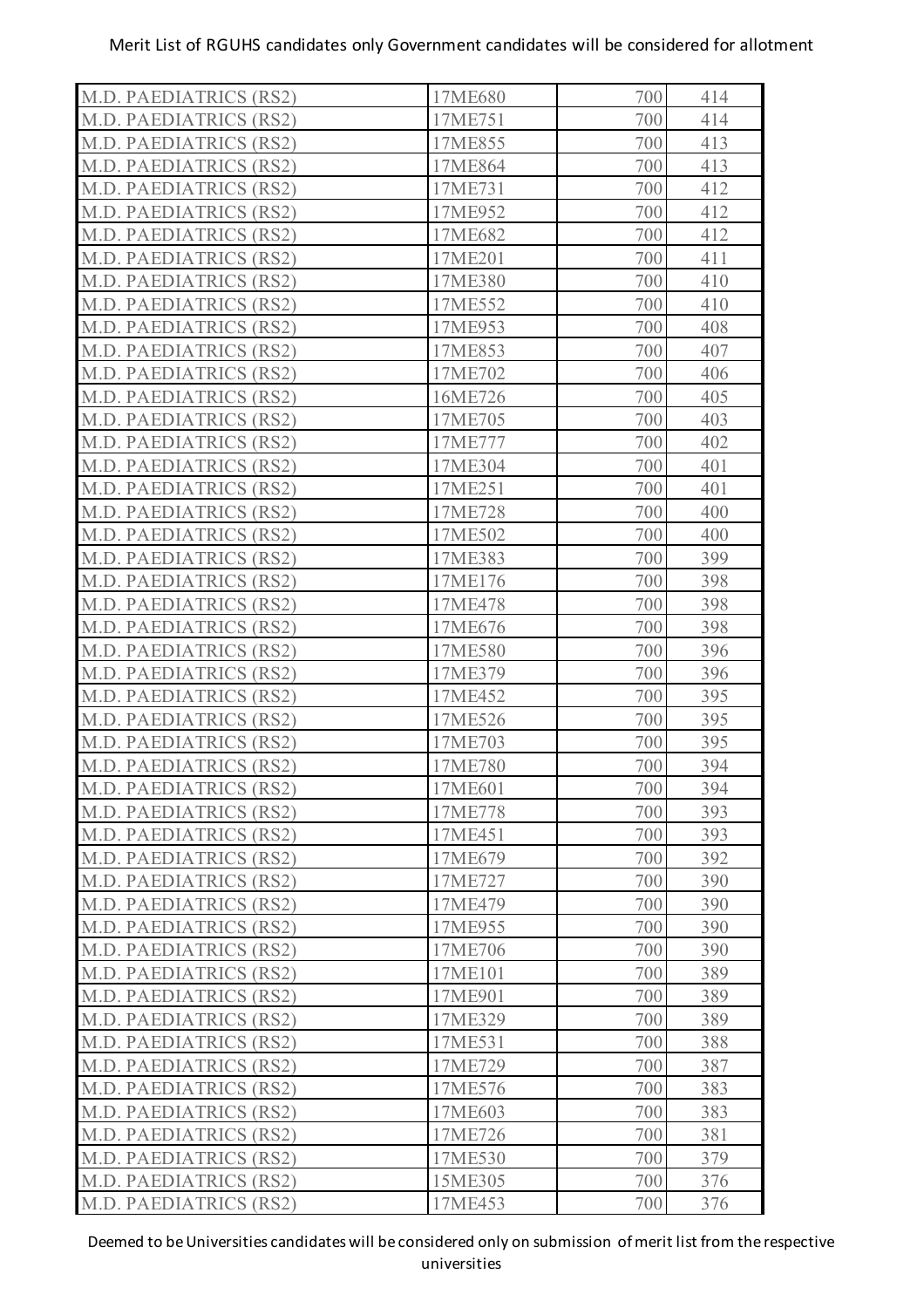| M.D. PAEDIATRICS (RS2) | 17ME680 | 700 | 414 |
|---|---|---|---|
| M.D. PAEDIATRICS (RS2) | 17ME751 | 700 | 414 |
| M.D. PAEDIATRICS (RS2) | 17ME855 | 700 | 413 |
| M.D. PAEDIATRICS (RS2) | 17ME864 | 700 | 413 |
| M.D. PAEDIATRICS (RS2) | 17ME731 | 700 | 412 |
| M.D. PAEDIATRICS (RS2) | 17ME952 | 700 | 412 |
| M.D. PAEDIATRICS (RS2) | 17ME682 | 700 | 412 |
| M.D. PAEDIATRICS (RS2) | 17ME201 | 700 | 411 |
| M.D. PAEDIATRICS (RS2) | 17ME380 | 700 | 410 |
| M.D. PAEDIATRICS (RS2) | 17ME552 | 700 | 410 |
| M.D. PAEDIATRICS (RS2) | 17ME953 | 700 | 408 |
| M.D. PAEDIATRICS (RS2) | 17ME853 | 700 | 407 |
| M.D. PAEDIATRICS (RS2) | 17ME702 | 700 | 406 |
| M.D. PAEDIATRICS (RS2) | 16ME726 | 700 | 405 |
| M.D. PAEDIATRICS (RS2) | 17ME705 | 700 | 403 |
| M.D. PAEDIATRICS (RS2) | 17ME777 | 700 | 402 |
| M.D. PAEDIATRICS (RS2) | 17ME304 | 700 | 401 |
| M.D. PAEDIATRICS (RS2) | 17ME251 | 700 | 401 |
| M.D. PAEDIATRICS (RS2) | 17ME728 | 700 | 400 |
| M.D. PAEDIATRICS (RS2) | 17ME502 | 700 | 400 |
| M.D. PAEDIATRICS (RS2) | 17ME383 | 700 | 399 |
| M.D. PAEDIATRICS (RS2) | 17ME176 | 700 | 398 |
| M.D. PAEDIATRICS (RS2) | 17ME478 | 700 | 398 |
| M.D. PAEDIATRICS (RS2) | 17ME676 | 700 | 398 |
| M.D. PAEDIATRICS (RS2) | 17ME580 | 700 | 396 |
| M.D. PAEDIATRICS (RS2) | 17ME379 | 700 | 396 |
| M.D. PAEDIATRICS (RS2) | 17ME452 | 700 | 395 |
| M.D. PAEDIATRICS (RS2) | 17ME526 | 700 | 395 |
| M.D. PAEDIATRICS (RS2) | 17ME703 | 700 | 395 |
| M.D. PAEDIATRICS (RS2) | 17ME780 | 700 | 394 |
| M.D. PAEDIATRICS (RS2) | 17ME601 | 700 | 394 |
| M.D. PAEDIATRICS (RS2) | 17ME778 | 700 | 393 |
| M.D. PAEDIATRICS (RS2) | 17ME451 | 700 | 393 |
| M.D. PAEDIATRICS (RS2) | 17ME679 | 700 | 392 |
| M.D. PAEDIATRICS (RS2) | 17ME727 | 700 | 390 |
| M.D. PAEDIATRICS (RS2) | 17ME479 | 700 | 390 |
| M.D. PAEDIATRICS (RS2) | 17ME955 | 700 | 390 |
| M.D. PAEDIATRICS (RS2) | 17ME706 | 700 | 390 |
| M.D. PAEDIATRICS (RS2) | 17ME101 | 700 | 389 |
| M.D. PAEDIATRICS (RS2) | 17ME901 | 700 | 389 |
| M.D. PAEDIATRICS (RS2) | 17ME329 | 700 | 389 |
| M.D. PAEDIATRICS (RS2) | 17ME531 | 700 | 388 |
| M.D. PAEDIATRICS (RS2) | 17ME729 | 700 | 387 |
| M.D. PAEDIATRICS (RS2) | 17ME576 | 700 | 383 |
| M.D. PAEDIATRICS (RS2) | 17ME603 | 700 | 383 |
| M.D. PAEDIATRICS (RS2) | 17ME726 | 700 | 381 |
| M.D. PAEDIATRICS (RS2) | 17ME530 | 700 | 379 |
| M.D. PAEDIATRICS (RS2) | 15ME305 | 700 | 376 |
| M.D. PAEDIATRICS (RS2) | 17ME453 | 700 | 376 |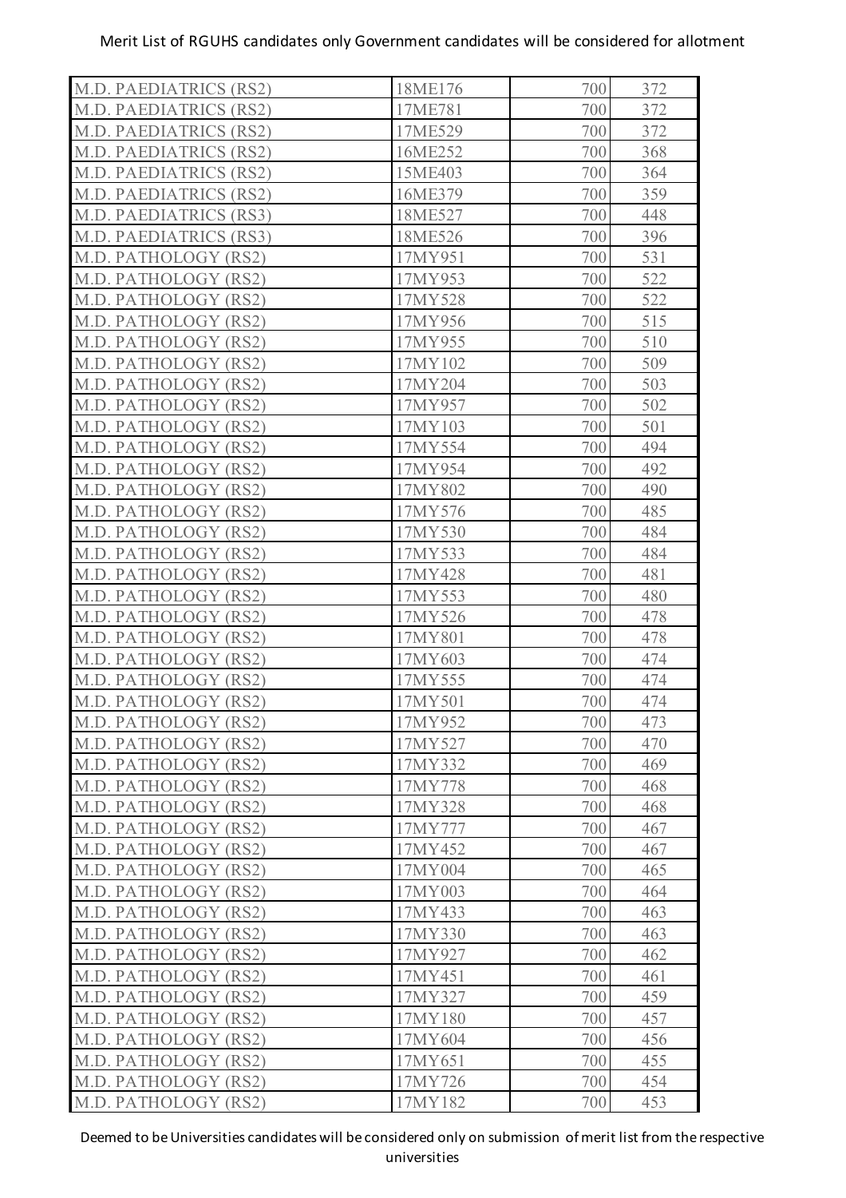| | | | |
|---|---|---|---|
| M.D. PAEDIATRICS (RS2) | 18ME176 | 700 | 372 |
| M.D. PAEDIATRICS (RS2) | 17ME781 | 700 | 372 |
| M.D. PAEDIATRICS (RS2) | 17ME529 | 700 | 372 |
| M.D. PAEDIATRICS (RS2) | 16ME252 | 700 | 368 |
| M.D. PAEDIATRICS (RS2) | 15ME403 | 700 | 364 |
| M.D. PAEDIATRICS (RS2) | 16ME379 | 700 | 359 |
| M.D. PAEDIATRICS (RS3) | 18ME527 | 700 | 448 |
| M.D. PAEDIATRICS (RS3) | 18ME526 | 700 | 396 |
| M.D. PATHOLOGY (RS2) | 17MY951 | 700 | 531 |
| M.D. PATHOLOGY (RS2) | 17MY953 | 700 | 522 |
| M.D. PATHOLOGY (RS2) | 17MY528 | 700 | 522 |
| M.D. PATHOLOGY (RS2) | 17MY956 | 700 | 515 |
| M.D. PATHOLOGY (RS2) | 17MY955 | 700 | 510 |
| M.D. PATHOLOGY (RS2) | 17MY102 | 700 | 509 |
| M.D. PATHOLOGY (RS2) | 17MY204 | 700 | 503 |
| M.D. PATHOLOGY (RS2) | 17MY957 | 700 | 502 |
| M.D. PATHOLOGY (RS2) | 17MY103 | 700 | 501 |
| M.D. PATHOLOGY (RS2) | 17MY554 | 700 | 494 |
| M.D. PATHOLOGY (RS2) | 17MY954 | 700 | 492 |
| M.D. PATHOLOGY (RS2) | 17MY802 | 700 | 490 |
| M.D. PATHOLOGY (RS2) | 17MY576 | 700 | 485 |
| M.D. PATHOLOGY (RS2) | 17MY530 | 700 | 484 |
| M.D. PATHOLOGY (RS2) | 17MY533 | 700 | 484 |
| M.D. PATHOLOGY (RS2) | 17MY428 | 700 | 481 |
| M.D. PATHOLOGY (RS2) | 17MY553 | 700 | 480 |
| M.D. PATHOLOGY (RS2) | 17MY526 | 700 | 478 |
| M.D. PATHOLOGY (RS2) | 17MY801 | 700 | 478 |
| M.D. PATHOLOGY (RS2) | 17MY603 | 700 | 474 |
| M.D. PATHOLOGY (RS2) | 17MY555 | 700 | 474 |
| M.D. PATHOLOGY (RS2) | 17MY501 | 700 | 474 |
| M.D. PATHOLOGY (RS2) | 17MY952 | 700 | 473 |
| M.D. PATHOLOGY (RS2) | 17MY527 | 700 | 470 |
| M.D. PATHOLOGY (RS2) | 17MY332 | 700 | 469 |
| M.D. PATHOLOGY (RS2) | 17MY778 | 700 | 468 |
| M.D. PATHOLOGY (RS2) | 17MY328 | 700 | 468 |
| M.D. PATHOLOGY (RS2) | 17MY777 | 700 | 467 |
| M.D. PATHOLOGY (RS2) | 17MY452 | 700 | 467 |
| M.D. PATHOLOGY (RS2) | 17MY004 | 700 | 465 |
| M.D. PATHOLOGY (RS2) | 17MY003 | 700 | 464 |
| M.D. PATHOLOGY (RS2) | 17MY433 | 700 | 463 |
| M.D. PATHOLOGY (RS2) | 17MY330 | 700 | 463 |
| M.D. PATHOLOGY (RS2) | 17MY927 | 700 | 462 |
| M.D. PATHOLOGY (RS2) | 17MY451 | 700 | 461 |
| M.D. PATHOLOGY (RS2) | 17MY327 | 700 | 459 |
| M.D. PATHOLOGY (RS2) | 17MY180 | 700 | 457 |
| M.D. PATHOLOGY (RS2) | 17MY604 | 700 | 456 |
| M.D. PATHOLOGY (RS2) | 17MY651 | 700 | 455 |
| M.D. PATHOLOGY (RS2) | 17MY726 | 700 | 454 |
| M.D. PATHOLOGY (RS2) | 17MY182 | 700 | 453 |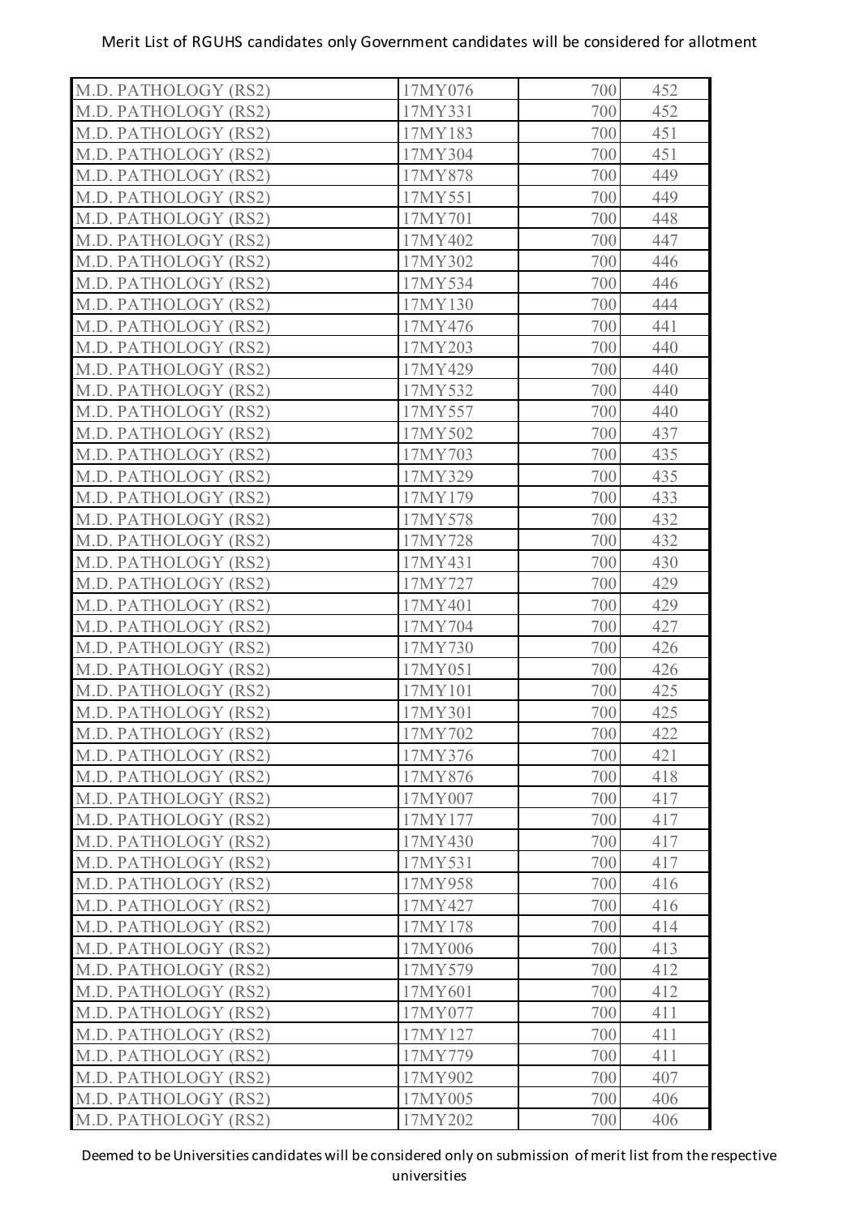Merit List of RGUHS candidates only Government candidates will be considered for allotment

| | | | |
|---|---|---|---|
| M.D. PATHOLOGY (RS2) | 17MY076 | 700 | 452 |
| M.D. PATHOLOGY (RS2) | 17MY331 | 700 | 452 |
| M.D. PATHOLOGY (RS2) | 17MY183 | 700 | 451 |
| M.D. PATHOLOGY (RS2) | 17MY304 | 700 | 451 |
| M.D. PATHOLOGY (RS2) | 17MY878 | 700 | 449 |
| M.D. PATHOLOGY (RS2) | 17MY551 | 700 | 449 |
| M.D. PATHOLOGY (RS2) | 17MY701 | 700 | 448 |
| M.D. PATHOLOGY (RS2) | 17MY402 | 700 | 447 |
| M.D. PATHOLOGY (RS2) | 17MY302 | 700 | 446 |
| M.D. PATHOLOGY (RS2) | 17MY534 | 700 | 446 |
| M.D. PATHOLOGY (RS2) | 17MY130 | 700 | 444 |
| M.D. PATHOLOGY (RS2) | 17MY476 | 700 | 441 |
| M.D. PATHOLOGY (RS2) | 17MY203 | 700 | 440 |
| M.D. PATHOLOGY (RS2) | 17MY429 | 700 | 440 |
| M.D. PATHOLOGY (RS2) | 17MY532 | 700 | 440 |
| M.D. PATHOLOGY (RS2) | 17MY557 | 700 | 440 |
| M.D. PATHOLOGY (RS2) | 17MY502 | 700 | 437 |
| M.D. PATHOLOGY (RS2) | 17MY703 | 700 | 435 |
| M.D. PATHOLOGY (RS2) | 17MY329 | 700 | 435 |
| M.D. PATHOLOGY (RS2) | 17MY179 | 700 | 433 |
| M.D. PATHOLOGY (RS2) | 17MY578 | 700 | 432 |
| M.D. PATHOLOGY (RS2) | 17MY728 | 700 | 432 |
| M.D. PATHOLOGY (RS2) | 17MY431 | 700 | 430 |
| M.D. PATHOLOGY (RS2) | 17MY727 | 700 | 429 |
| M.D. PATHOLOGY (RS2) | 17MY401 | 700 | 429 |
| M.D. PATHOLOGY (RS2) | 17MY704 | 700 | 427 |
| M.D. PATHOLOGY (RS2) | 17MY730 | 700 | 426 |
| M.D. PATHOLOGY (RS2) | 17MY051 | 700 | 426 |
| M.D. PATHOLOGY (RS2) | 17MY101 | 700 | 425 |
| M.D. PATHOLOGY (RS2) | 17MY301 | 700 | 425 |
| M.D. PATHOLOGY (RS2) | 17MY702 | 700 | 422 |
| M.D. PATHOLOGY (RS2) | 17MY376 | 700 | 421 |
| M.D. PATHOLOGY (RS2) | 17MY876 | 700 | 418 |
| M.D. PATHOLOGY (RS2) | 17MY007 | 700 | 417 |
| M.D. PATHOLOGY (RS2) | 17MY177 | 700 | 417 |
| M.D. PATHOLOGY (RS2) | 17MY430 | 700 | 417 |
| M.D. PATHOLOGY (RS2) | 17MY531 | 700 | 417 |
| M.D. PATHOLOGY (RS2) | 17MY958 | 700 | 416 |
| M.D. PATHOLOGY (RS2) | 17MY427 | 700 | 416 |
| M.D. PATHOLOGY (RS2) | 17MY178 | 700 | 414 |
| M.D. PATHOLOGY (RS2) | 17MY006 | 700 | 413 |
| M.D. PATHOLOGY (RS2) | 17MY579 | 700 | 412 |
| M.D. PATHOLOGY (RS2) | 17MY601 | 700 | 412 |
| M.D. PATHOLOGY (RS2) | 17MY077 | 700 | 411 |
| M.D. PATHOLOGY (RS2) | 17MY127 | 700 | 411 |
| M.D. PATHOLOGY (RS2) | 17MY779 | 700 | 411 |
| M.D. PATHOLOGY (RS2) | 17MY902 | 700 | 407 |
| M.D. PATHOLOGY (RS2) | 17MY005 | 700 | 406 |
| M.D. PATHOLOGY (RS2) | 17MY202 | 700 | 406 |

Deemed to be Universities candidates will be considered only on submission of merit list from the respective universities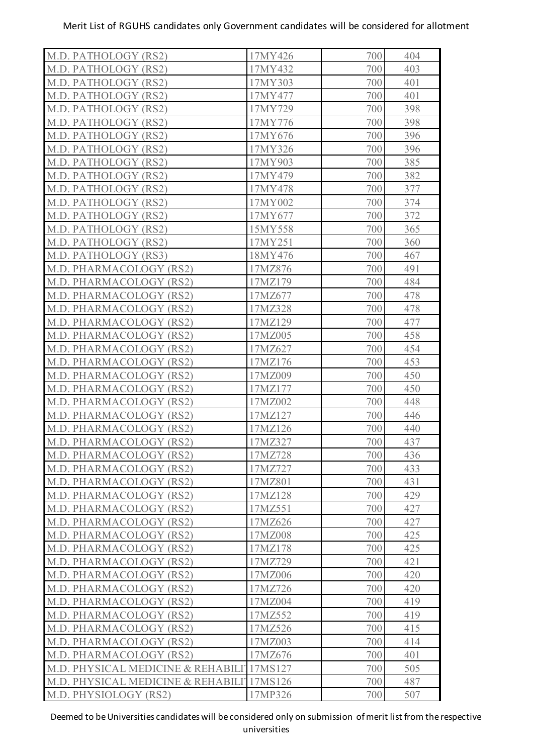Merit List of RGUHS candidates only Government candidates will be considered for allotment

| | | | |
|---|---|---|---|
| M.D. PATHOLOGY (RS2) | 17MY426 | 700 | 404 |
| M.D. PATHOLOGY (RS2) | 17MY432 | 700 | 403 |
| M.D. PATHOLOGY (RS2) | 17MY303 | 700 | 401 |
| M.D. PATHOLOGY (RS2) | 17MY477 | 700 | 401 |
| M.D. PATHOLOGY (RS2) | 17MY729 | 700 | 398 |
| M.D. PATHOLOGY (RS2) | 17MY776 | 700 | 398 |
| M.D. PATHOLOGY (RS2) | 17MY676 | 700 | 396 |
| M.D. PATHOLOGY (RS2) | 17MY326 | 700 | 396 |
| M.D. PATHOLOGY (RS2) | 17MY903 | 700 | 385 |
| M.D. PATHOLOGY (RS2) | 17MY479 | 700 | 382 |
| M.D. PATHOLOGY (RS2) | 17MY478 | 700 | 377 |
| M.D. PATHOLOGY (RS2) | 17MY002 | 700 | 374 |
| M.D. PATHOLOGY (RS2) | 17MY677 | 700 | 372 |
| M.D. PATHOLOGY (RS2) | 15MY558 | 700 | 365 |
| M.D. PATHOLOGY (RS2) | 17MY251 | 700 | 360 |
| M.D. PATHOLOGY (RS3) | 18MY476 | 700 | 467 |
| M.D. PHARMACOLOGY (RS2) | 17MZ876 | 700 | 491 |
| M.D. PHARMACOLOGY (RS2) | 17MZ179 | 700 | 484 |
| M.D. PHARMACOLOGY (RS2) | 17MZ677 | 700 | 478 |
| M.D. PHARMACOLOGY (RS2) | 17MZ328 | 700 | 478 |
| M.D. PHARMACOLOGY (RS2) | 17MZ129 | 700 | 477 |
| M.D. PHARMACOLOGY (RS2) | 17MZ005 | 700 | 458 |
| M.D. PHARMACOLOGY (RS2) | 17MZ627 | 700 | 454 |
| M.D. PHARMACOLOGY (RS2) | 17MZ176 | 700 | 453 |
| M.D. PHARMACOLOGY (RS2) | 17MZ009 | 700 | 450 |
| M.D. PHARMACOLOGY (RS2) | 17MZ177 | 700 | 450 |
| M.D. PHARMACOLOGY (RS2) | 17MZ002 | 700 | 448 |
| M.D. PHARMACOLOGY (RS2) | 17MZ127 | 700 | 446 |
| M.D. PHARMACOLOGY (RS2) | 17MZ126 | 700 | 440 |
| M.D. PHARMACOLOGY (RS2) | 17MZ327 | 700 | 437 |
| M.D. PHARMACOLOGY (RS2) | 17MZ728 | 700 | 436 |
| M.D. PHARMACOLOGY (RS2) | 17MZ727 | 700 | 433 |
| M.D. PHARMACOLOGY (RS2) | 17MZ801 | 700 | 431 |
| M.D. PHARMACOLOGY (RS2) | 17MZ128 | 700 | 429 |
| M.D. PHARMACOLOGY (RS2) | 17MZ551 | 700 | 427 |
| M.D. PHARMACOLOGY (RS2) | 17MZ626 | 700 | 427 |
| M.D. PHARMACOLOGY (RS2) | 17MZ008 | 700 | 425 |
| M.D. PHARMACOLOGY (RS2) | 17MZ178 | 700 | 425 |
| M.D. PHARMACOLOGY (RS2) | 17MZ729 | 700 | 421 |
| M.D. PHARMACOLOGY (RS2) | 17MZ006 | 700 | 420 |
| M.D. PHARMACOLOGY (RS2) | 17MZ726 | 700 | 420 |
| M.D. PHARMACOLOGY (RS2) | 17MZ004 | 700 | 419 |
| M.D. PHARMACOLOGY (RS2) | 17MZ552 | 700 | 419 |
| M.D. PHARMACOLOGY (RS2) | 17MZ526 | 700 | 415 |
| M.D. PHARMACOLOGY (RS2) | 17MZ003 | 700 | 414 |
| M.D. PHARMACOLOGY (RS2) | 17MZ676 | 700 | 401 |
| M.D. PHYSICAL MEDICINE & REHABILIT | 17MS127 | 700 | 505 |
| M.D. PHYSICAL MEDICINE & REHABILIT | 17MS126 | 700 | 487 |
| M.D. PHYSIOLOGY (RS2) | 17MP326 | 700 | 507 |

Deemed to be Universities candidates will be considered only on submission of merit list from the respective universities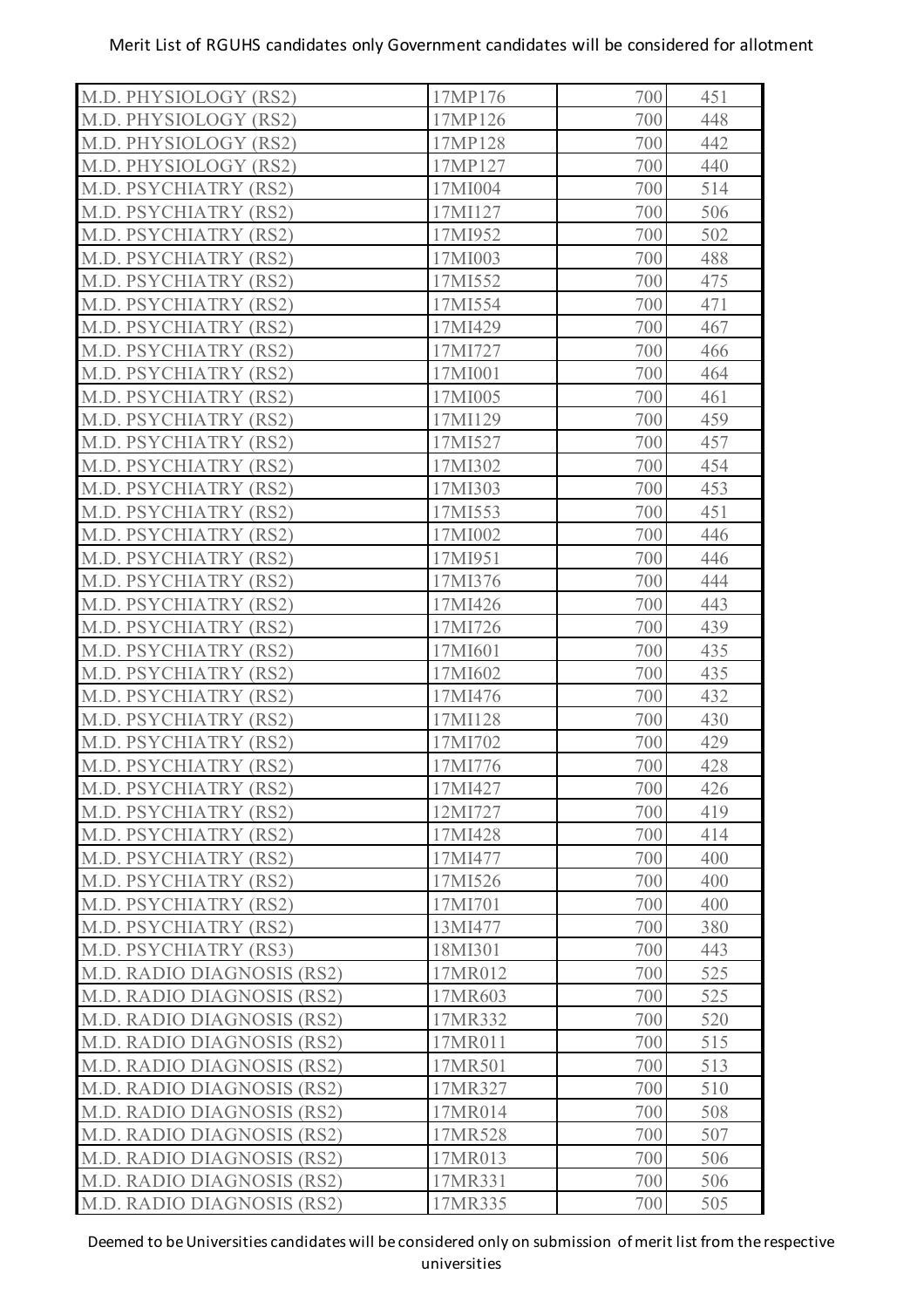| | | | |
|---|---|---|---|
| M.D. PHYSIOLOGY (RS2) | 17MP176 | 700 | 451 |
| M.D. PHYSIOLOGY (RS2) | 17MP126 | 700 | 448 |
| M.D. PHYSIOLOGY (RS2) | 17MP128 | 700 | 442 |
| M.D. PHYSIOLOGY (RS2) | 17MP127 | 700 | 440 |
| M.D. PSYCHIATRY (RS2) | 17MI004 | 700 | 514 |
| M.D. PSYCHIATRY (RS2) | 17MI127 | 700 | 506 |
| M.D. PSYCHIATRY (RS2) | 17MI952 | 700 | 502 |
| M.D. PSYCHIATRY (RS2) | 17MI003 | 700 | 488 |
| M.D. PSYCHIATRY (RS2) | 17MI552 | 700 | 475 |
| M.D. PSYCHIATRY (RS2) | 17MI554 | 700 | 471 |
| M.D. PSYCHIATRY (RS2) | 17MI429 | 700 | 467 |
| M.D. PSYCHIATRY (RS2) | 17MI727 | 700 | 466 |
| M.D. PSYCHIATRY (RS2) | 17MI001 | 700 | 464 |
| M.D. PSYCHIATRY (RS2) | 17MI005 | 700 | 461 |
| M.D. PSYCHIATRY (RS2) | 17MI129 | 700 | 459 |
| M.D. PSYCHIATRY (RS2) | 17MI527 | 700 | 457 |
| M.D. PSYCHIATRY (RS2) | 17MI302 | 700 | 454 |
| M.D. PSYCHIATRY (RS2) | 17MI303 | 700 | 453 |
| M.D. PSYCHIATRY (RS2) | 17MI553 | 700 | 451 |
| M.D. PSYCHIATRY (RS2) | 17MI002 | 700 | 446 |
| M.D. PSYCHIATRY (RS2) | 17MI951 | 700 | 446 |
| M.D. PSYCHIATRY (RS2) | 17MI376 | 700 | 444 |
| M.D. PSYCHIATRY (RS2) | 17MI426 | 700 | 443 |
| M.D. PSYCHIATRY (RS2) | 17MI726 | 700 | 439 |
| M.D. PSYCHIATRY (RS2) | 17MI601 | 700 | 435 |
| M.D. PSYCHIATRY (RS2) | 17MI602 | 700 | 435 |
| M.D. PSYCHIATRY (RS2) | 17MI476 | 700 | 432 |
| M.D. PSYCHIATRY (RS2) | 17MI128 | 700 | 430 |
| M.D. PSYCHIATRY (RS2) | 17MI702 | 700 | 429 |
| M.D. PSYCHIATRY (RS2) | 17MI776 | 700 | 428 |
| M.D. PSYCHIATRY (RS2) | 17MI427 | 700 | 426 |
| M.D. PSYCHIATRY (RS2) | 12MI727 | 700 | 419 |
| M.D. PSYCHIATRY (RS2) | 17MI428 | 700 | 414 |
| M.D. PSYCHIATRY (RS2) | 17MI477 | 700 | 400 |
| M.D. PSYCHIATRY (RS2) | 17MI526 | 700 | 400 |
| M.D. PSYCHIATRY (RS2) | 17MI701 | 700 | 400 |
| M.D. PSYCHIATRY (RS2) | 13MI477 | 700 | 380 |
| M.D. PSYCHIATRY (RS3) | 18MI301 | 700 | 443 |
| M.D. RADIO DIAGNOSIS (RS2) | 17MR012 | 700 | 525 |
| M.D. RADIO DIAGNOSIS (RS2) | 17MR603 | 700 | 525 |
| M.D. RADIO DIAGNOSIS (RS2) | 17MR332 | 700 | 520 |
| M.D. RADIO DIAGNOSIS (RS2) | 17MR011 | 700 | 515 |
| M.D. RADIO DIAGNOSIS (RS2) | 17MR501 | 700 | 513 |
| M.D. RADIO DIAGNOSIS (RS2) | 17MR327 | 700 | 510 |
| M.D. RADIO DIAGNOSIS (RS2) | 17MR014 | 700 | 508 |
| M.D. RADIO DIAGNOSIS (RS2) | 17MR528 | 700 | 507 |
| M.D. RADIO DIAGNOSIS (RS2) | 17MR013 | 700 | 506 |
| M.D. RADIO DIAGNOSIS (RS2) | 17MR331 | 700 | 506 |
| M.D. RADIO DIAGNOSIS (RS2) | 17MR335 | 700 | 505 |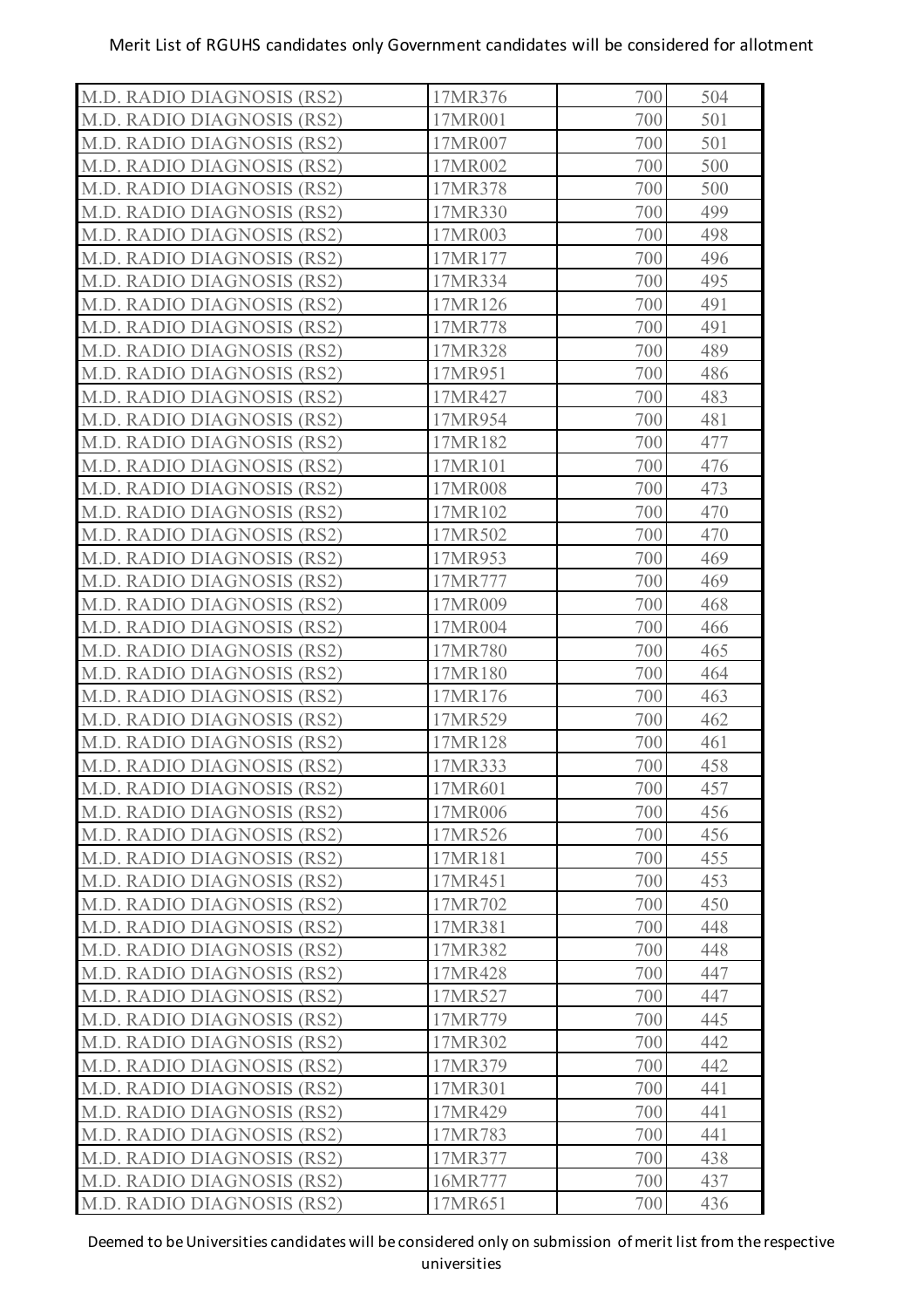Merit List of RGUHS candidates only Government candidates will be considered for allotment

| | | | |
|---|---|---|---|
| M.D. RADIO DIAGNOSIS (RS2) | 17MR376 | 700 | 504 |
| M.D. RADIO DIAGNOSIS (RS2) | 17MR001 | 700 | 501 |
| M.D. RADIO DIAGNOSIS (RS2) | 17MR007 | 700 | 501 |
| M.D. RADIO DIAGNOSIS (RS2) | 17MR002 | 700 | 500 |
| M.D. RADIO DIAGNOSIS (RS2) | 17MR378 | 700 | 500 |
| M.D. RADIO DIAGNOSIS (RS2) | 17MR330 | 700 | 499 |
| M.D. RADIO DIAGNOSIS (RS2) | 17MR003 | 700 | 498 |
| M.D. RADIO DIAGNOSIS (RS2) | 17MR177 | 700 | 496 |
| M.D. RADIO DIAGNOSIS (RS2) | 17MR334 | 700 | 495 |
| M.D. RADIO DIAGNOSIS (RS2) | 17MR126 | 700 | 491 |
| M.D. RADIO DIAGNOSIS (RS2) | 17MR778 | 700 | 491 |
| M.D. RADIO DIAGNOSIS (RS2) | 17MR328 | 700 | 489 |
| M.D. RADIO DIAGNOSIS (RS2) | 17MR951 | 700 | 486 |
| M.D. RADIO DIAGNOSIS (RS2) | 17MR427 | 700 | 483 |
| M.D. RADIO DIAGNOSIS (RS2) | 17MR954 | 700 | 481 |
| M.D. RADIO DIAGNOSIS (RS2) | 17MR182 | 700 | 477 |
| M.D. RADIO DIAGNOSIS (RS2) | 17MR101 | 700 | 476 |
| M.D. RADIO DIAGNOSIS (RS2) | 17MR008 | 700 | 473 |
| M.D. RADIO DIAGNOSIS (RS2) | 17MR102 | 700 | 470 |
| M.D. RADIO DIAGNOSIS (RS2) | 17MR502 | 700 | 470 |
| M.D. RADIO DIAGNOSIS (RS2) | 17MR953 | 700 | 469 |
| M.D. RADIO DIAGNOSIS (RS2) | 17MR777 | 700 | 469 |
| M.D. RADIO DIAGNOSIS (RS2) | 17MR009 | 700 | 468 |
| M.D. RADIO DIAGNOSIS (RS2) | 17MR004 | 700 | 466 |
| M.D. RADIO DIAGNOSIS (RS2) | 17MR780 | 700 | 465 |
| M.D. RADIO DIAGNOSIS (RS2) | 17MR180 | 700 | 464 |
| M.D. RADIO DIAGNOSIS (RS2) | 17MR176 | 700 | 463 |
| M.D. RADIO DIAGNOSIS (RS2) | 17MR529 | 700 | 462 |
| M.D. RADIO DIAGNOSIS (RS2) | 17MR128 | 700 | 461 |
| M.D. RADIO DIAGNOSIS (RS2) | 17MR333 | 700 | 458 |
| M.D. RADIO DIAGNOSIS (RS2) | 17MR601 | 700 | 457 |
| M.D. RADIO DIAGNOSIS (RS2) | 17MR006 | 700 | 456 |
| M.D. RADIO DIAGNOSIS (RS2) | 17MR526 | 700 | 456 |
| M.D. RADIO DIAGNOSIS (RS2) | 17MR181 | 700 | 455 |
| M.D. RADIO DIAGNOSIS (RS2) | 17MR451 | 700 | 453 |
| M.D. RADIO DIAGNOSIS (RS2) | 17MR702 | 700 | 450 |
| M.D. RADIO DIAGNOSIS (RS2) | 17MR381 | 700 | 448 |
| M.D. RADIO DIAGNOSIS (RS2) | 17MR382 | 700 | 448 |
| M.D. RADIO DIAGNOSIS (RS2) | 17MR428 | 700 | 447 |
| M.D. RADIO DIAGNOSIS (RS2) | 17MR527 | 700 | 447 |
| M.D. RADIO DIAGNOSIS (RS2) | 17MR779 | 700 | 445 |
| M.D. RADIO DIAGNOSIS (RS2) | 17MR302 | 700 | 442 |
| M.D. RADIO DIAGNOSIS (RS2) | 17MR379 | 700 | 442 |
| M.D. RADIO DIAGNOSIS (RS2) | 17MR301 | 700 | 441 |
| M.D. RADIO DIAGNOSIS (RS2) | 17MR429 | 700 | 441 |
| M.D. RADIO DIAGNOSIS (RS2) | 17MR783 | 700 | 441 |
| M.D. RADIO DIAGNOSIS (RS2) | 17MR377 | 700 | 438 |
| M.D. RADIO DIAGNOSIS (RS2) | 16MR777 | 700 | 437 |
| M.D. RADIO DIAGNOSIS (RS2) | 17MR651 | 700 | 436 |

Deemed to be Universities candidates will be considered only on submission of merit list from the respective universities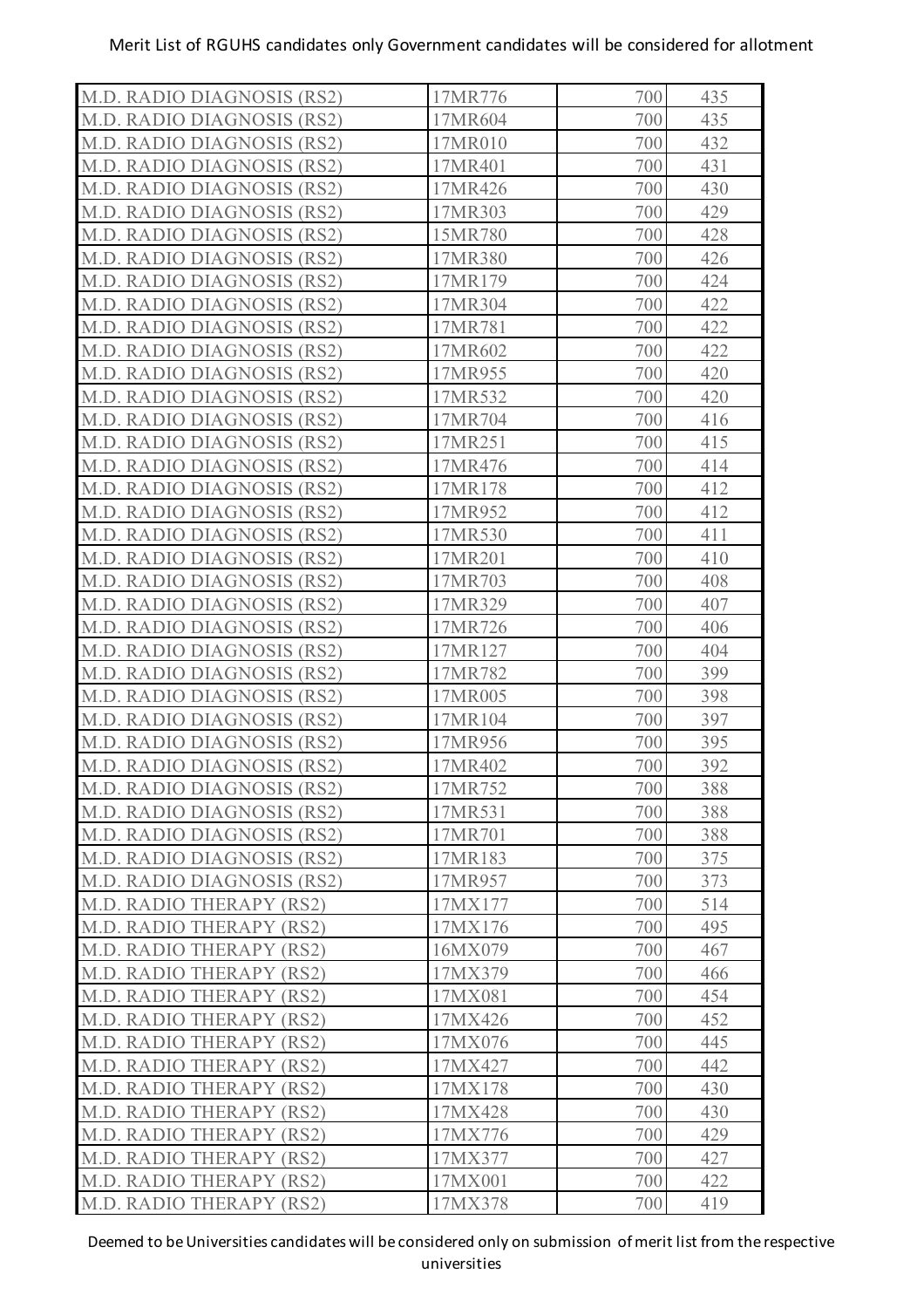| | | | |
|---|---|---|---|
| M.D. RADIO DIAGNOSIS (RS2) | 17MR776 | 700 | 435 |
| M.D. RADIO DIAGNOSIS (RS2) | 17MR604 | 700 | 435 |
| M.D. RADIO DIAGNOSIS (RS2) | 17MR010 | 700 | 432 |
| M.D. RADIO DIAGNOSIS (RS2) | 17MR401 | 700 | 431 |
| M.D. RADIO DIAGNOSIS (RS2) | 17MR426 | 700 | 430 |
| M.D. RADIO DIAGNOSIS (RS2) | 17MR303 | 700 | 429 |
| M.D. RADIO DIAGNOSIS (RS2) | 15MR780 | 700 | 428 |
| M.D. RADIO DIAGNOSIS (RS2) | 17MR380 | 700 | 426 |
| M.D. RADIO DIAGNOSIS (RS2) | 17MR179 | 700 | 424 |
| M.D. RADIO DIAGNOSIS (RS2) | 17MR304 | 700 | 422 |
| M.D. RADIO DIAGNOSIS (RS2) | 17MR781 | 700 | 422 |
| M.D. RADIO DIAGNOSIS (RS2) | 17MR602 | 700 | 422 |
| M.D. RADIO DIAGNOSIS (RS2) | 17MR955 | 700 | 420 |
| M.D. RADIO DIAGNOSIS (RS2) | 17MR532 | 700 | 420 |
| M.D. RADIO DIAGNOSIS (RS2) | 17MR704 | 700 | 416 |
| M.D. RADIO DIAGNOSIS (RS2) | 17MR251 | 700 | 415 |
| M.D. RADIO DIAGNOSIS (RS2) | 17MR476 | 700 | 414 |
| M.D. RADIO DIAGNOSIS (RS2) | 17MR178 | 700 | 412 |
| M.D. RADIO DIAGNOSIS (RS2) | 17MR952 | 700 | 412 |
| M.D. RADIO DIAGNOSIS (RS2) | 17MR530 | 700 | 411 |
| M.D. RADIO DIAGNOSIS (RS2) | 17MR201 | 700 | 410 |
| M.D. RADIO DIAGNOSIS (RS2) | 17MR703 | 700 | 408 |
| M.D. RADIO DIAGNOSIS (RS2) | 17MR329 | 700 | 407 |
| M.D. RADIO DIAGNOSIS (RS2) | 17MR726 | 700 | 406 |
| M.D. RADIO DIAGNOSIS (RS2) | 17MR127 | 700 | 404 |
| M.D. RADIO DIAGNOSIS (RS2) | 17MR782 | 700 | 399 |
| M.D. RADIO DIAGNOSIS (RS2) | 17MR005 | 700 | 398 |
| M.D. RADIO DIAGNOSIS (RS2) | 17MR104 | 700 | 397 |
| M.D. RADIO DIAGNOSIS (RS2) | 17MR956 | 700 | 395 |
| M.D. RADIO DIAGNOSIS (RS2) | 17MR402 | 700 | 392 |
| M.D. RADIO DIAGNOSIS (RS2) | 17MR752 | 700 | 388 |
| M.D. RADIO DIAGNOSIS (RS2) | 17MR531 | 700 | 388 |
| M.D. RADIO DIAGNOSIS (RS2) | 17MR701 | 700 | 388 |
| M.D. RADIO DIAGNOSIS (RS2) | 17MR183 | 700 | 375 |
| M.D. RADIO DIAGNOSIS (RS2) | 17MR957 | 700 | 373 |
| M.D. RADIO THERAPY (RS2) | 17MX177 | 700 | 514 |
| M.D. RADIO THERAPY (RS2) | 17MX176 | 700 | 495 |
| M.D. RADIO THERAPY (RS2) | 16MX079 | 700 | 467 |
| M.D. RADIO THERAPY (RS2) | 17MX379 | 700 | 466 |
| M.D. RADIO THERAPY (RS2) | 17MX081 | 700 | 454 |
| M.D. RADIO THERAPY (RS2) | 17MX426 | 700 | 452 |
| M.D. RADIO THERAPY (RS2) | 17MX076 | 700 | 445 |
| M.D. RADIO THERAPY (RS2) | 17MX427 | 700 | 442 |
| M.D. RADIO THERAPY (RS2) | 17MX178 | 700 | 430 |
| M.D. RADIO THERAPY (RS2) | 17MX428 | 700 | 430 |
| M.D. RADIO THERAPY (RS2) | 17MX776 | 700 | 429 |
| M.D. RADIO THERAPY (RS2) | 17MX377 | 700 | 427 |
| M.D. RADIO THERAPY (RS2) | 17MX001 | 700 | 422 |
| M.D. RADIO THERAPY (RS2) | 17MX378 | 700 | 419 |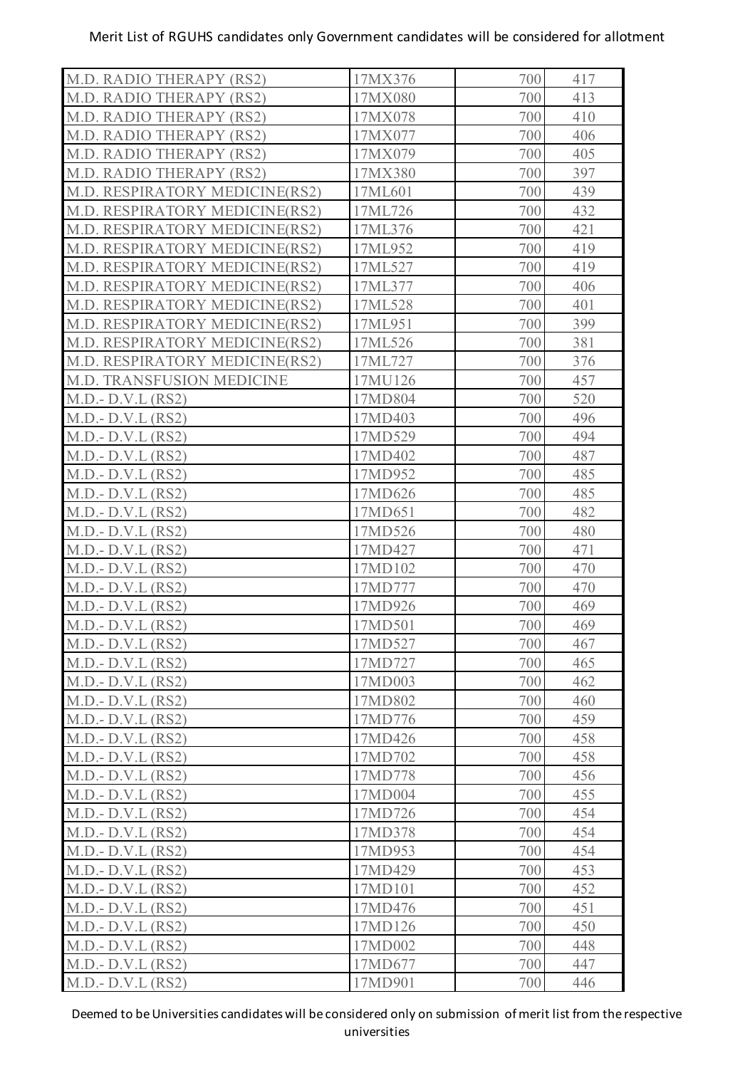Merit List of RGUHS candidates only Government candidates will be considered for allotment

| | | | |
|---|---|---|---|
| M.D. RADIO THERAPY (RS2) | 17MX376 | 700 | 417 |
| M.D. RADIO THERAPY (RS2) | 17MX080 | 700 | 413 |
| M.D. RADIO THERAPY (RS2) | 17MX078 | 700 | 410 |
| M.D. RADIO THERAPY (RS2) | 17MX077 | 700 | 406 |
| M.D. RADIO THERAPY (RS2) | 17MX079 | 700 | 405 |
| M.D. RADIO THERAPY (RS2) | 17MX380 | 700 | 397 |
| M.D. RESPIRATORY MEDICINE(RS2) | 17ML601 | 700 | 439 |
| M.D. RESPIRATORY MEDICINE(RS2) | 17ML726 | 700 | 432 |
| M.D. RESPIRATORY MEDICINE(RS2) | 17ML376 | 700 | 421 |
| M.D. RESPIRATORY MEDICINE(RS2) | 17ML952 | 700 | 419 |
| M.D. RESPIRATORY MEDICINE(RS2) | 17ML527 | 700 | 419 |
| M.D. RESPIRATORY MEDICINE(RS2) | 17ML377 | 700 | 406 |
| M.D. RESPIRATORY MEDICINE(RS2) | 17ML528 | 700 | 401 |
| M.D. RESPIRATORY MEDICINE(RS2) | 17ML951 | 700 | 399 |
| M.D. RESPIRATORY MEDICINE(RS2) | 17ML526 | 700 | 381 |
| M.D. RESPIRATORY MEDICINE(RS2) | 17ML727 | 700 | 376 |
| M.D. TRANSFUSION MEDICINE | 17MU126 | 700 | 457 |
| M.D.- D.V.L (RS2) | 17MD804 | 700 | 520 |
| M.D.- D.V.L (RS2) | 17MD403 | 700 | 496 |
| M.D.- D.V.L (RS2) | 17MD529 | 700 | 494 |
| M.D.- D.V.L (RS2) | 17MD402 | 700 | 487 |
| M.D.- D.V.L (RS2) | 17MD952 | 700 | 485 |
| M.D.- D.V.L (RS2) | 17MD626 | 700 | 485 |
| M.D.- D.V.L (RS2) | 17MD651 | 700 | 482 |
| M.D.- D.V.L (RS2) | 17MD526 | 700 | 480 |
| M.D.- D.V.L (RS2) | 17MD427 | 700 | 471 |
| M.D.- D.V.L (RS2) | 17MD102 | 700 | 470 |
| M.D.- D.V.L (RS2) | 17MD777 | 700 | 470 |
| M.D.- D.V.L (RS2) | 17MD926 | 700 | 469 |
| M.D.- D.V.L (RS2) | 17MD501 | 700 | 469 |
| M.D.- D.V.L (RS2) | 17MD527 | 700 | 467 |
| M.D.- D.V.L (RS2) | 17MD727 | 700 | 465 |
| M.D.- D.V.L (RS2) | 17MD003 | 700 | 462 |
| M.D.- D.V.L (RS2) | 17MD802 | 700 | 460 |
| M.D.- D.V.L (RS2) | 17MD776 | 700 | 459 |
| M.D.- D.V.L (RS2) | 17MD426 | 700 | 458 |
| M.D.- D.V.L (RS2) | 17MD702 | 700 | 458 |
| M.D.- D.V.L (RS2) | 17MD778 | 700 | 456 |
| M.D.- D.V.L (RS2) | 17MD004 | 700 | 455 |
| M.D.- D.V.L (RS2) | 17MD726 | 700 | 454 |
| M.D.- D.V.L (RS2) | 17MD378 | 700 | 454 |
| M.D.- D.V.L (RS2) | 17MD953 | 700 | 454 |
| M.D.- D.V.L (RS2) | 17MD429 | 700 | 453 |
| M.D.- D.V.L (RS2) | 17MD101 | 700 | 452 |
| M.D.- D.V.L (RS2) | 17MD476 | 700 | 451 |
| M.D.- D.V.L (RS2) | 17MD126 | 700 | 450 |
| M.D.- D.V.L (RS2) | 17MD002 | 700 | 448 |
| M.D.- D.V.L (RS2) | 17MD677 | 700 | 447 |
| M.D.- D.V.L (RS2) | 17MD901 | 700 | 446 |

Deemed to be Universities candidates will be considered only on submission of merit list from the respective universities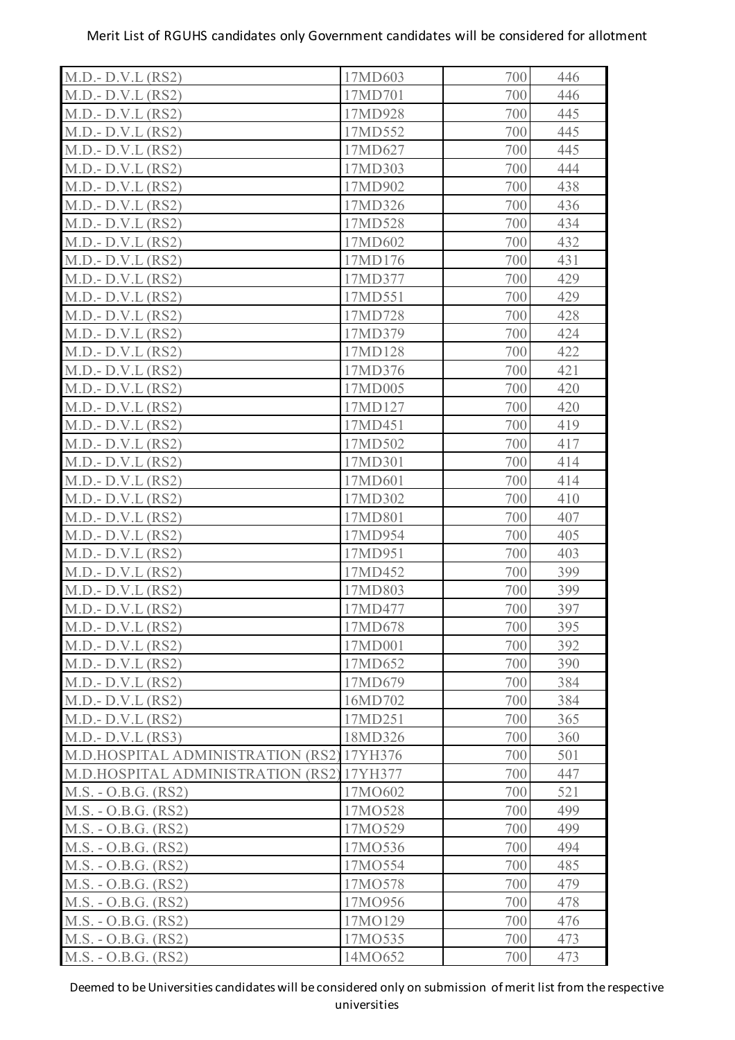Merit List of RGUHS candidates only Government candidates will be considered for allotment

| | | | |
|---|---|---|---|
| M.D.- D.V.L (RS2) | 17MD603 | 700 | 446 |
| M.D.- D.V.L (RS2) | 17MD701 | 700 | 446 |
| M.D.- D.V.L (RS2) | 17MD928 | 700 | 445 |
| M.D.- D.V.L (RS2) | 17MD552 | 700 | 445 |
| M.D.- D.V.L (RS2) | 17MD627 | 700 | 445 |
| M.D.- D.V.L (RS2) | 17MD303 | 700 | 444 |
| M.D.- D.V.L (RS2) | 17MD902 | 700 | 438 |
| M.D.- D.V.L (RS2) | 17MD326 | 700 | 436 |
| M.D.- D.V.L (RS2) | 17MD528 | 700 | 434 |
| M.D.- D.V.L (RS2) | 17MD602 | 700 | 432 |
| M.D.- D.V.L (RS2) | 17MD176 | 700 | 431 |
| M.D.- D.V.L (RS2) | 17MD377 | 700 | 429 |
| M.D.- D.V.L (RS2) | 17MD551 | 700 | 429 |
| M.D.- D.V.L (RS2) | 17MD728 | 700 | 428 |
| M.D.- D.V.L (RS2) | 17MD379 | 700 | 424 |
| M.D.- D.V.L (RS2) | 17MD128 | 700 | 422 |
| M.D.- D.V.L (RS2) | 17MD376 | 700 | 421 |
| M.D.- D.V.L (RS2) | 17MD005 | 700 | 420 |
| M.D.- D.V.L (RS2) | 17MD127 | 700 | 420 |
| M.D.- D.V.L (RS2) | 17MD451 | 700 | 419 |
| M.D.- D.V.L (RS2) | 17MD502 | 700 | 417 |
| M.D.- D.V.L (RS2) | 17MD301 | 700 | 414 |
| M.D.- D.V.L (RS2) | 17MD601 | 700 | 414 |
| M.D.- D.V.L (RS2) | 17MD302 | 700 | 410 |
| M.D.- D.V.L (RS2) | 17MD801 | 700 | 407 |
| M.D.- D.V.L (RS2) | 17MD954 | 700 | 405 |
| M.D.- D.V.L (RS2) | 17MD951 | 700 | 403 |
| M.D.- D.V.L (RS2) | 17MD452 | 700 | 399 |
| M.D.- D.V.L (RS2) | 17MD803 | 700 | 399 |
| M.D.- D.V.L (RS2) | 17MD477 | 700 | 397 |
| M.D.- D.V.L (RS2) | 17MD678 | 700 | 395 |
| M.D.- D.V.L (RS2) | 17MD001 | 700 | 392 |
| M.D.- D.V.L (RS2) | 17MD652 | 700 | 390 |
| M.D.- D.V.L (RS2) | 17MD679 | 700 | 384 |
| M.D.- D.V.L (RS2) | 16MD702 | 700 | 384 |
| M.D.- D.V.L (RS2) | 17MD251 | 700 | 365 |
| M.D.- D.V.L (RS3) | 18MD326 | 700 | 360 |
| M.D.HOSPITAL ADMINISTRATION (RS2) | 17YH376 | 700 | 501 |
| M.D.HOSPITAL ADMINISTRATION (RS2) | 17YH377 | 700 | 447 |
| M.S. - O.B.G. (RS2) | 17MO602 | 700 | 521 |
| M.S. - O.B.G. (RS2) | 17MO528 | 700 | 499 |
| M.S. - O.B.G. (RS2) | 17MO529 | 700 | 499 |
| M.S. - O.B.G. (RS2) | 17MO536 | 700 | 494 |
| M.S. - O.B.G. (RS2) | 17MO554 | 700 | 485 |
| M.S. - O.B.G. (RS2) | 17MO578 | 700 | 479 |
| M.S. - O.B.G. (RS2) | 17MO956 | 700 | 478 |
| M.S. - O.B.G. (RS2) | 17MO129 | 700 | 476 |
| M.S. - O.B.G. (RS2) | 17MO535 | 700 | 473 |
| M.S. - O.B.G. (RS2) | 14MO652 | 700 | 473 |

Deemed to be Universities candidates will be considered only on submission of merit list from the respective universities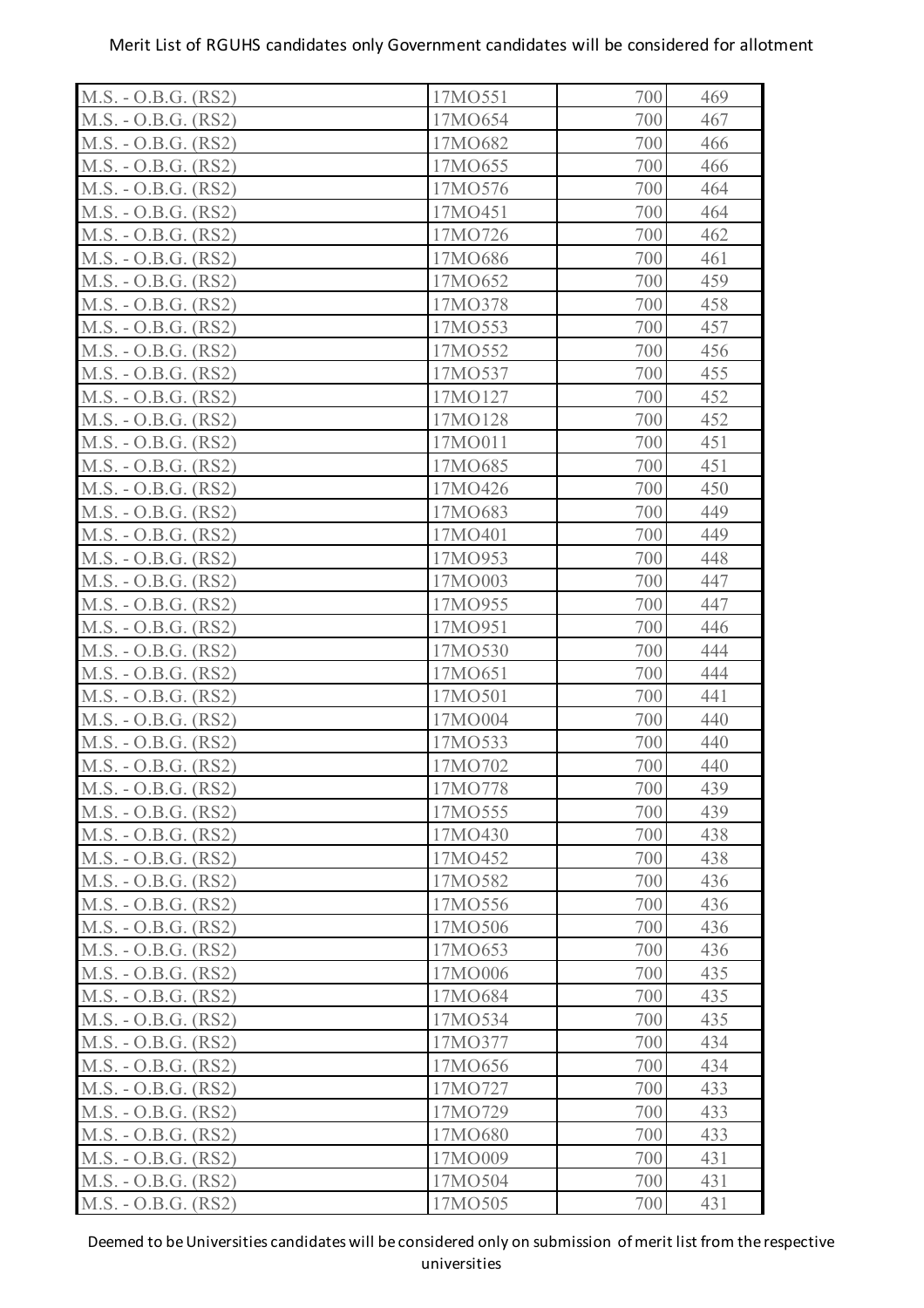Merit List of RGUHS candidates only Government candidates will be considered for allotment

| | | | |
|---|---|---|---|
| M.S. - O.B.G. (RS2) | 17MO551 | 700 | 469 |
| M.S. - O.B.G. (RS2) | 17MO654 | 700 | 467 |
| M.S. - O.B.G. (RS2) | 17MO682 | 700 | 466 |
| M.S. - O.B.G. (RS2) | 17MO655 | 700 | 466 |
| M.S. - O.B.G. (RS2) | 17MO576 | 700 | 464 |
| M.S. - O.B.G. (RS2) | 17MO451 | 700 | 464 |
| M.S. - O.B.G. (RS2) | 17MO726 | 700 | 462 |
| M.S. - O.B.G. (RS2) | 17MO686 | 700 | 461 |
| M.S. - O.B.G. (RS2) | 17MO652 | 700 | 459 |
| M.S. - O.B.G. (RS2) | 17MO378 | 700 | 458 |
| M.S. - O.B.G. (RS2) | 17MO553 | 700 | 457 |
| M.S. - O.B.G. (RS2) | 17MO552 | 700 | 456 |
| M.S. - O.B.G. (RS2) | 17MO537 | 700 | 455 |
| M.S. - O.B.G. (RS2) | 17MO127 | 700 | 452 |
| M.S. - O.B.G. (RS2) | 17MO128 | 700 | 452 |
| M.S. - O.B.G. (RS2) | 17MO011 | 700 | 451 |
| M.S. - O.B.G. (RS2) | 17MO685 | 700 | 451 |
| M.S. - O.B.G. (RS2) | 17MO426 | 700 | 450 |
| M.S. - O.B.G. (RS2) | 17MO683 | 700 | 449 |
| M.S. - O.B.G. (RS2) | 17MO401 | 700 | 449 |
| M.S. - O.B.G. (RS2) | 17MO953 | 700 | 448 |
| M.S. - O.B.G. (RS2) | 17MO003 | 700 | 447 |
| M.S. - O.B.G. (RS2) | 17MO955 | 700 | 447 |
| M.S. - O.B.G. (RS2) | 17MO951 | 700 | 446 |
| M.S. - O.B.G. (RS2) | 17MO530 | 700 | 444 |
| M.S. - O.B.G. (RS2) | 17MO651 | 700 | 444 |
| M.S. - O.B.G. (RS2) | 17MO501 | 700 | 441 |
| M.S. - O.B.G. (RS2) | 17MO004 | 700 | 440 |
| M.S. - O.B.G. (RS2) | 17MO533 | 700 | 440 |
| M.S. - O.B.G. (RS2) | 17MO702 | 700 | 440 |
| M.S. - O.B.G. (RS2) | 17MO778 | 700 | 439 |
| M.S. - O.B.G. (RS2) | 17MO555 | 700 | 439 |
| M.S. - O.B.G. (RS2) | 17MO430 | 700 | 438 |
| M.S. - O.B.G. (RS2) | 17MO452 | 700 | 438 |
| M.S. - O.B.G. (RS2) | 17MO582 | 700 | 436 |
| M.S. - O.B.G. (RS2) | 17MO556 | 700 | 436 |
| M.S. - O.B.G. (RS2) | 17MO506 | 700 | 436 |
| M.S. - O.B.G. (RS2) | 17MO653 | 700 | 436 |
| M.S. - O.B.G. (RS2) | 17MO006 | 700 | 435 |
| M.S. - O.B.G. (RS2) | 17MO684 | 700 | 435 |
| M.S. - O.B.G. (RS2) | 17MO534 | 700 | 435 |
| M.S. - O.B.G. (RS2) | 17MO377 | 700 | 434 |
| M.S. - O.B.G. (RS2) | 17MO656 | 700 | 434 |
| M.S. - O.B.G. (RS2) | 17MO727 | 700 | 433 |
| M.S. - O.B.G. (RS2) | 17MO729 | 700 | 433 |
| M.S. - O.B.G. (RS2) | 17MO680 | 700 | 433 |
| M.S. - O.B.G. (RS2) | 17MO009 | 700 | 431 |
| M.S. - O.B.G. (RS2) | 17MO504 | 700 | 431 |
| M.S. - O.B.G. (RS2) | 17MO505 | 700 | 431 |

Deemed to be Universities candidates will be considered only on submission of merit list from the respective universities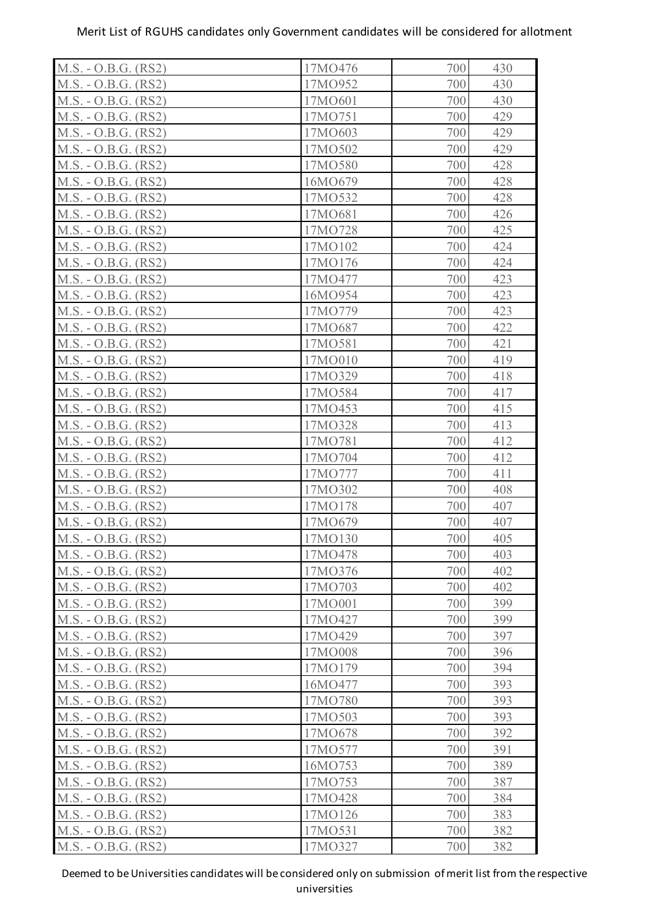Merit List of RGUHS candidates only Government candidates will be considered for allotment

| | | | |
|---|---|---|---|
| M.S. - O.B.G. (RS2) | 17MO476 | 700 | 430 |
| M.S. - O.B.G. (RS2) | 17MO952 | 700 | 430 |
| M.S. - O.B.G. (RS2) | 17MO601 | 700 | 430 |
| M.S. - O.B.G. (RS2) | 17MO751 | 700 | 429 |
| M.S. - O.B.G. (RS2) | 17MO603 | 700 | 429 |
| M.S. - O.B.G. (RS2) | 17MO502 | 700 | 429 |
| M.S. - O.B.G. (RS2) | 17MO580 | 700 | 428 |
| M.S. - O.B.G. (RS2) | 16MO679 | 700 | 428 |
| M.S. - O.B.G. (RS2) | 17MO532 | 700 | 428 |
| M.S. - O.B.G. (RS2) | 17MO681 | 700 | 426 |
| M.S. - O.B.G. (RS2) | 17MO728 | 700 | 425 |
| M.S. - O.B.G. (RS2) | 17MO102 | 700 | 424 |
| M.S. - O.B.G. (RS2) | 17MO176 | 700 | 424 |
| M.S. - O.B.G. (RS2) | 17MO477 | 700 | 423 |
| M.S. - O.B.G. (RS2) | 16MO954 | 700 | 423 |
| M.S. - O.B.G. (RS2) | 17MO779 | 700 | 423 |
| M.S. - O.B.G. (RS2) | 17MO687 | 700 | 422 |
| M.S. - O.B.G. (RS2) | 17MO581 | 700 | 421 |
| M.S. - O.B.G. (RS2) | 17MO010 | 700 | 419 |
| M.S. - O.B.G. (RS2) | 17MO329 | 700 | 418 |
| M.S. - O.B.G. (RS2) | 17MO584 | 700 | 417 |
| M.S. - O.B.G. (RS2) | 17MO453 | 700 | 415 |
| M.S. - O.B.G. (RS2) | 17MO328 | 700 | 413 |
| M.S. - O.B.G. (RS2) | 17MO781 | 700 | 412 |
| M.S. - O.B.G. (RS2) | 17MO704 | 700 | 412 |
| M.S. - O.B.G. (RS2) | 17MO777 | 700 | 411 |
| M.S. - O.B.G. (RS2) | 17MO302 | 700 | 408 |
| M.S. - O.B.G. (RS2) | 17MO178 | 700 | 407 |
| M.S. - O.B.G. (RS2) | 17MO679 | 700 | 407 |
| M.S. - O.B.G. (RS2) | 17MO130 | 700 | 405 |
| M.S. - O.B.G. (RS2) | 17MO478 | 700 | 403 |
| M.S. - O.B.G. (RS2) | 17MO376 | 700 | 402 |
| M.S. - O.B.G. (RS2) | 17MO703 | 700 | 402 |
| M.S. - O.B.G. (RS2) | 17MO001 | 700 | 399 |
| M.S. - O.B.G. (RS2) | 17MO427 | 700 | 399 |
| M.S. - O.B.G. (RS2) | 17MO429 | 700 | 397 |
| M.S. - O.B.G. (RS2) | 17MO008 | 700 | 396 |
| M.S. - O.B.G. (RS2) | 17MO179 | 700 | 394 |
| M.S. - O.B.G. (RS2) | 16MO477 | 700 | 393 |
| M.S. - O.B.G. (RS2) | 17MO780 | 700 | 393 |
| M.S. - O.B.G. (RS2) | 17MO503 | 700 | 393 |
| M.S. - O.B.G. (RS2) | 17MO678 | 700 | 392 |
| M.S. - O.B.G. (RS2) | 17MO577 | 700 | 391 |
| M.S. - O.B.G. (RS2) | 16MO753 | 700 | 389 |
| M.S. - O.B.G. (RS2) | 17MO753 | 700 | 387 |
| M.S. - O.B.G. (RS2) | 17MO428 | 700 | 384 |
| M.S. - O.B.G. (RS2) | 17MO126 | 700 | 383 |
| M.S. - O.B.G. (RS2) | 17MO531 | 700 | 382 |
| M.S. - O.B.G. (RS2) | 17MO327 | 700 | 382 |

Deemed to be Universities candidates will be considered only on submission of merit list from the respective universities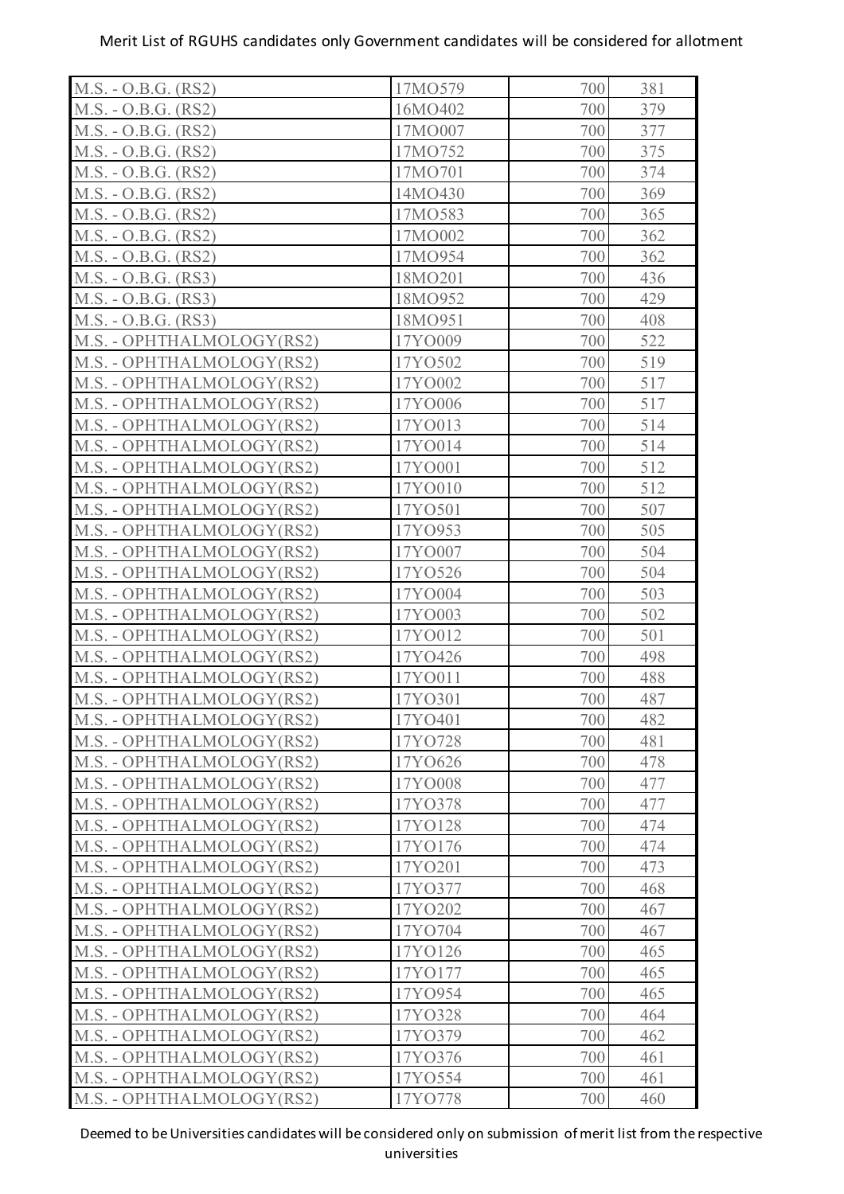Merit List of RGUHS candidates only Government candidates will be considered for allotment

| | | | |
|---|---|---|---|
| M.S. - O.B.G. (RS2) | 17MO579 | 700 | 381 |
| M.S. - O.B.G. (RS2) | 16MO402 | 700 | 379 |
| M.S. - O.B.G. (RS2) | 17MO007 | 700 | 377 |
| M.S. - O.B.G. (RS2) | 17MO752 | 700 | 375 |
| M.S. - O.B.G. (RS2) | 17MO701 | 700 | 374 |
| M.S. - O.B.G. (RS2) | 14MO430 | 700 | 369 |
| M.S. - O.B.G. (RS2) | 17MO583 | 700 | 365 |
| M.S. - O.B.G. (RS2) | 17MO002 | 700 | 362 |
| M.S. - O.B.G. (RS2) | 17MO954 | 700 | 362 |
| M.S. - O.B.G. (RS3) | 18MO201 | 700 | 436 |
| M.S. - O.B.G. (RS3) | 18MO952 | 700 | 429 |
| M.S. - O.B.G. (RS3) | 18MO951 | 700 | 408 |
| M.S. - OPHTHALMOLOGY(RS2) | 17YO009 | 700 | 522 |
| M.S. - OPHTHALMOLOGY(RS2) | 17YO502 | 700 | 519 |
| M.S. - OPHTHALMOLOGY(RS2) | 17YO002 | 700 | 517 |
| M.S. - OPHTHALMOLOGY(RS2) | 17YO006 | 700 | 517 |
| M.S. - OPHTHALMOLOGY(RS2) | 17YO013 | 700 | 514 |
| M.S. - OPHTHALMOLOGY(RS2) | 17YO014 | 700 | 514 |
| M.S. - OPHTHALMOLOGY(RS2) | 17YO001 | 700 | 512 |
| M.S. - OPHTHALMOLOGY(RS2) | 17YO010 | 700 | 512 |
| M.S. - OPHTHALMOLOGY(RS2) | 17YO501 | 700 | 507 |
| M.S. - OPHTHALMOLOGY(RS2) | 17YO953 | 700 | 505 |
| M.S. - OPHTHALMOLOGY(RS2) | 17YO007 | 700 | 504 |
| M.S. - OPHTHALMOLOGY(RS2) | 17YO526 | 700 | 504 |
| M.S. - OPHTHALMOLOGY(RS2) | 17YO004 | 700 | 503 |
| M.S. - OPHTHALMOLOGY(RS2) | 17YO003 | 700 | 502 |
| M.S. - OPHTHALMOLOGY(RS2) | 17YO012 | 700 | 501 |
| M.S. - OPHTHALMOLOGY(RS2) | 17YO426 | 700 | 498 |
| M.S. - OPHTHALMOLOGY(RS2) | 17YO011 | 700 | 488 |
| M.S. - OPHTHALMOLOGY(RS2) | 17YO301 | 700 | 487 |
| M.S. - OPHTHALMOLOGY(RS2) | 17YO401 | 700 | 482 |
| M.S. - OPHTHALMOLOGY(RS2) | 17YO728 | 700 | 481 |
| M.S. - OPHTHALMOLOGY(RS2) | 17YO626 | 700 | 478 |
| M.S. - OPHTHALMOLOGY(RS2) | 17YO008 | 700 | 477 |
| M.S. - OPHTHALMOLOGY(RS2) | 17YO378 | 700 | 477 |
| M.S. - OPHTHALMOLOGY(RS2) | 17YO128 | 700 | 474 |
| M.S. - OPHTHALMOLOGY(RS2) | 17YO176 | 700 | 474 |
| M.S. - OPHTHALMOLOGY(RS2) | 17YO201 | 700 | 473 |
| M.S. - OPHTHALMOLOGY(RS2) | 17YO377 | 700 | 468 |
| M.S. - OPHTHALMOLOGY(RS2) | 17YO202 | 700 | 467 |
| M.S. - OPHTHALMOLOGY(RS2) | 17YO704 | 700 | 467 |
| M.S. - OPHTHALMOLOGY(RS2) | 17YO126 | 700 | 465 |
| M.S. - OPHTHALMOLOGY(RS2) | 17YO177 | 700 | 465 |
| M.S. - OPHTHALMOLOGY(RS2) | 17YO954 | 700 | 465 |
| M.S. - OPHTHALMOLOGY(RS2) | 17YO328 | 700 | 464 |
| M.S. - OPHTHALMOLOGY(RS2) | 17YO379 | 700 | 462 |
| M.S. - OPHTHALMOLOGY(RS2) | 17YO376 | 700 | 461 |
| M.S. - OPHTHALMOLOGY(RS2) | 17YO554 | 700 | 461 |
| M.S. - OPHTHALMOLOGY(RS2) | 17YO778 | 700 | 460 |

Deemed to be Universities candidates will be considered only on submission of merit list from the respective universities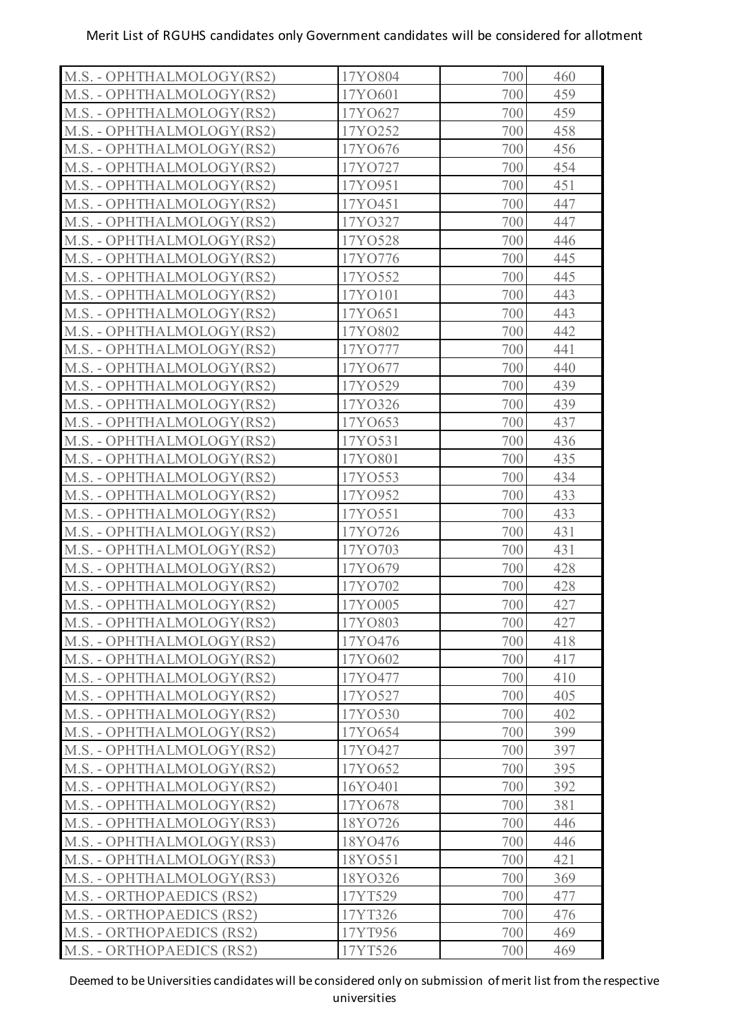Merit List of RGUHS candidates only Government candidates will be considered for allotment

| | | | |
|---|---|---|---|
| M.S. - OPHTHALMOLOGY(RS2) | 17YO804 | 700 | 460 |
| M.S. - OPHTHALMOLOGY(RS2) | 17YO601 | 700 | 459 |
| M.S. - OPHTHALMOLOGY(RS2) | 17YO627 | 700 | 459 |
| M.S. - OPHTHALMOLOGY(RS2) | 17YO252 | 700 | 458 |
| M.S. - OPHTHALMOLOGY(RS2) | 17YO676 | 700 | 456 |
| M.S. - OPHTHALMOLOGY(RS2) | 17YO727 | 700 | 454 |
| M.S. - OPHTHALMOLOGY(RS2) | 17YO951 | 700 | 451 |
| M.S. - OPHTHALMOLOGY(RS2) | 17YO451 | 700 | 447 |
| M.S. - OPHTHALMOLOGY(RS2) | 17YO327 | 700 | 447 |
| M.S. - OPHTHALMOLOGY(RS2) | 17YO528 | 700 | 446 |
| M.S. - OPHTHALMOLOGY(RS2) | 17YO776 | 700 | 445 |
| M.S. - OPHTHALMOLOGY(RS2) | 17YO552 | 700 | 445 |
| M.S. - OPHTHALMOLOGY(RS2) | 17YO101 | 700 | 443 |
| M.S. - OPHTHALMOLOGY(RS2) | 17YO651 | 700 | 443 |
| M.S. - OPHTHALMOLOGY(RS2) | 17YO802 | 700 | 442 |
| M.S. - OPHTHALMOLOGY(RS2) | 17YO777 | 700 | 441 |
| M.S. - OPHTHALMOLOGY(RS2) | 17YO677 | 700 | 440 |
| M.S. - OPHTHALMOLOGY(RS2) | 17YO529 | 700 | 439 |
| M.S. - OPHTHALMOLOGY(RS2) | 17YO326 | 700 | 439 |
| M.S. - OPHTHALMOLOGY(RS2) | 17YO653 | 700 | 437 |
| M.S. - OPHTHALMOLOGY(RS2) | 17YO531 | 700 | 436 |
| M.S. - OPHTHALMOLOGY(RS2) | 17YO801 | 700 | 435 |
| M.S. - OPHTHALMOLOGY(RS2) | 17YO553 | 700 | 434 |
| M.S. - OPHTHALMOLOGY(RS2) | 17YO952 | 700 | 433 |
| M.S. - OPHTHALMOLOGY(RS2) | 17YO551 | 700 | 433 |
| M.S. - OPHTHALMOLOGY(RS2) | 17YO726 | 700 | 431 |
| M.S. - OPHTHALMOLOGY(RS2) | 17YO703 | 700 | 431 |
| M.S. - OPHTHALMOLOGY(RS2) | 17YO679 | 700 | 428 |
| M.S. - OPHTHALMOLOGY(RS2) | 17YO702 | 700 | 428 |
| M.S. - OPHTHALMOLOGY(RS2) | 17YO005 | 700 | 427 |
| M.S. - OPHTHALMOLOGY(RS2) | 17YO803 | 700 | 427 |
| M.S. - OPHTHALMOLOGY(RS2) | 17YO476 | 700 | 418 |
| M.S. - OPHTHALMOLOGY(RS2) | 17YO602 | 700 | 417 |
| M.S. - OPHTHALMOLOGY(RS2) | 17YO477 | 700 | 410 |
| M.S. - OPHTHALMOLOGY(RS2) | 17YO527 | 700 | 405 |
| M.S. - OPHTHALMOLOGY(RS2) | 17YO530 | 700 | 402 |
| M.S. - OPHTHALMOLOGY(RS2) | 17YO654 | 700 | 399 |
| M.S. - OPHTHALMOLOGY(RS2) | 17YO427 | 700 | 397 |
| M.S. - OPHTHALMOLOGY(RS2) | 17YO652 | 700 | 395 |
| M.S. - OPHTHALMOLOGY(RS2) | 16YO401 | 700 | 392 |
| M.S. - OPHTHALMOLOGY(RS2) | 17YO678 | 700 | 381 |
| M.S. - OPHTHALMOLOGY(RS3) | 18YO726 | 700 | 446 |
| M.S. - OPHTHALMOLOGY(RS3) | 18YO476 | 700 | 446 |
| M.S. - OPHTHALMOLOGY(RS3) | 18YO551 | 700 | 421 |
| M.S. - OPHTHALMOLOGY(RS3) | 18YO326 | 700 | 369 |
| M.S. - ORTHOPAEDICS (RS2) | 17YT529 | 700 | 477 |
| M.S. - ORTHOPAEDICS (RS2) | 17YT326 | 700 | 476 |
| M.S. - ORTHOPAEDICS (RS2) | 17YT956 | 700 | 469 |
| M.S. - ORTHOPAEDICS (RS2) | 17YT526 | 700 | 469 |

Deemed to be Universities candidates will be considered only on submission of merit list from the respective universities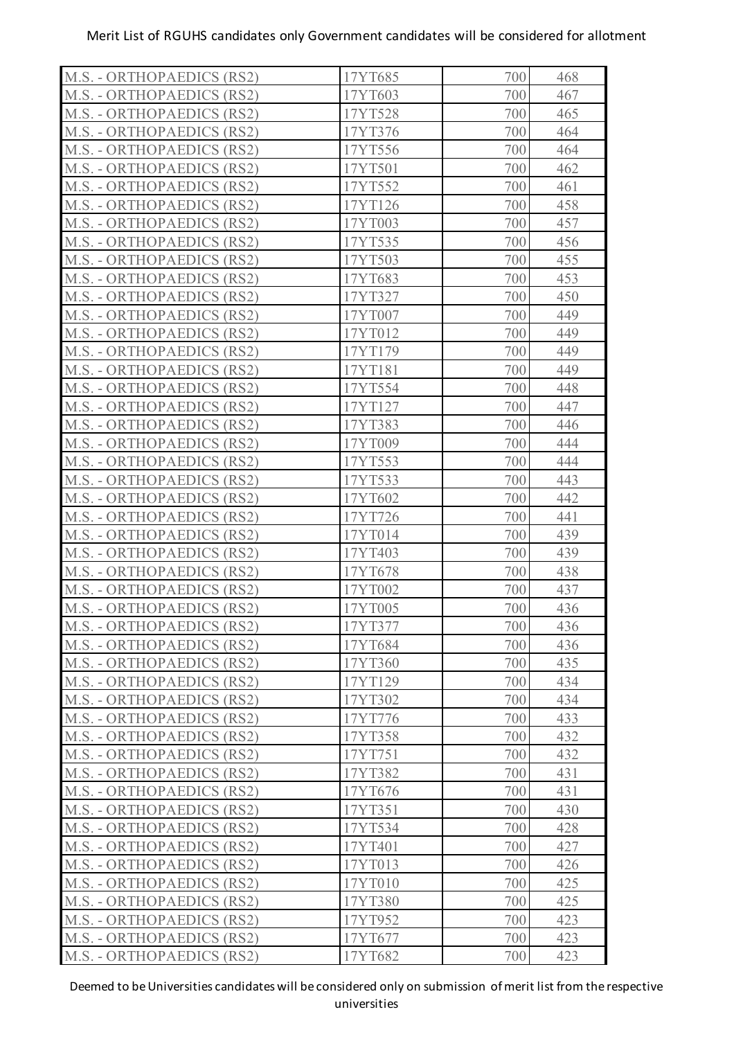| | | | |
|---|---|---|---|
| M.S. - ORTHOPAEDICS (RS2) | 17YT685 | 700 | 468 |
| M.S. - ORTHOPAEDICS (RS2) | 17YT603 | 700 | 467 |
| M.S. - ORTHOPAEDICS (RS2) | 17YT528 | 700 | 465 |
| M.S. - ORTHOPAEDICS (RS2) | 17YT376 | 700 | 464 |
| M.S. - ORTHOPAEDICS (RS2) | 17YT556 | 700 | 464 |
| M.S. - ORTHOPAEDICS (RS2) | 17YT501 | 700 | 462 |
| M.S. - ORTHOPAEDICS (RS2) | 17YT552 | 700 | 461 |
| M.S. - ORTHOPAEDICS (RS2) | 17YT126 | 700 | 458 |
| M.S. - ORTHOPAEDICS (RS2) | 17YT003 | 700 | 457 |
| M.S. - ORTHOPAEDICS (RS2) | 17YT535 | 700 | 456 |
| M.S. - ORTHOPAEDICS (RS2) | 17YT503 | 700 | 455 |
| M.S. - ORTHOPAEDICS (RS2) | 17YT683 | 700 | 453 |
| M.S. - ORTHOPAEDICS (RS2) | 17YT327 | 700 | 450 |
| M.S. - ORTHOPAEDICS (RS2) | 17YT007 | 700 | 449 |
| M.S. - ORTHOPAEDICS (RS2) | 17YT012 | 700 | 449 |
| M.S. - ORTHOPAEDICS (RS2) | 17YT179 | 700 | 449 |
| M.S. - ORTHOPAEDICS (RS2) | 17YT181 | 700 | 449 |
| M.S. - ORTHOPAEDICS (RS2) | 17YT554 | 700 | 448 |
| M.S. - ORTHOPAEDICS (RS2) | 17YT127 | 700 | 447 |
| M.S. - ORTHOPAEDICS (RS2) | 17YT383 | 700 | 446 |
| M.S. - ORTHOPAEDICS (RS2) | 17YT009 | 700 | 444 |
| M.S. - ORTHOPAEDICS (RS2) | 17YT553 | 700 | 444 |
| M.S. - ORTHOPAEDICS (RS2) | 17YT533 | 700 | 443 |
| M.S. - ORTHOPAEDICS (RS2) | 17YT602 | 700 | 442 |
| M.S. - ORTHOPAEDICS (RS2) | 17YT726 | 700 | 441 |
| M.S. - ORTHOPAEDICS (RS2) | 17YT014 | 700 | 439 |
| M.S. - ORTHOPAEDICS (RS2) | 17YT403 | 700 | 439 |
| M.S. - ORTHOPAEDICS (RS2) | 17YT678 | 700 | 438 |
| M.S. - ORTHOPAEDICS (RS2) | 17YT002 | 700 | 437 |
| M.S. - ORTHOPAEDICS (RS2) | 17YT005 | 700 | 436 |
| M.S. - ORTHOPAEDICS (RS2) | 17YT377 | 700 | 436 |
| M.S. - ORTHOPAEDICS (RS2) | 17YT684 | 700 | 436 |
| M.S. - ORTHOPAEDICS (RS2) | 17YT360 | 700 | 435 |
| M.S. - ORTHOPAEDICS (RS2) | 17YT129 | 700 | 434 |
| M.S. - ORTHOPAEDICS (RS2) | 17YT302 | 700 | 434 |
| M.S. - ORTHOPAEDICS (RS2) | 17YT776 | 700 | 433 |
| M.S. - ORTHOPAEDICS (RS2) | 17YT358 | 700 | 432 |
| M.S. - ORTHOPAEDICS (RS2) | 17YT751 | 700 | 432 |
| M.S. - ORTHOPAEDICS (RS2) | 17YT382 | 700 | 431 |
| M.S. - ORTHOPAEDICS (RS2) | 17YT676 | 700 | 431 |
| M.S. - ORTHOPAEDICS (RS2) | 17YT351 | 700 | 430 |
| M.S. - ORTHOPAEDICS (RS2) | 17YT534 | 700 | 428 |
| M.S. - ORTHOPAEDICS (RS2) | 17YT401 | 700 | 427 |
| M.S. - ORTHOPAEDICS (RS2) | 17YT013 | 700 | 426 |
| M.S. - ORTHOPAEDICS (RS2) | 17YT010 | 700 | 425 |
| M.S. - ORTHOPAEDICS (RS2) | 17YT380 | 700 | 425 |
| M.S. - ORTHOPAEDICS (RS2) | 17YT952 | 700 | 423 |
| M.S. - ORTHOPAEDICS (RS2) | 17YT677 | 700 | 423 |
| M.S. - ORTHOPAEDICS (RS2) | 17YT682 | 700 | 423 |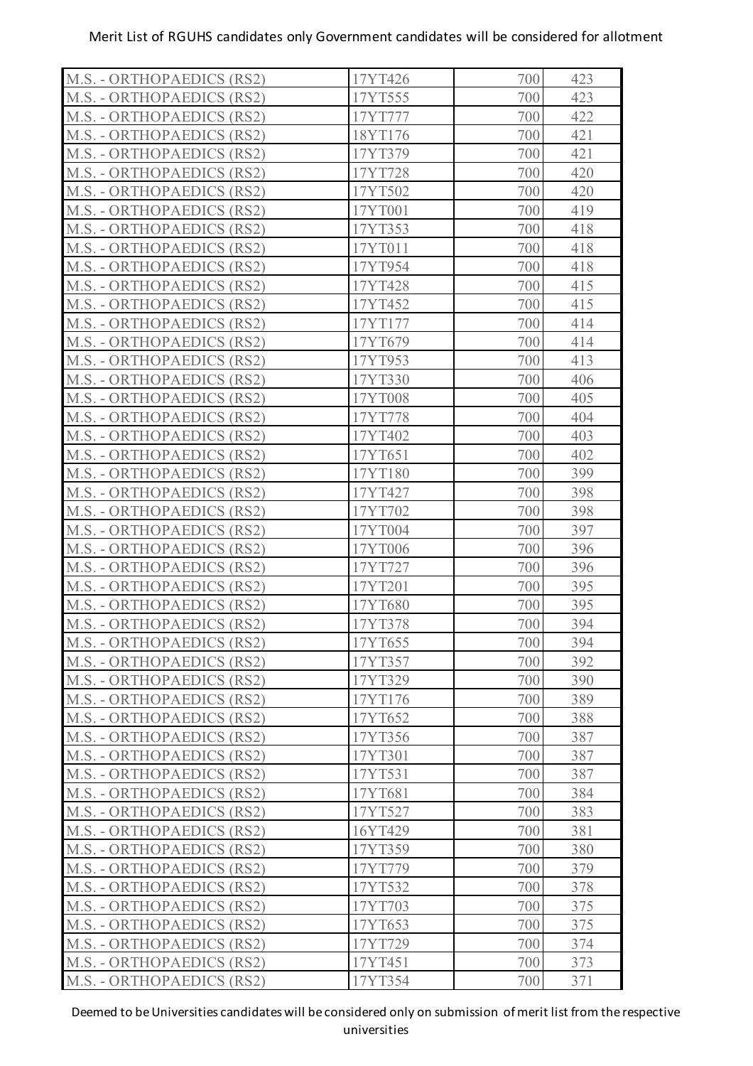| | | | |
|---|---|---|---|
| M.S. - ORTHOPAEDICS (RS2) | 17YT426 | 700 | 423 |
| M.S. - ORTHOPAEDICS (RS2) | 17YT555 | 700 | 423 |
| M.S. - ORTHOPAEDICS (RS2) | 17YT777 | 700 | 422 |
| M.S. - ORTHOPAEDICS (RS2) | 18YT176 | 700 | 421 |
| M.S. - ORTHOPAEDICS (RS2) | 17YT379 | 700 | 421 |
| M.S. - ORTHOPAEDICS (RS2) | 17YT728 | 700 | 420 |
| M.S. - ORTHOPAEDICS (RS2) | 17YT502 | 700 | 420 |
| M.S. - ORTHOPAEDICS (RS2) | 17YT001 | 700 | 419 |
| M.S. - ORTHOPAEDICS (RS2) | 17YT353 | 700 | 418 |
| M.S. - ORTHOPAEDICS (RS2) | 17YT011 | 700 | 418 |
| M.S. - ORTHOPAEDICS (RS2) | 17YT954 | 700 | 418 |
| M.S. - ORTHOPAEDICS (RS2) | 17YT428 | 700 | 415 |
| M.S. - ORTHOPAEDICS (RS2) | 17YT452 | 700 | 415 |
| M.S. - ORTHOPAEDICS (RS2) | 17YT177 | 700 | 414 |
| M.S. - ORTHOPAEDICS (RS2) | 17YT679 | 700 | 414 |
| M.S. - ORTHOPAEDICS (RS2) | 17YT953 | 700 | 413 |
| M.S. - ORTHOPAEDICS (RS2) | 17YT330 | 700 | 406 |
| M.S. - ORTHOPAEDICS (RS2) | 17YT008 | 700 | 405 |
| M.S. - ORTHOPAEDICS (RS2) | 17YT778 | 700 | 404 |
| M.S. - ORTHOPAEDICS (RS2) | 17YT402 | 700 | 403 |
| M.S. - ORTHOPAEDICS (RS2) | 17YT651 | 700 | 402 |
| M.S. - ORTHOPAEDICS (RS2) | 17YT180 | 700 | 399 |
| M.S. - ORTHOPAEDICS (RS2) | 17YT427 | 700 | 398 |
| M.S. - ORTHOPAEDICS (RS2) | 17YT702 | 700 | 398 |
| M.S. - ORTHOPAEDICS (RS2) | 17YT004 | 700 | 397 |
| M.S. - ORTHOPAEDICS (RS2) | 17YT006 | 700 | 396 |
| M.S. - ORTHOPAEDICS (RS2) | 17YT727 | 700 | 396 |
| M.S. - ORTHOPAEDICS (RS2) | 17YT201 | 700 | 395 |
| M.S. - ORTHOPAEDICS (RS2) | 17YT680 | 700 | 395 |
| M.S. - ORTHOPAEDICS (RS2) | 17YT378 | 700 | 394 |
| M.S. - ORTHOPAEDICS (RS2) | 17YT655 | 700 | 394 |
| M.S. - ORTHOPAEDICS (RS2) | 17YT357 | 700 | 392 |
| M.S. - ORTHOPAEDICS (RS2) | 17YT329 | 700 | 390 |
| M.S. - ORTHOPAEDICS (RS2) | 17YT176 | 700 | 389 |
| M.S. - ORTHOPAEDICS (RS2) | 17YT652 | 700 | 388 |
| M.S. - ORTHOPAEDICS (RS2) | 17YT356 | 700 | 387 |
| M.S. - ORTHOPAEDICS (RS2) | 17YT301 | 700 | 387 |
| M.S. - ORTHOPAEDICS (RS2) | 17YT531 | 700 | 387 |
| M.S. - ORTHOPAEDICS (RS2) | 17YT681 | 700 | 384 |
| M.S. - ORTHOPAEDICS (RS2) | 17YT527 | 700 | 383 |
| M.S. - ORTHOPAEDICS (RS2) | 16YT429 | 700 | 381 |
| M.S. - ORTHOPAEDICS (RS2) | 17YT359 | 700 | 380 |
| M.S. - ORTHOPAEDICS (RS2) | 17YT779 | 700 | 379 |
| M.S. - ORTHOPAEDICS (RS2) | 17YT532 | 700 | 378 |
| M.S. - ORTHOPAEDICS (RS2) | 17YT703 | 700 | 375 |
| M.S. - ORTHOPAEDICS (RS2) | 17YT653 | 700 | 375 |
| M.S. - ORTHOPAEDICS (RS2) | 17YT729 | 700 | 374 |
| M.S. - ORTHOPAEDICS (RS2) | 17YT451 | 700 | 373 |
| M.S. - ORTHOPAEDICS (RS2) | 17YT354 | 700 | 371 |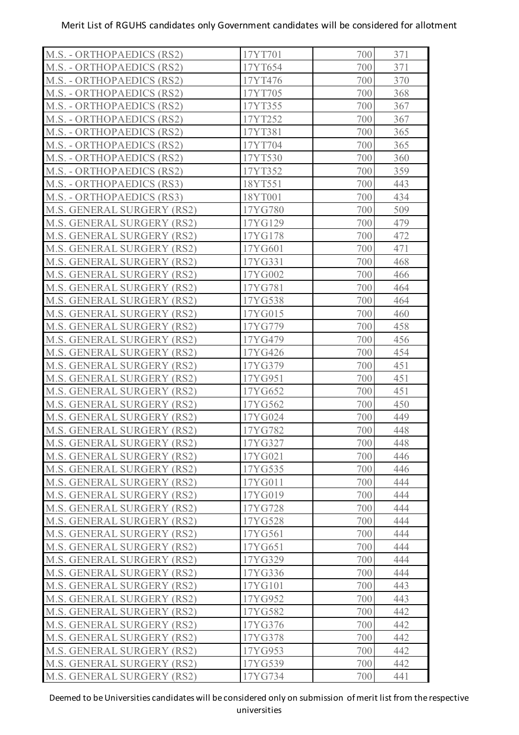Merit List of RGUHS candidates only Government candidates will be considered for allotment

| | | | |
|---|---|---|---|
| M.S. - ORTHOPAEDICS (RS2) | 17YT701 | 700 | 371 |
| M.S. - ORTHOPAEDICS (RS2) | 17YT654 | 700 | 371 |
| M.S. - ORTHOPAEDICS (RS2) | 17YT476 | 700 | 370 |
| M.S. - ORTHOPAEDICS (RS2) | 17YT705 | 700 | 368 |
| M.S. - ORTHOPAEDICS (RS2) | 17YT355 | 700 | 367 |
| M.S. - ORTHOPAEDICS (RS2) | 17YT252 | 700 | 367 |
| M.S. - ORTHOPAEDICS (RS2) | 17YT381 | 700 | 365 |
| M.S. - ORTHOPAEDICS (RS2) | 17YT704 | 700 | 365 |
| M.S. - ORTHOPAEDICS (RS2) | 17YT530 | 700 | 360 |
| M.S. - ORTHOPAEDICS (RS2) | 17YT352 | 700 | 359 |
| M.S. - ORTHOPAEDICS (RS3) | 18YT551 | 700 | 443 |
| M.S. - ORTHOPAEDICS (RS3) | 18YT001 | 700 | 434 |
| M.S. GENERAL SURGERY (RS2) | 17YG780 | 700 | 509 |
| M.S. GENERAL SURGERY (RS2) | 17YG129 | 700 | 479 |
| M.S. GENERAL SURGERY (RS2) | 17YG178 | 700 | 472 |
| M.S. GENERAL SURGERY (RS2) | 17YG601 | 700 | 471 |
| M.S. GENERAL SURGERY (RS2) | 17YG331 | 700 | 468 |
| M.S. GENERAL SURGERY (RS2) | 17YG002 | 700 | 466 |
| M.S. GENERAL SURGERY (RS2) | 17YG781 | 700 | 464 |
| M.S. GENERAL SURGERY (RS2) | 17YG538 | 700 | 464 |
| M.S. GENERAL SURGERY (RS2) | 17YG015 | 700 | 460 |
| M.S. GENERAL SURGERY (RS2) | 17YG779 | 700 | 458 |
| M.S. GENERAL SURGERY (RS2) | 17YG479 | 700 | 456 |
| M.S. GENERAL SURGERY (RS2) | 17YG426 | 700 | 454 |
| M.S. GENERAL SURGERY (RS2) | 17YG379 | 700 | 451 |
| M.S. GENERAL SURGERY (RS2) | 17YG951 | 700 | 451 |
| M.S. GENERAL SURGERY (RS2) | 17YG652 | 700 | 451 |
| M.S. GENERAL SURGERY (RS2) | 17YG562 | 700 | 450 |
| M.S. GENERAL SURGERY (RS2) | 17YG024 | 700 | 449 |
| M.S. GENERAL SURGERY (RS2) | 17YG782 | 700 | 448 |
| M.S. GENERAL SURGERY (RS2) | 17YG327 | 700 | 448 |
| M.S. GENERAL SURGERY (RS2) | 17YG021 | 700 | 446 |
| M.S. GENERAL SURGERY (RS2) | 17YG535 | 700 | 446 |
| M.S. GENERAL SURGERY (RS2) | 17YG011 | 700 | 444 |
| M.S. GENERAL SURGERY (RS2) | 17YG019 | 700 | 444 |
| M.S. GENERAL SURGERY (RS2) | 17YG728 | 700 | 444 |
| M.S. GENERAL SURGERY (RS2) | 17YG528 | 700 | 444 |
| M.S. GENERAL SURGERY (RS2) | 17YG561 | 700 | 444 |
| M.S. GENERAL SURGERY (RS2) | 17YG651 | 700 | 444 |
| M.S. GENERAL SURGERY (RS2) | 17YG329 | 700 | 444 |
| M.S. GENERAL SURGERY (RS2) | 17YG336 | 700 | 444 |
| M.S. GENERAL SURGERY (RS2) | 17YG101 | 700 | 443 |
| M.S. GENERAL SURGERY (RS2) | 17YG952 | 700 | 443 |
| M.S. GENERAL SURGERY (RS2) | 17YG582 | 700 | 442 |
| M.S. GENERAL SURGERY (RS2) | 17YG376 | 700 | 442 |
| M.S. GENERAL SURGERY (RS2) | 17YG378 | 700 | 442 |
| M.S. GENERAL SURGERY (RS2) | 17YG953 | 700 | 442 |
| M.S. GENERAL SURGERY (RS2) | 17YG539 | 700 | 442 |
| M.S. GENERAL SURGERY (RS2) | 17YG734 | 700 | 441 |

Deemed to be Universities candidates will be considered only on submission of merit list from the respective universities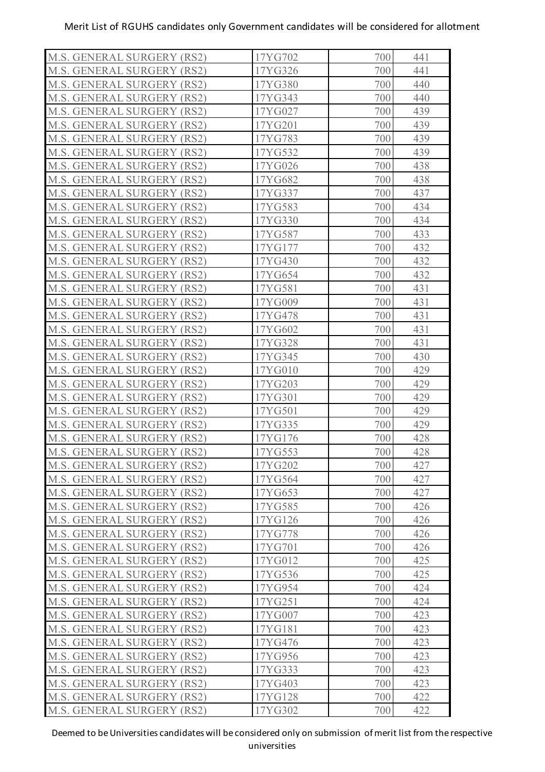Merit List of RGUHS candidates only Government candidates will be considered for allotment

| | | | |
|---|---|---|---|
| M.S. GENERAL SURGERY (RS2) | 17YG702 | 700 | 441 |
| M.S. GENERAL SURGERY (RS2) | 17YG326 | 700 | 441 |
| M.S. GENERAL SURGERY (RS2) | 17YG380 | 700 | 440 |
| M.S. GENERAL SURGERY (RS2) | 17YG343 | 700 | 440 |
| M.S. GENERAL SURGERY (RS2) | 17YG027 | 700 | 439 |
| M.S. GENERAL SURGERY (RS2) | 17YG201 | 700 | 439 |
| M.S. GENERAL SURGERY (RS2) | 17YG783 | 700 | 439 |
| M.S. GENERAL SURGERY (RS2) | 17YG532 | 700 | 439 |
| M.S. GENERAL SURGERY (RS2) | 17YG026 | 700 | 438 |
| M.S. GENERAL SURGERY (RS2) | 17YG682 | 700 | 438 |
| M.S. GENERAL SURGERY (RS2) | 17YG337 | 700 | 437 |
| M.S. GENERAL SURGERY (RS2) | 17YG583 | 700 | 434 |
| M.S. GENERAL SURGERY (RS2) | 17YG330 | 700 | 434 |
| M.S. GENERAL SURGERY (RS2) | 17YG587 | 700 | 433 |
| M.S. GENERAL SURGERY (RS2) | 17YG177 | 700 | 432 |
| M.S. GENERAL SURGERY (RS2) | 17YG430 | 700 | 432 |
| M.S. GENERAL SURGERY (RS2) | 17YG654 | 700 | 432 |
| M.S. GENERAL SURGERY (RS2) | 17YG581 | 700 | 431 |
| M.S. GENERAL SURGERY (RS2) | 17YG009 | 700 | 431 |
| M.S. GENERAL SURGERY (RS2) | 17YG478 | 700 | 431 |
| M.S. GENERAL SURGERY (RS2) | 17YG602 | 700 | 431 |
| M.S. GENERAL SURGERY (RS2) | 17YG328 | 700 | 431 |
| M.S. GENERAL SURGERY (RS2) | 17YG345 | 700 | 430 |
| M.S. GENERAL SURGERY (RS2) | 17YG010 | 700 | 429 |
| M.S. GENERAL SURGERY (RS2) | 17YG203 | 700 | 429 |
| M.S. GENERAL SURGERY (RS2) | 17YG301 | 700 | 429 |
| M.S. GENERAL SURGERY (RS2) | 17YG501 | 700 | 429 |
| M.S. GENERAL SURGERY (RS2) | 17YG335 | 700 | 429 |
| M.S. GENERAL SURGERY (RS2) | 17YG176 | 700 | 428 |
| M.S. GENERAL SURGERY (RS2) | 17YG553 | 700 | 428 |
| M.S. GENERAL SURGERY (RS2) | 17YG202 | 700 | 427 |
| M.S. GENERAL SURGERY (RS2) | 17YG564 | 700 | 427 |
| M.S. GENERAL SURGERY (RS2) | 17YG653 | 700 | 427 |
| M.S. GENERAL SURGERY (RS2) | 17YG585 | 700 | 426 |
| M.S. GENERAL SURGERY (RS2) | 17YG126 | 700 | 426 |
| M.S. GENERAL SURGERY (RS2) | 17YG778 | 700 | 426 |
| M.S. GENERAL SURGERY (RS2) | 17YG701 | 700 | 426 |
| M.S. GENERAL SURGERY (RS2) | 17YG012 | 700 | 425 |
| M.S. GENERAL SURGERY (RS2) | 17YG536 | 700 | 425 |
| M.S. GENERAL SURGERY (RS2) | 17YG954 | 700 | 424 |
| M.S. GENERAL SURGERY (RS2) | 17YG251 | 700 | 424 |
| M.S. GENERAL SURGERY (RS2) | 17YG007 | 700 | 423 |
| M.S. GENERAL SURGERY (RS2) | 17YG181 | 700 | 423 |
| M.S. GENERAL SURGERY (RS2) | 17YG476 | 700 | 423 |
| M.S. GENERAL SURGERY (RS2) | 17YG956 | 700 | 423 |
| M.S. GENERAL SURGERY (RS2) | 17YG333 | 700 | 423 |
| M.S. GENERAL SURGERY (RS2) | 17YG403 | 700 | 423 |
| M.S. GENERAL SURGERY (RS2) | 17YG128 | 700 | 422 |
| M.S. GENERAL SURGERY (RS2) | 17YG302 | 700 | 422 |

Deemed to be Universities candidates will be considered only on submission of merit list from the respective universities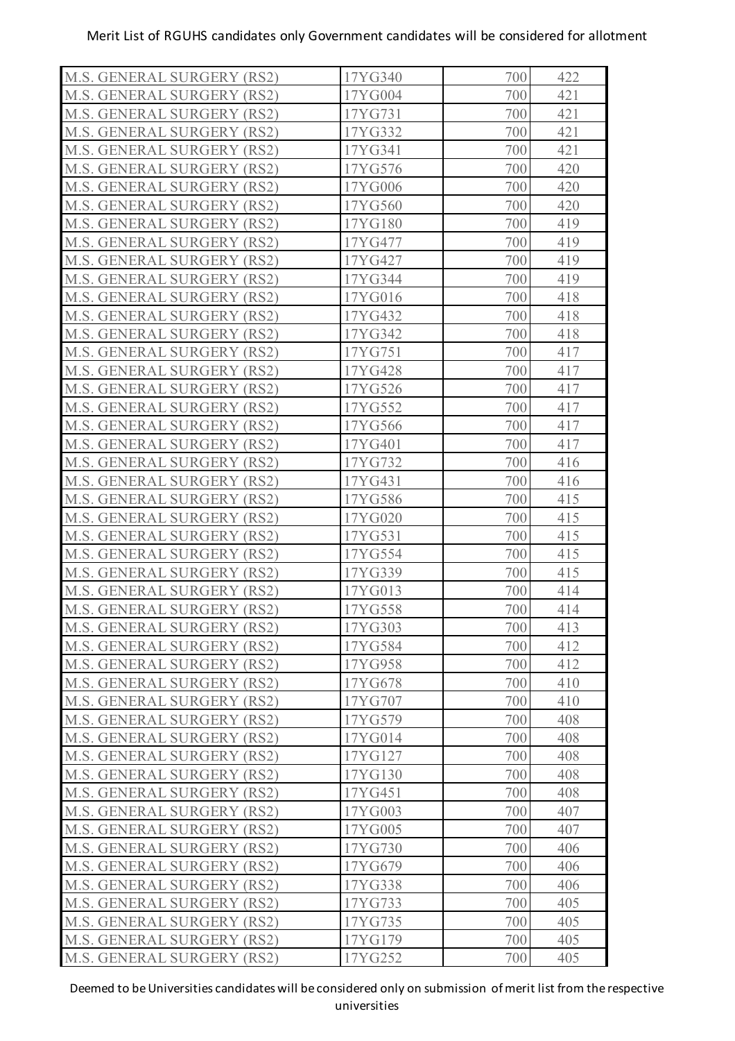Merit List of RGUHS candidates only Government candidates will be considered for allotment

| | | | |
|---|---|---|---|
| M.S. GENERAL SURGERY (RS2) | 17YG340 | 700 | 422 |
| M.S. GENERAL SURGERY (RS2) | 17YG004 | 700 | 421 |
| M.S. GENERAL SURGERY (RS2) | 17YG731 | 700 | 421 |
| M.S. GENERAL SURGERY (RS2) | 17YG332 | 700 | 421 |
| M.S. GENERAL SURGERY (RS2) | 17YG341 | 700 | 421 |
| M.S. GENERAL SURGERY (RS2) | 17YG576 | 700 | 420 |
| M.S. GENERAL SURGERY (RS2) | 17YG006 | 700 | 420 |
| M.S. GENERAL SURGERY (RS2) | 17YG560 | 700 | 420 |
| M.S. GENERAL SURGERY (RS2) | 17YG180 | 700 | 419 |
| M.S. GENERAL SURGERY (RS2) | 17YG477 | 700 | 419 |
| M.S. GENERAL SURGERY (RS2) | 17YG427 | 700 | 419 |
| M.S. GENERAL SURGERY (RS2) | 17YG344 | 700 | 419 |
| M.S. GENERAL SURGERY (RS2) | 17YG016 | 700 | 418 |
| M.S. GENERAL SURGERY (RS2) | 17YG432 | 700 | 418 |
| M.S. GENERAL SURGERY (RS2) | 17YG342 | 700 | 418 |
| M.S. GENERAL SURGERY (RS2) | 17YG751 | 700 | 417 |
| M.S. GENERAL SURGERY (RS2) | 17YG428 | 700 | 417 |
| M.S. GENERAL SURGERY (RS2) | 17YG526 | 700 | 417 |
| M.S. GENERAL SURGERY (RS2) | 17YG552 | 700 | 417 |
| M.S. GENERAL SURGERY (RS2) | 17YG566 | 700 | 417 |
| M.S. GENERAL SURGERY (RS2) | 17YG401 | 700 | 417 |
| M.S. GENERAL SURGERY (RS2) | 17YG732 | 700 | 416 |
| M.S. GENERAL SURGERY (RS2) | 17YG431 | 700 | 416 |
| M.S. GENERAL SURGERY (RS2) | 17YG586 | 700 | 415 |
| M.S. GENERAL SURGERY (RS2) | 17YG020 | 700 | 415 |
| M.S. GENERAL SURGERY (RS2) | 17YG531 | 700 | 415 |
| M.S. GENERAL SURGERY (RS2) | 17YG554 | 700 | 415 |
| M.S. GENERAL SURGERY (RS2) | 17YG339 | 700 | 415 |
| M.S. GENERAL SURGERY (RS2) | 17YG013 | 700 | 414 |
| M.S. GENERAL SURGERY (RS2) | 17YG558 | 700 | 414 |
| M.S. GENERAL SURGERY (RS2) | 17YG303 | 700 | 413 |
| M.S. GENERAL SURGERY (RS2) | 17YG584 | 700 | 412 |
| M.S. GENERAL SURGERY (RS2) | 17YG958 | 700 | 412 |
| M.S. GENERAL SURGERY (RS2) | 17YG678 | 700 | 410 |
| M.S. GENERAL SURGERY (RS2) | 17YG707 | 700 | 410 |
| M.S. GENERAL SURGERY (RS2) | 17YG579 | 700 | 408 |
| M.S. GENERAL SURGERY (RS2) | 17YG014 | 700 | 408 |
| M.S. GENERAL SURGERY (RS2) | 17YG127 | 700 | 408 |
| M.S. GENERAL SURGERY (RS2) | 17YG130 | 700 | 408 |
| M.S. GENERAL SURGERY (RS2) | 17YG451 | 700 | 408 |
| M.S. GENERAL SURGERY (RS2) | 17YG003 | 700 | 407 |
| M.S. GENERAL SURGERY (RS2) | 17YG005 | 700 | 407 |
| M.S. GENERAL SURGERY (RS2) | 17YG730 | 700 | 406 |
| M.S. GENERAL SURGERY (RS2) | 17YG679 | 700 | 406 |
| M.S. GENERAL SURGERY (RS2) | 17YG338 | 700 | 406 |
| M.S. GENERAL SURGERY (RS2) | 17YG733 | 700 | 405 |
| M.S. GENERAL SURGERY (RS2) | 17YG735 | 700 | 405 |
| M.S. GENERAL SURGERY (RS2) | 17YG179 | 700 | 405 |
| M.S. GENERAL SURGERY (RS2) | 17YG252 | 700 | 405 |

Deemed to be Universities candidates will be considered only on submission of merit list from the respective universities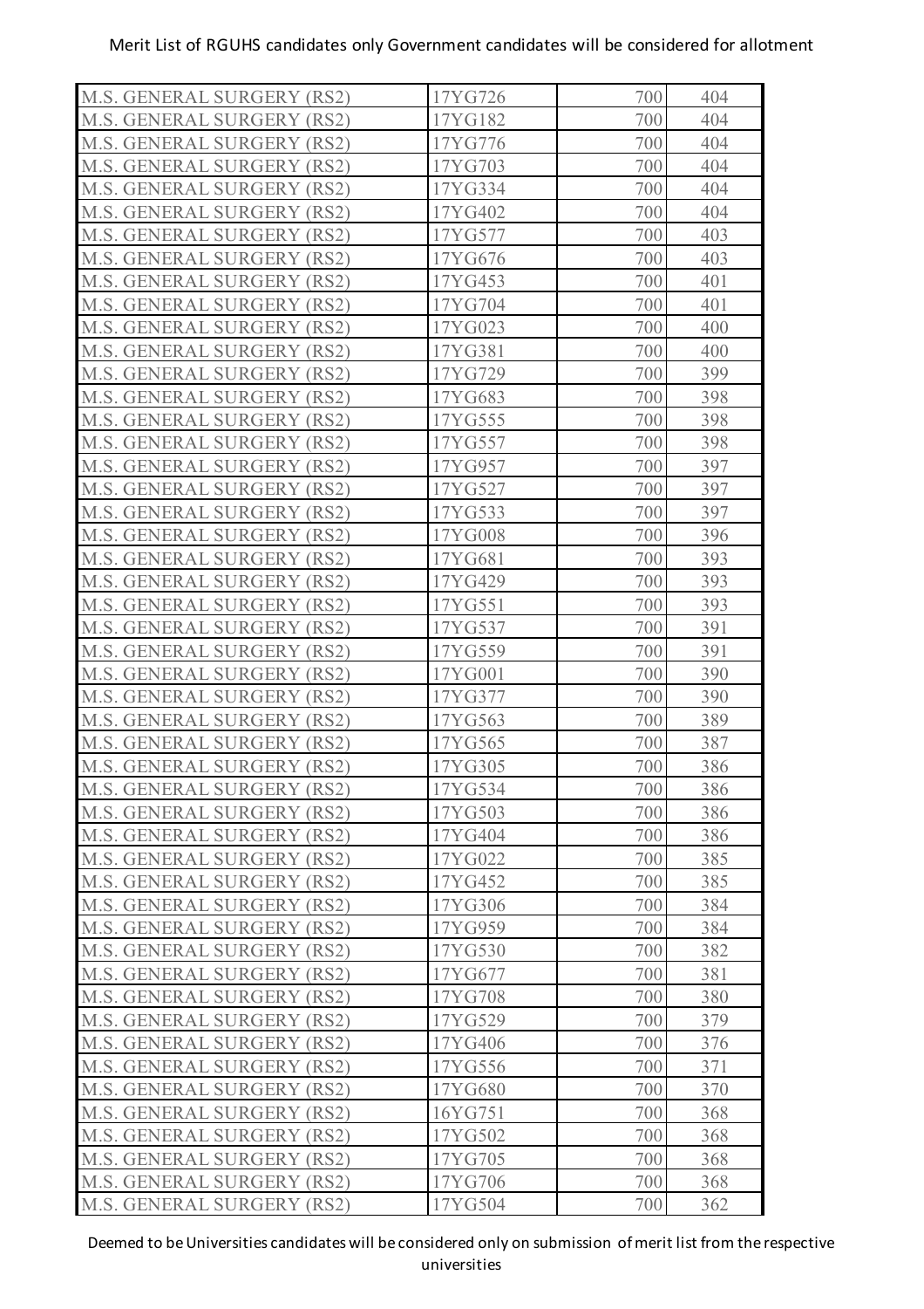| | | | |
|---|---|---|---|
| M.S. GENERAL SURGERY (RS2) | 17YG726 | 700 | 404 |
| M.S. GENERAL SURGERY (RS2) | 17YG182 | 700 | 404 |
| M.S. GENERAL SURGERY (RS2) | 17YG776 | 700 | 404 |
| M.S. GENERAL SURGERY (RS2) | 17YG703 | 700 | 404 |
| M.S. GENERAL SURGERY (RS2) | 17YG334 | 700 | 404 |
| M.S. GENERAL SURGERY (RS2) | 17YG402 | 700 | 404 |
| M.S. GENERAL SURGERY (RS2) | 17YG577 | 700 | 403 |
| M.S. GENERAL SURGERY (RS2) | 17YG676 | 700 | 403 |
| M.S. GENERAL SURGERY (RS2) | 17YG453 | 700 | 401 |
| M.S. GENERAL SURGERY (RS2) | 17YG704 | 700 | 401 |
| M.S. GENERAL SURGERY (RS2) | 17YG023 | 700 | 400 |
| M.S. GENERAL SURGERY (RS2) | 17YG381 | 700 | 400 |
| M.S. GENERAL SURGERY (RS2) | 17YG729 | 700 | 399 |
| M.S. GENERAL SURGERY (RS2) | 17YG683 | 700 | 398 |
| M.S. GENERAL SURGERY (RS2) | 17YG555 | 700 | 398 |
| M.S. GENERAL SURGERY (RS2) | 17YG557 | 700 | 398 |
| M.S. GENERAL SURGERY (RS2) | 17YG957 | 700 | 397 |
| M.S. GENERAL SURGERY (RS2) | 17YG527 | 700 | 397 |
| M.S. GENERAL SURGERY (RS2) | 17YG533 | 700 | 397 |
| M.S. GENERAL SURGERY (RS2) | 17YG008 | 700 | 396 |
| M.S. GENERAL SURGERY (RS2) | 17YG681 | 700 | 393 |
| M.S. GENERAL SURGERY (RS2) | 17YG429 | 700 | 393 |
| M.S. GENERAL SURGERY (RS2) | 17YG551 | 700 | 393 |
| M.S. GENERAL SURGERY (RS2) | 17YG537 | 700 | 391 |
| M.S. GENERAL SURGERY (RS2) | 17YG559 | 700 | 391 |
| M.S. GENERAL SURGERY (RS2) | 17YG001 | 700 | 390 |
| M.S. GENERAL SURGERY (RS2) | 17YG377 | 700 | 390 |
| M.S. GENERAL SURGERY (RS2) | 17YG563 | 700 | 389 |
| M.S. GENERAL SURGERY (RS2) | 17YG565 | 700 | 387 |
| M.S. GENERAL SURGERY (RS2) | 17YG305 | 700 | 386 |
| M.S. GENERAL SURGERY (RS2) | 17YG534 | 700 | 386 |
| M.S. GENERAL SURGERY (RS2) | 17YG503 | 700 | 386 |
| M.S. GENERAL SURGERY (RS2) | 17YG404 | 700 | 386 |
| M.S. GENERAL SURGERY (RS2) | 17YG022 | 700 | 385 |
| M.S. GENERAL SURGERY (RS2) | 17YG452 | 700 | 385 |
| M.S. GENERAL SURGERY (RS2) | 17YG306 | 700 | 384 |
| M.S. GENERAL SURGERY (RS2) | 17YG959 | 700 | 384 |
| M.S. GENERAL SURGERY (RS2) | 17YG530 | 700 | 382 |
| M.S. GENERAL SURGERY (RS2) | 17YG677 | 700 | 381 |
| M.S. GENERAL SURGERY (RS2) | 17YG708 | 700 | 380 |
| M.S. GENERAL SURGERY (RS2) | 17YG529 | 700 | 379 |
| M.S. GENERAL SURGERY (RS2) | 17YG406 | 700 | 376 |
| M.S. GENERAL SURGERY (RS2) | 17YG556 | 700 | 371 |
| M.S. GENERAL SURGERY (RS2) | 17YG680 | 700 | 370 |
| M.S. GENERAL SURGERY (RS2) | 16YG751 | 700 | 368 |
| M.S. GENERAL SURGERY (RS2) | 17YG502 | 700 | 368 |
| M.S. GENERAL SURGERY (RS2) | 17YG705 | 700 | 368 |
| M.S. GENERAL SURGERY (RS2) | 17YG706 | 700 | 368 |
| M.S. GENERAL SURGERY (RS2) | 17YG504 | 700 | 362 |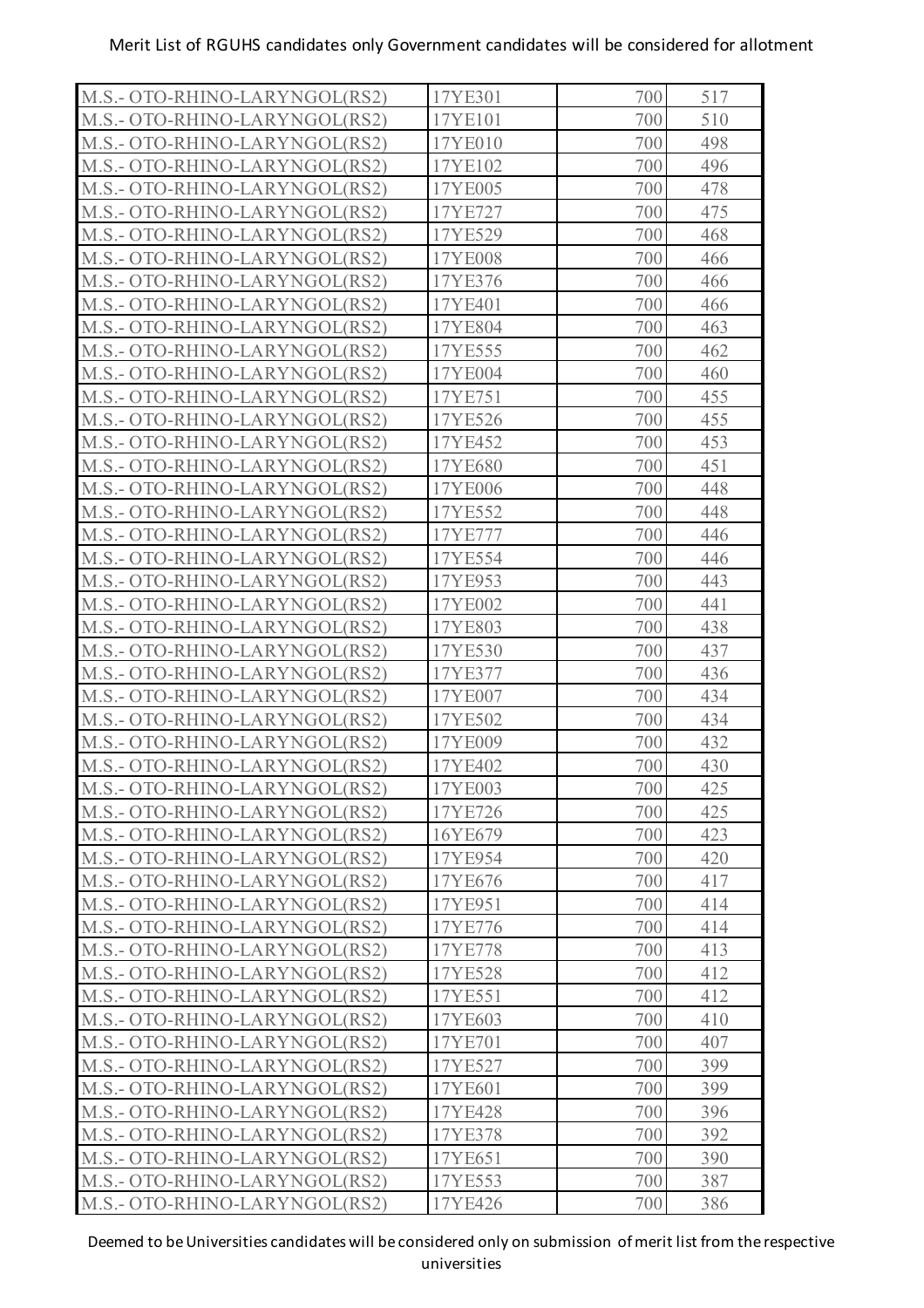Merit List of RGUHS candidates only Government candidates will be considered for allotment

| | | | |
|---|---|---|---|
| M.S.- OTO-RHINO-LARYNGOL(RS2) | 17YE301 | 700 | 517 |
| M.S.- OTO-RHINO-LARYNGOL(RS2) | 17YE101 | 700 | 510 |
| M.S.- OTO-RHINO-LARYNGOL(RS2) | 17YE010 | 700 | 498 |
| M.S.- OTO-RHINO-LARYNGOL(RS2) | 17YE102 | 700 | 496 |
| M.S.- OTO-RHINO-LARYNGOL(RS2) | 17YE005 | 700 | 478 |
| M.S.- OTO-RHINO-LARYNGOL(RS2) | 17YE727 | 700 | 475 |
| M.S.- OTO-RHINO-LARYNGOL(RS2) | 17YE529 | 700 | 468 |
| M.S.- OTO-RHINO-LARYNGOL(RS2) | 17YE008 | 700 | 466 |
| M.S.- OTO-RHINO-LARYNGOL(RS2) | 17YE376 | 700 | 466 |
| M.S.- OTO-RHINO-LARYNGOL(RS2) | 17YE401 | 700 | 466 |
| M.S.- OTO-RHINO-LARYNGOL(RS2) | 17YE804 | 700 | 463 |
| M.S.- OTO-RHINO-LARYNGOL(RS2) | 17YE555 | 700 | 462 |
| M.S.- OTO-RHINO-LARYNGOL(RS2) | 17YE004 | 700 | 460 |
| M.S.- OTO-RHINO-LARYNGOL(RS2) | 17YE751 | 700 | 455 |
| M.S.- OTO-RHINO-LARYNGOL(RS2) | 17YE526 | 700 | 455 |
| M.S.- OTO-RHINO-LARYNGOL(RS2) | 17YE452 | 700 | 453 |
| M.S.- OTO-RHINO-LARYNGOL(RS2) | 17YE680 | 700 | 451 |
| M.S.- OTO-RHINO-LARYNGOL(RS2) | 17YE006 | 700 | 448 |
| M.S.- OTO-RHINO-LARYNGOL(RS2) | 17YE552 | 700 | 448 |
| M.S.- OTO-RHINO-LARYNGOL(RS2) | 17YE777 | 700 | 446 |
| M.S.- OTO-RHINO-LARYNGOL(RS2) | 17YE554 | 700 | 446 |
| M.S.- OTO-RHINO-LARYNGOL(RS2) | 17YE953 | 700 | 443 |
| M.S.- OTO-RHINO-LARYNGOL(RS2) | 17YE002 | 700 | 441 |
| M.S.- OTO-RHINO-LARYNGOL(RS2) | 17YE803 | 700 | 438 |
| M.S.- OTO-RHINO-LARYNGOL(RS2) | 17YE530 | 700 | 437 |
| M.S.- OTO-RHINO-LARYNGOL(RS2) | 17YE377 | 700 | 436 |
| M.S.- OTO-RHINO-LARYNGOL(RS2) | 17YE007 | 700 | 434 |
| M.S.- OTO-RHINO-LARYNGOL(RS2) | 17YE502 | 700 | 434 |
| M.S.- OTO-RHINO-LARYNGOL(RS2) | 17YE009 | 700 | 432 |
| M.S.- OTO-RHINO-LARYNGOL(RS2) | 17YE402 | 700 | 430 |
| M.S.- OTO-RHINO-LARYNGOL(RS2) | 17YE003 | 700 | 425 |
| M.S.- OTO-RHINO-LARYNGOL(RS2) | 17YE726 | 700 | 425 |
| M.S.- OTO-RHINO-LARYNGOL(RS2) | 16YE679 | 700 | 423 |
| M.S.- OTO-RHINO-LARYNGOL(RS2) | 17YE954 | 700 | 420 |
| M.S.- OTO-RHINO-LARYNGOL(RS2) | 17YE676 | 700 | 417 |
| M.S.- OTO-RHINO-LARYNGOL(RS2) | 17YE951 | 700 | 414 |
| M.S.- OTO-RHINO-LARYNGOL(RS2) | 17YE776 | 700 | 414 |
| M.S.- OTO-RHINO-LARYNGOL(RS2) | 17YE778 | 700 | 413 |
| M.S.- OTO-RHINO-LARYNGOL(RS2) | 17YE528 | 700 | 412 |
| M.S.- OTO-RHINO-LARYNGOL(RS2) | 17YE551 | 700 | 412 |
| M.S.- OTO-RHINO-LARYNGOL(RS2) | 17YE603 | 700 | 410 |
| M.S.- OTO-RHINO-LARYNGOL(RS2) | 17YE701 | 700 | 407 |
| M.S.- OTO-RHINO-LARYNGOL(RS2) | 17YE527 | 700 | 399 |
| M.S.- OTO-RHINO-LARYNGOL(RS2) | 17YE601 | 700 | 399 |
| M.S.- OTO-RHINO-LARYNGOL(RS2) | 17YE428 | 700 | 396 |
| M.S.- OTO-RHINO-LARYNGOL(RS2) | 17YE378 | 700 | 392 |
| M.S.- OTO-RHINO-LARYNGOL(RS2) | 17YE651 | 700 | 390 |
| M.S.- OTO-RHINO-LARYNGOL(RS2) | 17YE553 | 700 | 387 |
| M.S.- OTO-RHINO-LARYNGOL(RS2) | 17YE426 | 700 | 386 |

Deemed to be Universities candidates will be considered only on submission of merit list from the respective universities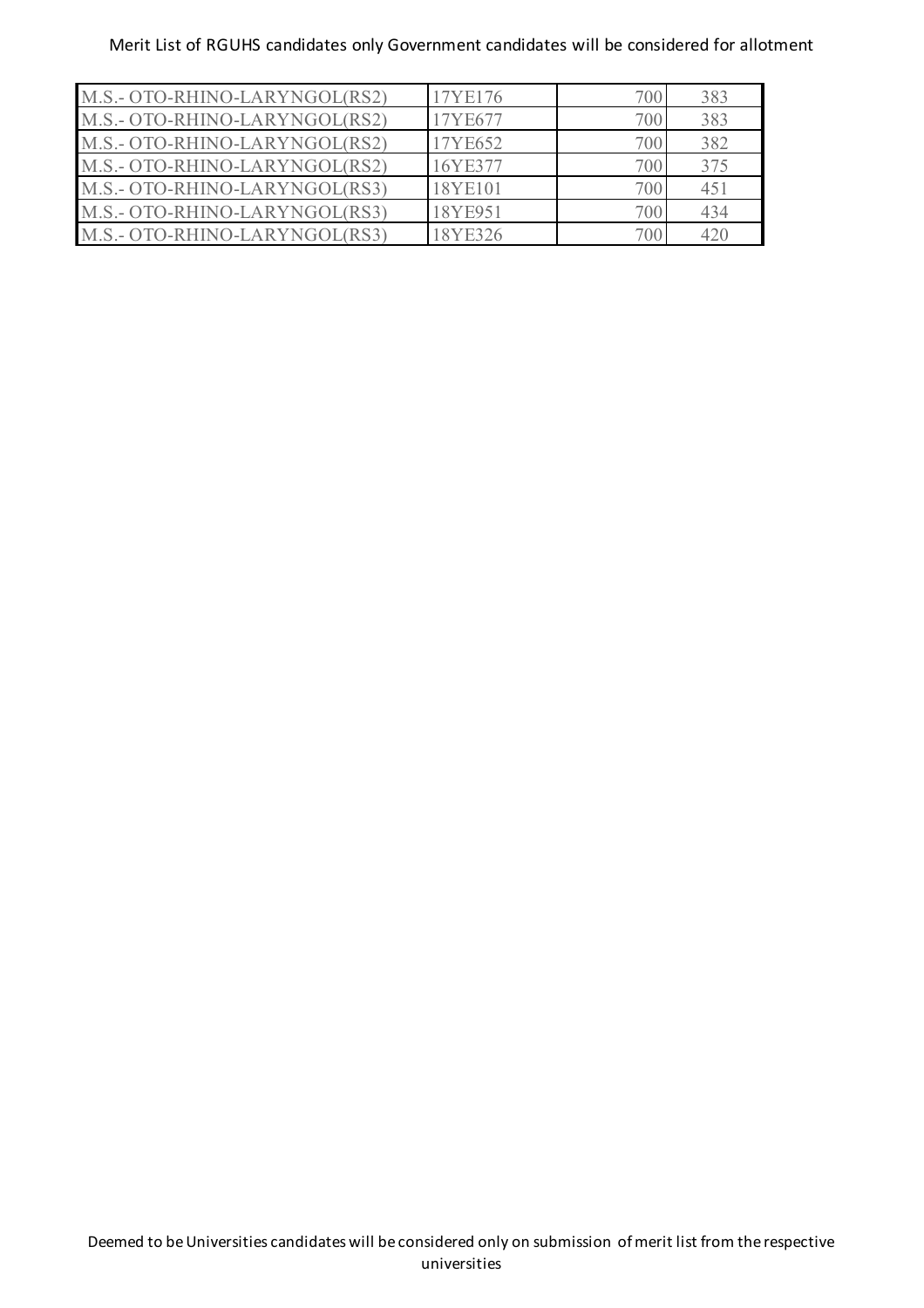| | | | |
|---|---|---|---|
| M.S.- OTO-RHINO-LARYNGOL(RS2) | 17YE176 | 700 | 383 |
| M.S.- OTO-RHINO-LARYNGOL(RS2) | 17YE677 | 700 | 383 |
| M.S.- OTO-RHINO-LARYNGOL(RS2) | 17YE652 | 700 | 382 |
| M.S.- OTO-RHINO-LARYNGOL(RS2) | 16YE377 | 700 | 375 |
| M.S.- OTO-RHINO-LARYNGOL(RS3) | 18YE101 | 700 | 451 |
| M.S.- OTO-RHINO-LARYNGOL(RS3) | 18YE951 | 700 | 434 |
| M.S.- OTO-RHINO-LARYNGOL(RS3) | 18YE326 | 700 | 420 |